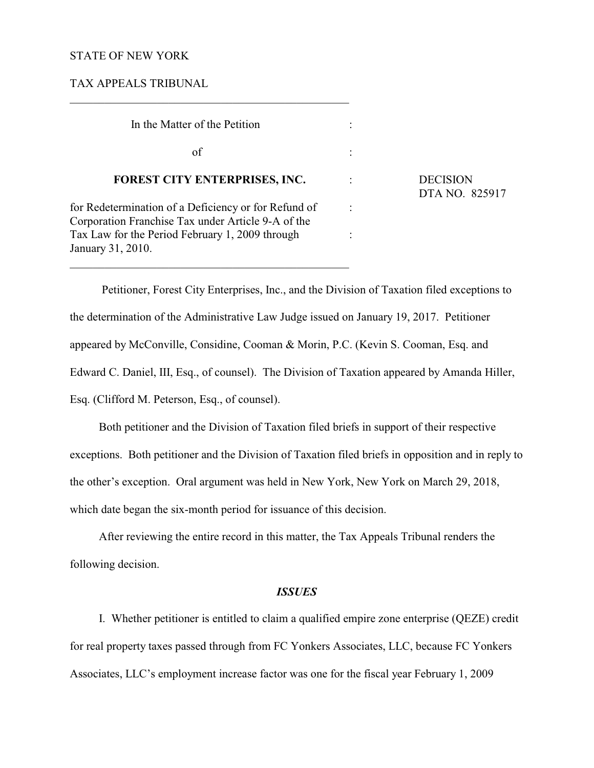STATE OF NEW YORK

TAX APPEALS TRIBUNAL

---

| | | |
|---|---|---|
| In the Matter of the Petition | : | |
| of | : | |
| **FOREST CITY ENTERPRISES, INC.** | : | DECISION DTA NO. 825917 |
| for Redetermination of a Deficiency or for Refund of Corporation Franchise Tax under Article 9-A of the Tax Law for the Period February 1, 2009 through January 31, 2010. | : : | |

---

Petitioner, Forest City Enterprises, Inc., and the Division of Taxation filed exceptions to the determination of the Administrative Law Judge issued on January 19, 2017. Petitioner appeared by McConville, Considine, Cooman & Morin, P.C. (Kevin S. Cooman, Esq. and Edward C. Daniel, III, Esq., of counsel). The Division of Taxation appeared by Amanda Hiller, Esq. (Clifford M. Peterson, Esq., of counsel).

Both petitioner and the Division of Taxation filed briefs in support of their respective exceptions. Both petitioner and the Division of Taxation filed briefs in opposition and in reply to the other's exception. Oral argument was held in New York, New York on March 29, 2018, which date began the six-month period for issuance of this decision.

After reviewing the entire record in this matter, the Tax Appeals Tribunal renders the following decision.

### *ISSUES*

I. Whether petitioner is entitled to claim a qualified empire zone enterprise (QEZE) credit for real property taxes passed through from FC Yonkers Associates, LLC, because FC Yonkers Associates, LLC's employment increase factor was one for the fiscal year February 1, 2009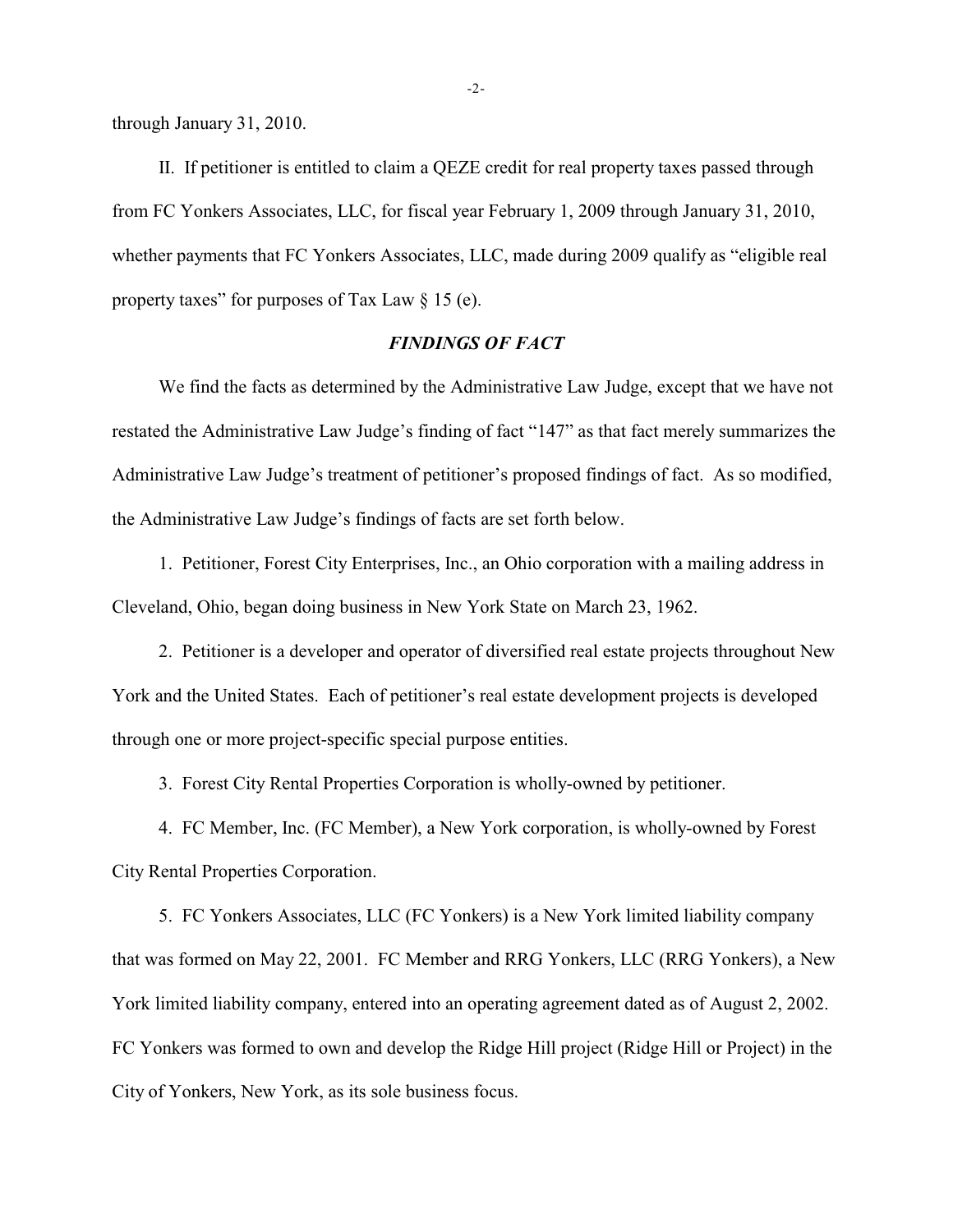through January 31, 2010.

II. If petitioner is entitled to claim a QEZE credit for real property taxes passed through from FC Yonkers Associates, LLC, for fiscal year February 1, 2009 through January 31, 2010, whether payments that FC Yonkers Associates, LLC, made during 2009 qualify as "eligible real property taxes" for purposes of Tax Law § 15 (e).

## *FINDINGS OF FACT*

We find the facts as determined by the Administrative Law Judge, except that we have not restated the Administrative Law Judge's finding of fact "147" as that fact merely summarizes the Administrative Law Judge's treatment of petitioner's proposed findings of fact. As so modified, the Administrative Law Judge's findings of facts are set forth below.

1. Petitioner, Forest City Enterprises, Inc., an Ohio corporation with a mailing address in Cleveland, Ohio, began doing business in New York State on March 23, 1962.

2. Petitioner is a developer and operator of diversified real estate projects throughout New York and the United States. Each of petitioner's real estate development projects is developed through one or more project-specific special purpose entities.

3. Forest City Rental Properties Corporation is wholly-owned by petitioner.

4. FC Member, Inc. (FC Member), a New York corporation, is wholly-owned by Forest City Rental Properties Corporation.

5. FC Yonkers Associates, LLC (FC Yonkers) is a New York limited liability company that was formed on May 22, 2001. FC Member and RRG Yonkers, LLC (RRG Yonkers), a New York limited liability company, entered into an operating agreement dated as of August 2, 2002. FC Yonkers was formed to own and develop the Ridge Hill project (Ridge Hill or Project) in the City of Yonkers, New York, as its sole business focus.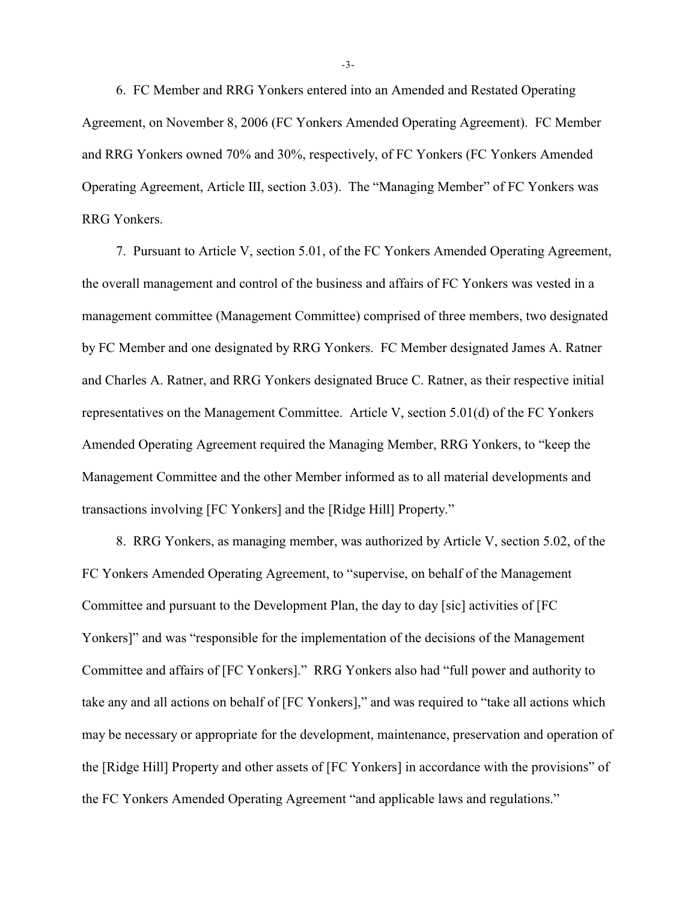6. FC Member and RRG Yonkers entered into an Amended and Restated Operating Agreement, on November 8, 2006 (FC Yonkers Amended Operating Agreement). FC Member and RRG Yonkers owned 70% and 30%, respectively, of FC Yonkers (FC Yonkers Amended Operating Agreement, Article III, section 3.03). The "Managing Member" of FC Yonkers was RRG Yonkers.

7. Pursuant to Article V, section 5.01, of the FC Yonkers Amended Operating Agreement, the overall management and control of the business and affairs of FC Yonkers was vested in a management committee (Management Committee) comprised of three members, two designated by FC Member and one designated by RRG Yonkers. FC Member designated James A. Ratner and Charles A. Ratner, and RRG Yonkers designated Bruce C. Ratner, as their respective initial representatives on the Management Committee. Article V, section 5.01(d) of the FC Yonkers Amended Operating Agreement required the Managing Member, RRG Yonkers, to "keep the Management Committee and the other Member informed as to all material developments and transactions involving [FC Yonkers] and the [Ridge Hill] Property."

8. RRG Yonkers, as managing member, was authorized by Article V, section 5.02, of the FC Yonkers Amended Operating Agreement, to "supervise, on behalf of the Management Committee and pursuant to the Development Plan, the day to day [sic] activities of [FC Yonkers]" and was "responsible for the implementation of the decisions of the Management Committee and affairs of [FC Yonkers]." RRG Yonkers also had "full power and authority to take any and all actions on behalf of [FC Yonkers]," and was required to "take all actions which may be necessary or appropriate for the development, maintenance, preservation and operation of the [Ridge Hill] Property and other assets of [FC Yonkers] in accordance with the provisions" of the FC Yonkers Amended Operating Agreement "and applicable laws and regulations."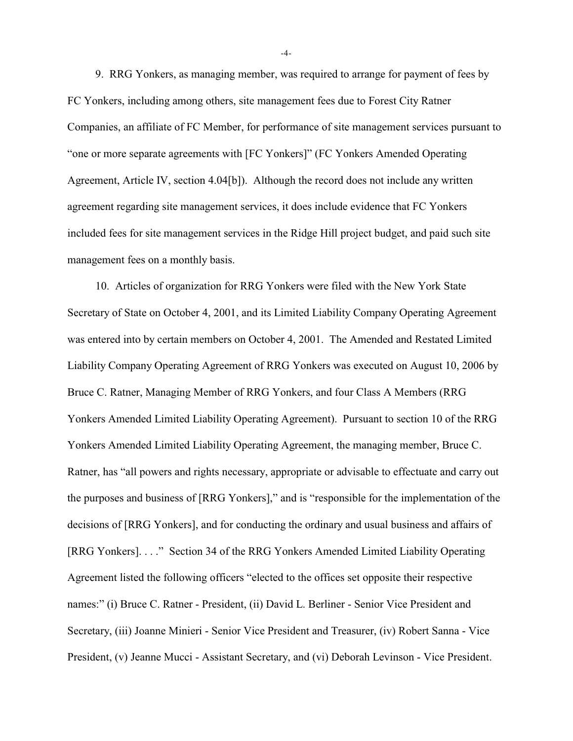9. RRG Yonkers, as managing member, was required to arrange for payment of fees by FC Yonkers, including among others, site management fees due to Forest City Ratner Companies, an affiliate of FC Member, for performance of site management services pursuant to "one or more separate agreements with [FC Yonkers]" (FC Yonkers Amended Operating Agreement, Article IV, section 4.04[b]). Although the record does not include any written agreement regarding site management services, it does include evidence that FC Yonkers included fees for site management services in the Ridge Hill project budget, and paid such site management fees on a monthly basis.

10. Articles of organization for RRG Yonkers were filed with the New York State Secretary of State on October 4, 2001, and its Limited Liability Company Operating Agreement was entered into by certain members on October 4, 2001. The Amended and Restated Limited Liability Company Operating Agreement of RRG Yonkers was executed on August 10, 2006 by Bruce C. Ratner, Managing Member of RRG Yonkers, and four Class A Members (RRG Yonkers Amended Limited Liability Operating Agreement). Pursuant to section 10 of the RRG Yonkers Amended Limited Liability Operating Agreement, the managing member, Bruce C. Ratner, has "all powers and rights necessary, appropriate or advisable to effectuate and carry out the purposes and business of [RRG Yonkers]," and is "responsible for the implementation of the decisions of [RRG Yonkers], and for conducting the ordinary and usual business and affairs of [RRG Yonkers]. . . ." Section 34 of the RRG Yonkers Amended Limited Liability Operating Agreement listed the following officers "elected to the offices set opposite their respective names:" (i) Bruce C. Ratner - President, (ii) David L. Berliner - Senior Vice President and Secretary, (iii) Joanne Minieri - Senior Vice President and Treasurer, (iv) Robert Sanna - Vice President, (v) Jeanne Mucci - Assistant Secretary, and (vi) Deborah Levinson - Vice President.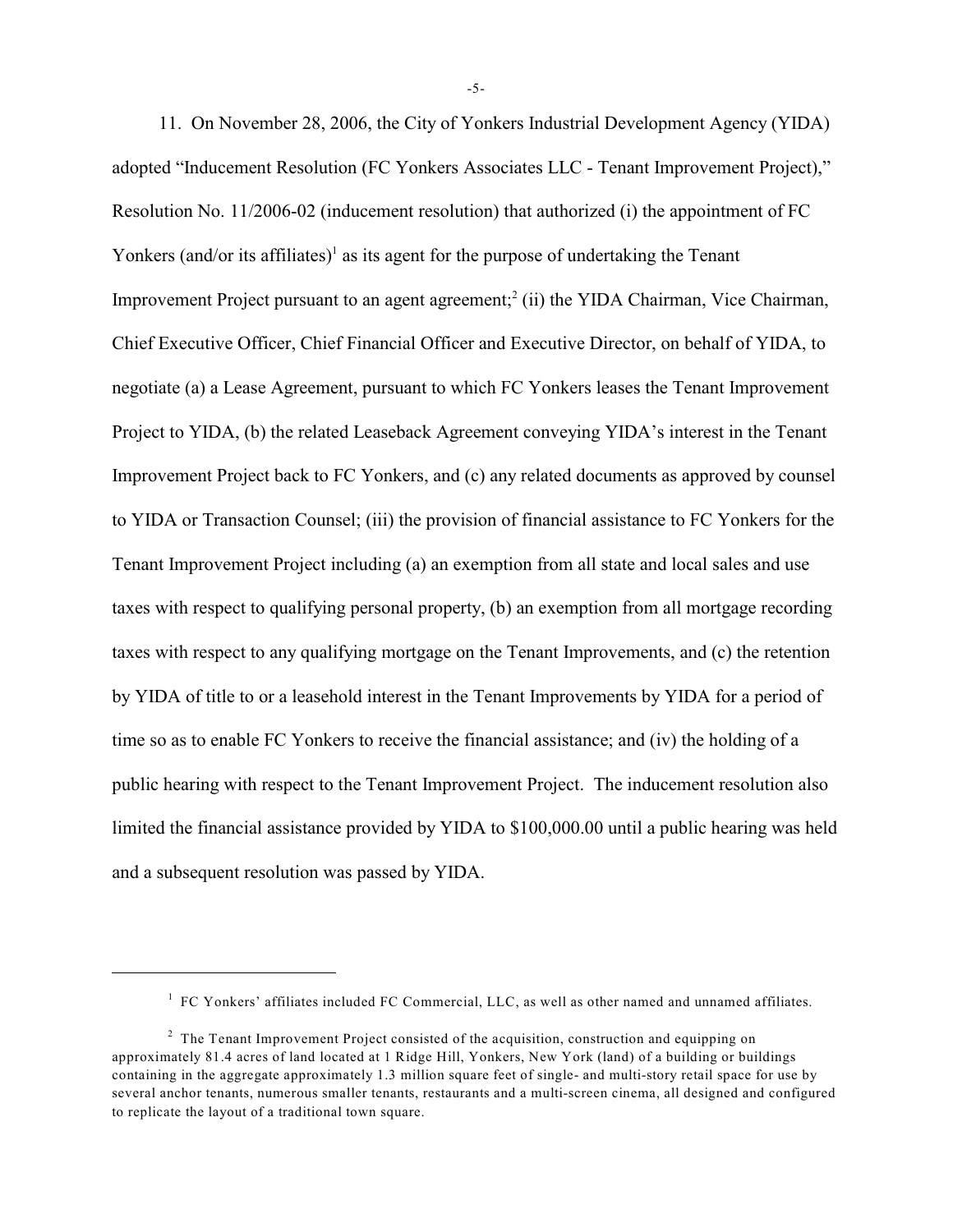11. On November 28, 2006, the City of Yonkers Industrial Development Agency (YIDA) adopted "Inducement Resolution (FC Yonkers Associates LLC - Tenant Improvement Project)," Resolution No. 11/2006-02 (inducement resolution) that authorized (i) the appointment of FC Yonkers (and/or its affiliates)[1] as its agent for the purpose of undertaking the Tenant Improvement Project pursuant to an agent agreement;[2] (ii) the YIDA Chairman, Vice Chairman, Chief Executive Officer, Chief Financial Officer and Executive Director, on behalf of YIDA, to negotiate (a) a Lease Agreement, pursuant to which FC Yonkers leases the Tenant Improvement Project to YIDA, (b) the related Leaseback Agreement conveying YIDA's interest in the Tenant Improvement Project back to FC Yonkers, and (c) any related documents as approved by counsel to YIDA or Transaction Counsel; (iii) the provision of financial assistance to FC Yonkers for the Tenant Improvement Project including (a) an exemption from all state and local sales and use taxes with respect to qualifying personal property, (b) an exemption from all mortgage recording taxes with respect to any qualifying mortgage on the Tenant Improvements, and (c) the retention by YIDA of title to or a leasehold interest in the Tenant Improvements by YIDA for a period of time so as to enable FC Yonkers to receive the financial assistance; and (iv) the holding of a public hearing with respect to the Tenant Improvement Project. The inducement resolution also limited the financial assistance provided by YIDA to $100,000.00 until a public hearing was held and a subsequent resolution was passed by YIDA.

---

[1] FC Yonkers' affiliates included FC Commercial, LLC, as well as other named and unnamed affiliates.

[2] The Tenant Improvement Project consisted of the acquisition, construction and equipping on approximately 81.4 acres of land located at 1 Ridge Hill, Yonkers, New York (land) of a building or buildings containing in the aggregate approximately 1.3 million square feet of single- and multi-story retail space for use by several anchor tenants, numerous smaller tenants, restaurants and a multi-screen cinema, all designed and configured to replicate the layout of a traditional town square.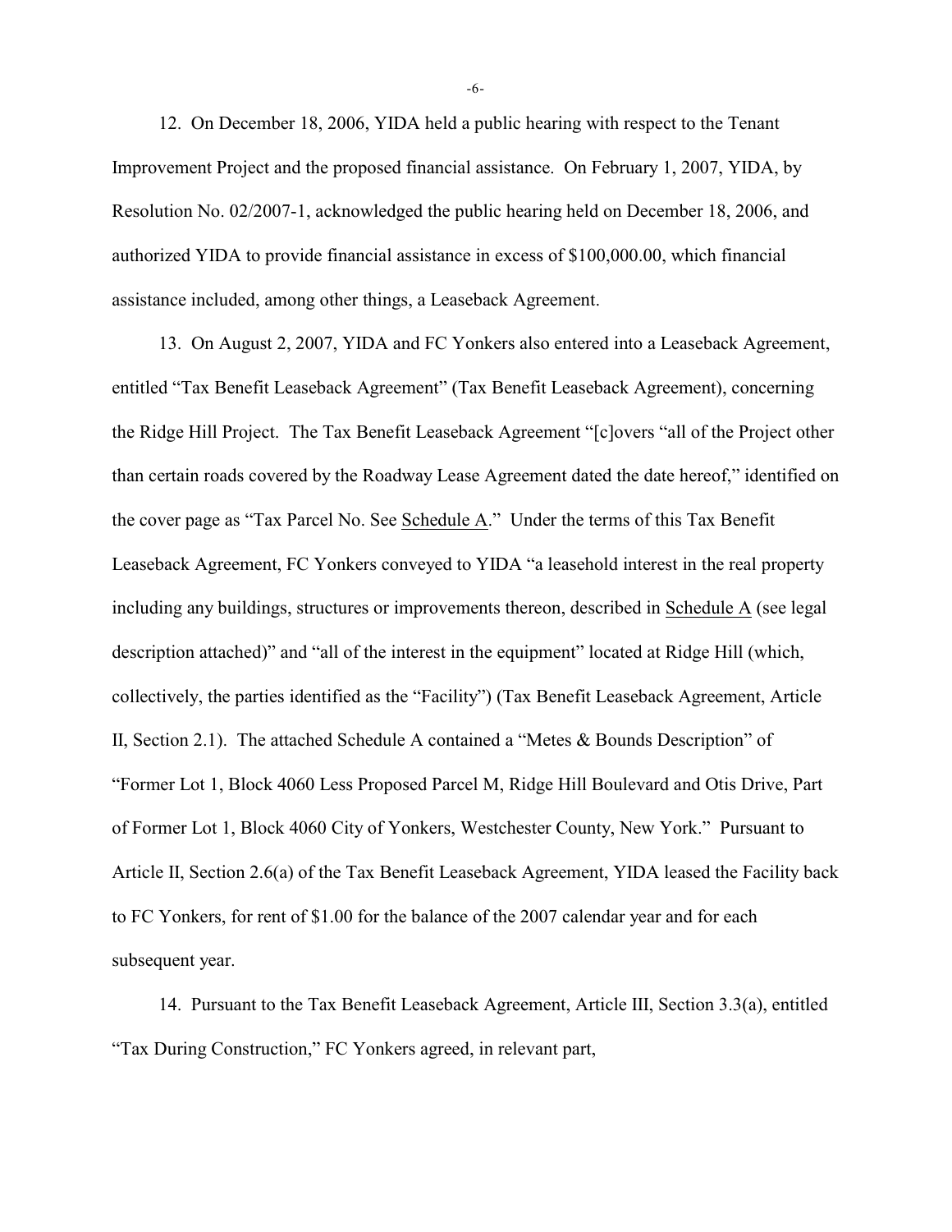12. On December 18, 2006, YIDA held a public hearing with respect to the Tenant Improvement Project and the proposed financial assistance. On February 1, 2007, YIDA, by Resolution No. 02/2007-1, acknowledged the public hearing held on December 18, 2006, and authorized YIDA to provide financial assistance in excess of $100,000.00, which financial assistance included, among other things, a Leaseback Agreement.

13. On August 2, 2007, YIDA and FC Yonkers also entered into a Leaseback Agreement, entitled "Tax Benefit Leaseback Agreement" (Tax Benefit Leaseback Agreement), concerning the Ridge Hill Project. The Tax Benefit Leaseback Agreement "[c]overs "all of the Project other than certain roads covered by the Roadway Lease Agreement dated the date hereof," identified on the cover page as "Tax Parcel No. See Schedule A." Under the terms of this Tax Benefit Leaseback Agreement, FC Yonkers conveyed to YIDA "a leasehold interest in the real property including any buildings, structures or improvements thereon, described in Schedule A (see legal description attached)" and "all of the interest in the equipment" located at Ridge Hill (which, collectively, the parties identified as the "Facility") (Tax Benefit Leaseback Agreement, Article II, Section 2.1). The attached Schedule A contained a "Metes & Bounds Description" of "Former Lot 1, Block 4060 Less Proposed Parcel M, Ridge Hill Boulevard and Otis Drive, Part of Former Lot 1, Block 4060 City of Yonkers, Westchester County, New York." Pursuant to Article II, Section 2.6(a) of the Tax Benefit Leaseback Agreement, YIDA leased the Facility back to FC Yonkers, for rent of $1.00 for the balance of the 2007 calendar year and for each subsequent year.

14. Pursuant to the Tax Benefit Leaseback Agreement, Article III, Section 3.3(a), entitled "Tax During Construction," FC Yonkers agreed, in relevant part,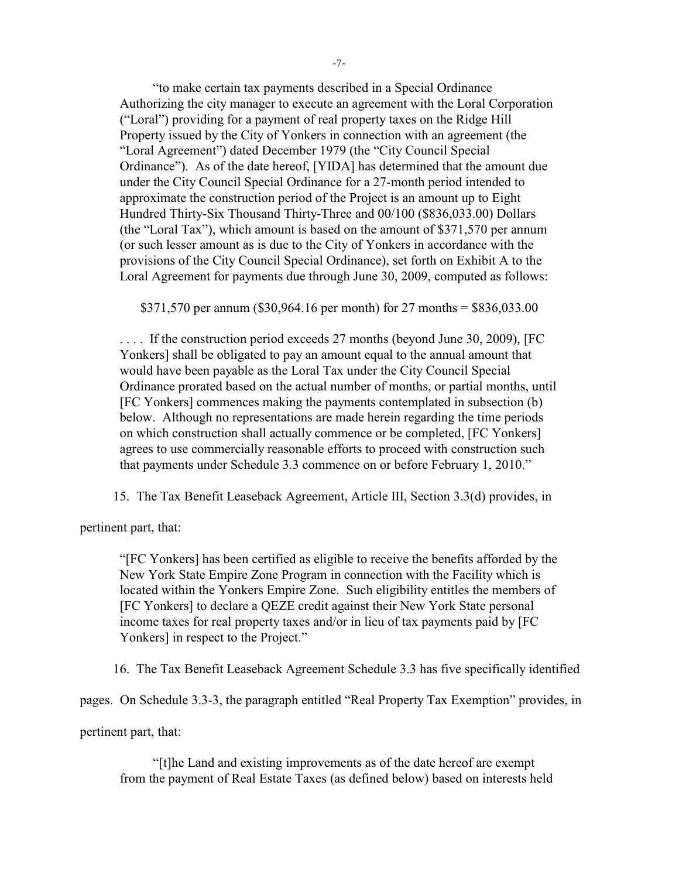"to make certain tax payments described in a Special Ordinance Authorizing the city manager to execute an agreement with the Loral Corporation ("Loral") providing for a payment of real property taxes on the Ridge Hill Property issued by the City of Yonkers in connection with an agreement (the "Loral Agreement") dated December 1979 (the "City Council Special Ordinance"). As of the date hereof, [YIDA] has determined that the amount due under the City Council Special Ordinance for a 27-month period intended to approximate the construction period of the Project is an amount up to Eight Hundred Thirty-Six Thousand Thirty-Three and 00/100 ($836,033.00) Dollars (the "Loral Tax"), which amount is based on the amount of $371,570 per annum (or such lesser amount as is due to the City of Yonkers in accordance with the provisions of the City Council Special Ordinance), set forth on Exhibit A to the Loral Agreement for payments due through June 30, 2009, computed as follows:

> $371,570 per annum ($30,964.16 per month) for 27 months = $836,033.00

. . . . If the construction period exceeds 27 months (beyond June 30, 2009), [FC Yonkers] shall be obligated to pay an amount equal to the annual amount that would have been payable as the Loral Tax under the City Council Special Ordinance prorated based on the actual number of months, or partial months, until [FC Yonkers] commences making the payments contemplated in subsection (b) below. Although no representations are made herein regarding the time periods on which construction shall actually commence or be completed, [FC Yonkers] agrees to use commercially reasonable efforts to proceed with construction such that payments under Schedule 3.3 commence on or before February 1, 2010."

15. The Tax Benefit Leaseback Agreement, Article III, Section 3.3(d) provides, in pertinent part, that:

> "[FC Yonkers] has been certified as eligible to receive the benefits afforded by the New York State Empire Zone Program in connection with the Facility which is located within the Yonkers Empire Zone. Such eligibility entitles the members of [FC Yonkers] to declare a QEZE credit against their New York State personal income taxes for real property taxes and/or in lieu of tax payments paid by [FC Yonkers] in respect to the Project."

16. The Tax Benefit Leaseback Agreement Schedule 3.3 has five specifically identified pages. On Schedule 3.3-3, the paragraph entitled "Real Property Tax Exemption" provides, in pertinent part, that:

> "[t]he Land and existing improvements as of the date hereof are exempt from the payment of Real Estate Taxes (as defined below) based on interests held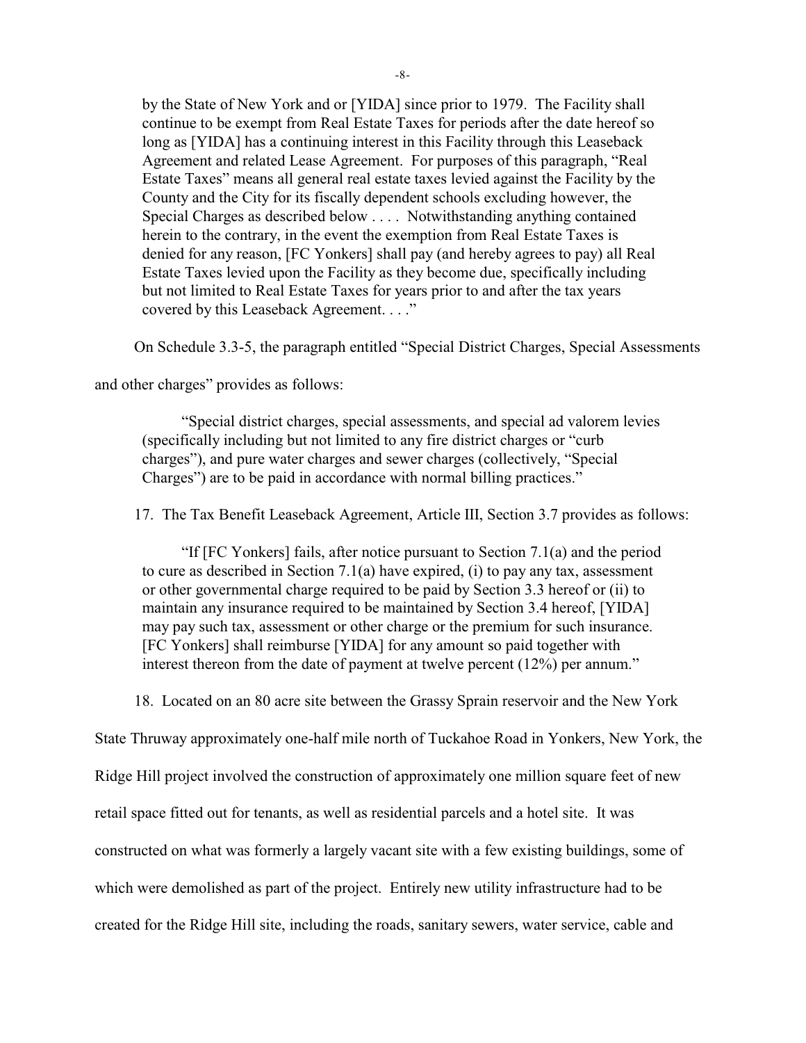> by the State of New York and or [YIDA] since prior to 1979. The Facility shall continue to be exempt from Real Estate Taxes for periods after the date hereof so long as [YIDA] has a continuing interest in this Facility through this Leaseback Agreement and related Lease Agreement. For purposes of this paragraph, "Real Estate Taxes" means all general real estate taxes levied against the Facility by the County and the City for its fiscally dependent schools excluding however, the Special Charges as described below . . . . Notwithstanding anything contained herein to the contrary, in the event the exemption from Real Estate Taxes is denied for any reason, [FC Yonkers] shall pay (and hereby agrees to pay) all Real Estate Taxes levied upon the Facility as they become due, specifically including but not limited to Real Estate Taxes for years prior to and after the tax years covered by this Leaseback Agreement. . . ."

On Schedule 3.3-5, the paragraph entitled "Special District Charges, Special Assessments and other charges" provides as follows:

> "Special district charges, special assessments, and special ad valorem levies (specifically including but not limited to any fire district charges or "curb charges"), and pure water charges and sewer charges (collectively, "Special Charges") are to be paid in accordance with normal billing practices."

17. The Tax Benefit Leaseback Agreement, Article III, Section 3.7 provides as follows:

> "If [FC Yonkers] fails, after notice pursuant to Section 7.1(a) and the period to cure as described in Section 7.1(a) have expired, (i) to pay any tax, assessment or other governmental charge required to be paid by Section 3.3 hereof or (ii) to maintain any insurance required to be maintained by Section 3.4 hereof, [YIDA] may pay such tax, assessment or other charge or the premium for such insurance. [FC Yonkers] shall reimburse [YIDA] for any amount so paid together with interest thereon from the date of payment at twelve percent (12%) per annum."

18. Located on an 80 acre site between the Grassy Sprain reservoir and the New York State Thruway approximately one-half mile north of Tuckahoe Road in Yonkers, New York, the Ridge Hill project involved the construction of approximately one million square feet of new retail space fitted out for tenants, as well as residential parcels and a hotel site. It was constructed on what was formerly a largely vacant site with a few existing buildings, some of which were demolished as part of the project. Entirely new utility infrastructure had to be created for the Ridge Hill site, including the roads, sanitary sewers, water service, cable and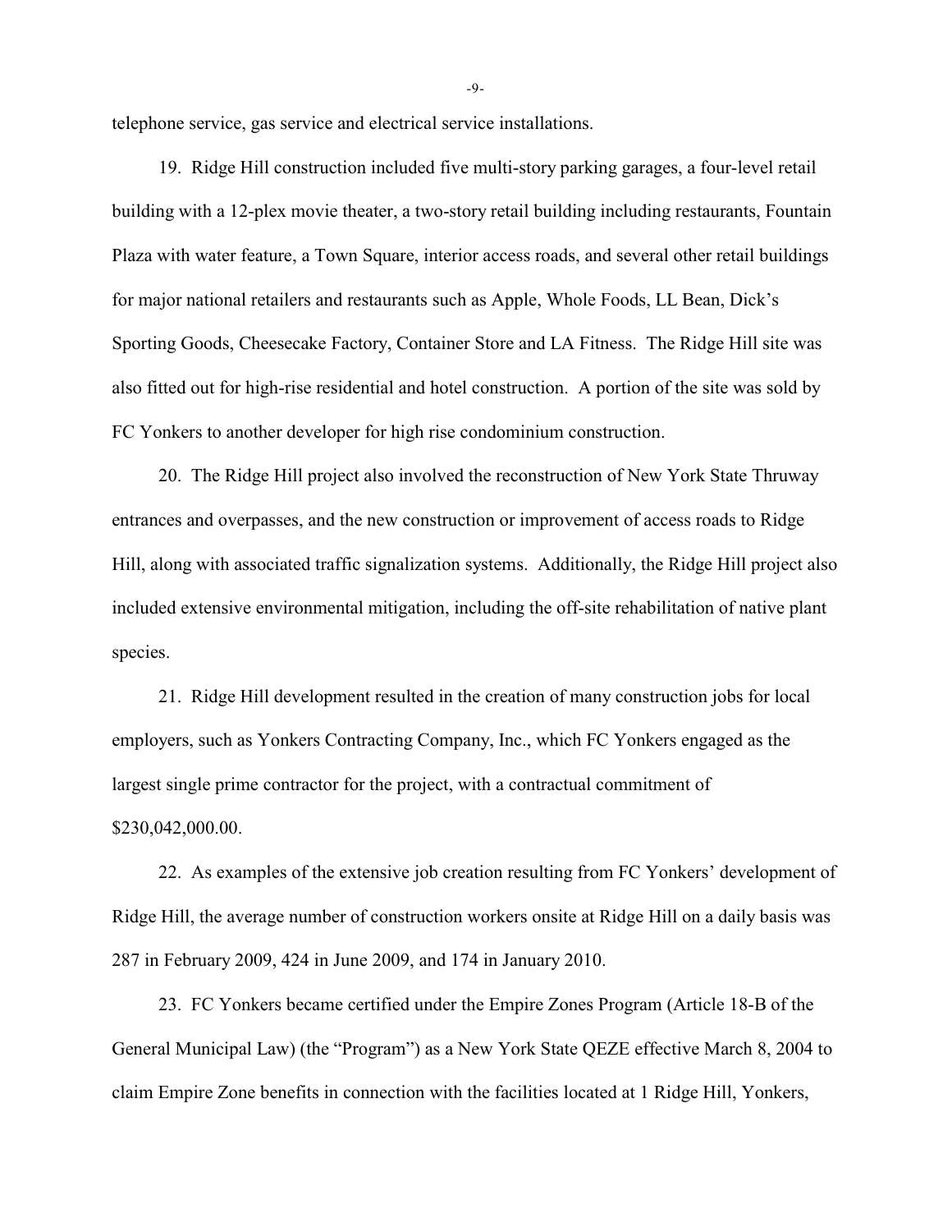telephone service, gas service and electrical service installations.

19. Ridge Hill construction included five multi-story parking garages, a four-level retail building with a 12-plex movie theater, a two-story retail building including restaurants, Fountain Plaza with water feature, a Town Square, interior access roads, and several other retail buildings for major national retailers and restaurants such as Apple, Whole Foods, LL Bean, Dick's Sporting Goods, Cheesecake Factory, Container Store and LA Fitness. The Ridge Hill site was also fitted out for high-rise residential and hotel construction. A portion of the site was sold by FC Yonkers to another developer for high rise condominium construction.

20. The Ridge Hill project also involved the reconstruction of New York State Thruway entrances and overpasses, and the new construction or improvement of access roads to Ridge Hill, along with associated traffic signalization systems. Additionally, the Ridge Hill project also included extensive environmental mitigation, including the off-site rehabilitation of native plant species.

21. Ridge Hill development resulted in the creation of many construction jobs for local employers, such as Yonkers Contracting Company, Inc., which FC Yonkers engaged as the largest single prime contractor for the project, with a contractual commitment of $230,042,000.00.

22. As examples of the extensive job creation resulting from FC Yonkers' development of Ridge Hill, the average number of construction workers onsite at Ridge Hill on a daily basis was 287 in February 2009, 424 in June 2009, and 174 in January 2010.

23. FC Yonkers became certified under the Empire Zones Program (Article 18-B of the General Municipal Law) (the "Program") as a New York State QEZE effective March 8, 2004 to claim Empire Zone benefits in connection with the facilities located at 1 Ridge Hill, Yonkers,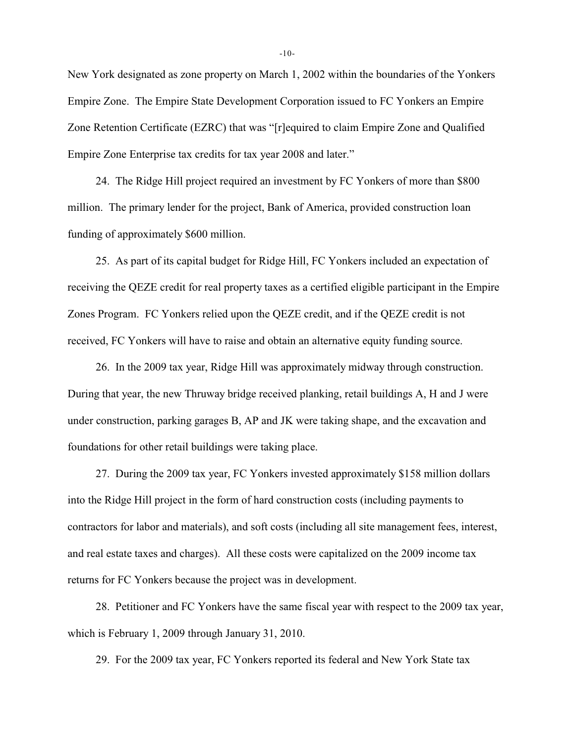New York designated as zone property on March 1, 2002 within the boundaries of the Yonkers Empire Zone. The Empire State Development Corporation issued to FC Yonkers an Empire Zone Retention Certificate (EZRC) that was "[r]equired to claim Empire Zone and Qualified Empire Zone Enterprise tax credits for tax year 2008 and later."

24. The Ridge Hill project required an investment by FC Yonkers of more than $800 million. The primary lender for the project, Bank of America, provided construction loan funding of approximately $600 million.

25. As part of its capital budget for Ridge Hill, FC Yonkers included an expectation of receiving the QEZE credit for real property taxes as a certified eligible participant in the Empire Zones Program. FC Yonkers relied upon the QEZE credit, and if the QEZE credit is not received, FC Yonkers will have to raise and obtain an alternative equity funding source.

26. In the 2009 tax year, Ridge Hill was approximately midway through construction. During that year, the new Thruway bridge received planking, retail buildings A, H and J were under construction, parking garages B, AP and JK were taking shape, and the excavation and foundations for other retail buildings were taking place.

27. During the 2009 tax year, FC Yonkers invested approximately $158 million dollars into the Ridge Hill project in the form of hard construction costs (including payments to contractors for labor and materials), and soft costs (including all site management fees, interest, and real estate taxes and charges). All these costs were capitalized on the 2009 income tax returns for FC Yonkers because the project was in development.

28. Petitioner and FC Yonkers have the same fiscal year with respect to the 2009 tax year, which is February 1, 2009 through January 31, 2010.

29. For the 2009 tax year, FC Yonkers reported its federal and New York State tax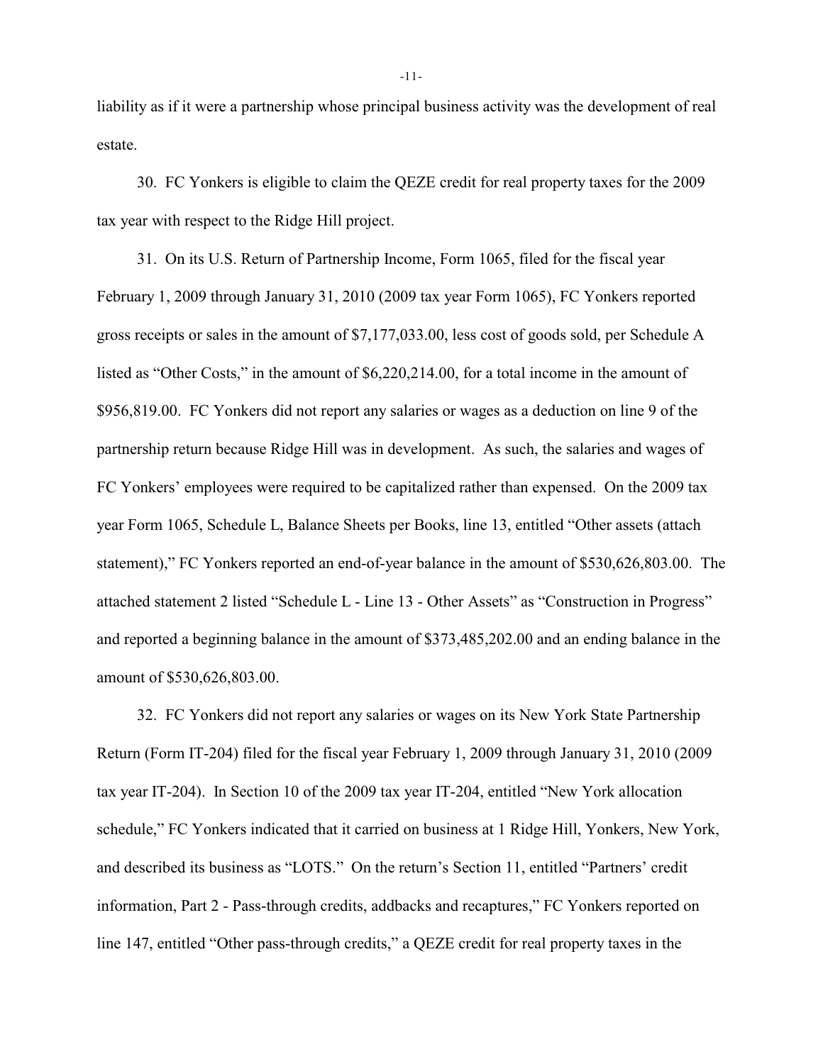liability as if it were a partnership whose principal business activity was the development of real estate.

30. FC Yonkers is eligible to claim the QEZE credit for real property taxes for the 2009 tax year with respect to the Ridge Hill project.

31. On its U.S. Return of Partnership Income, Form 1065, filed for the fiscal year February 1, 2009 through January 31, 2010 (2009 tax year Form 1065), FC Yonkers reported gross receipts or sales in the amount of $7,177,033.00, less cost of goods sold, per Schedule A listed as "Other Costs," in the amount of $6,220,214.00, for a total income in the amount of $956,819.00. FC Yonkers did not report any salaries or wages as a deduction on line 9 of the partnership return because Ridge Hill was in development. As such, the salaries and wages of FC Yonkers' employees were required to be capitalized rather than expensed. On the 2009 tax year Form 1065, Schedule L, Balance Sheets per Books, line 13, entitled "Other assets (attach statement)," FC Yonkers reported an end-of-year balance in the amount of $530,626,803.00. The attached statement 2 listed "Schedule L - Line 13 - Other Assets" as "Construction in Progress" and reported a beginning balance in the amount of $373,485,202.00 and an ending balance in the amount of $530,626,803.00.

32. FC Yonkers did not report any salaries or wages on its New York State Partnership Return (Form IT-204) filed for the fiscal year February 1, 2009 through January 31, 2010 (2009 tax year IT-204). In Section 10 of the 2009 tax year IT-204, entitled "New York allocation schedule," FC Yonkers indicated that it carried on business at 1 Ridge Hill, Yonkers, New York, and described its business as "LOTS." On the return's Section 11, entitled "Partners' credit information, Part 2 - Pass-through credits, addbacks and recaptures," FC Yonkers reported on line 147, entitled "Other pass-through credits," a QEZE credit for real property taxes in the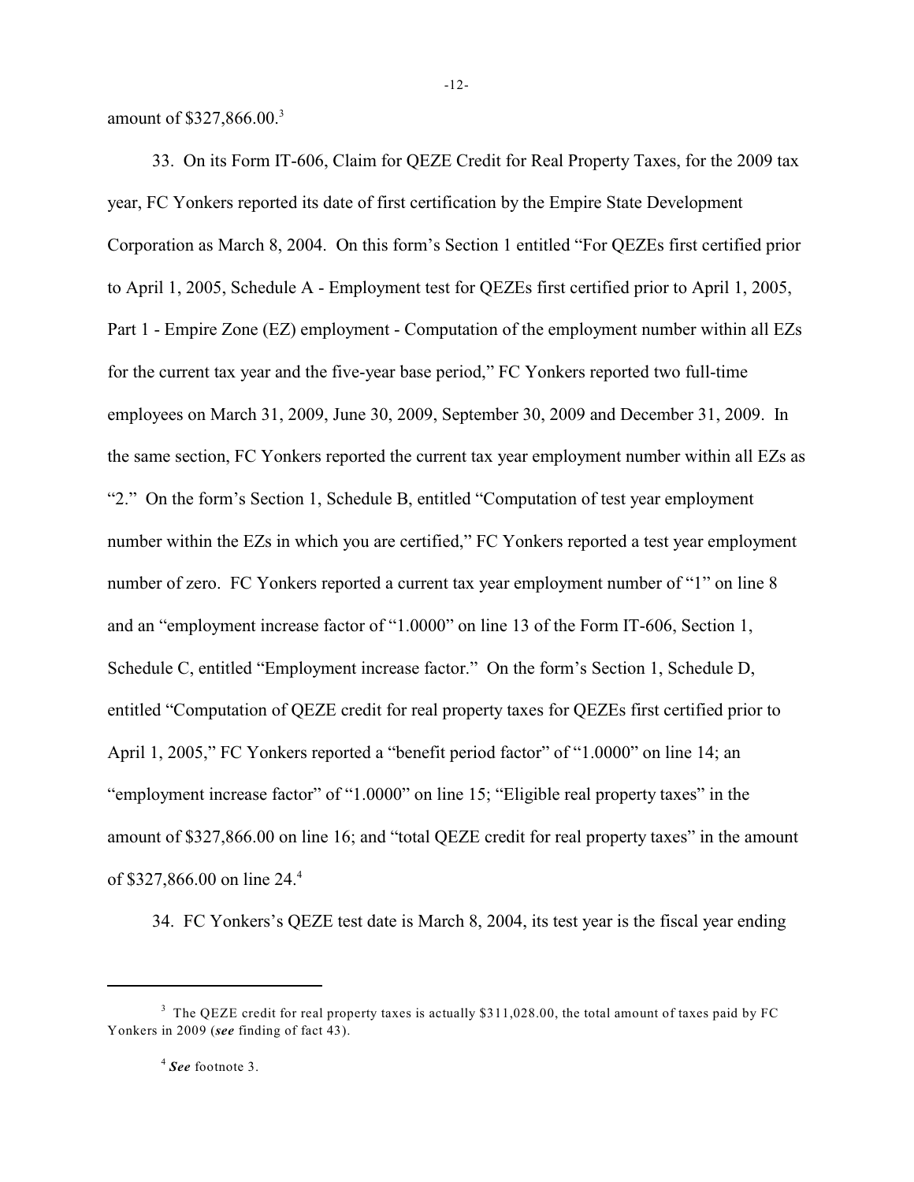amount of $327,866.00.[3]

33. On its Form IT-606, Claim for QEZE Credit for Real Property Taxes, for the 2009 tax year, FC Yonkers reported its date of first certification by the Empire State Development Corporation as March 8, 2004. On this form's Section 1 entitled "For QEZEs first certified prior to April 1, 2005, Schedule A - Employment test for QEZEs first certified prior to April 1, 2005, Part 1 - Empire Zone (EZ) employment - Computation of the employment number within all EZs for the current tax year and the five-year base period," FC Yonkers reported two full-time employees on March 31, 2009, June 30, 2009, September 30, 2009 and December 31, 2009. In the same section, FC Yonkers reported the current tax year employment number within all EZs as "2." On the form's Section 1, Schedule B, entitled "Computation of test year employment number within the EZs in which you are certified," FC Yonkers reported a test year employment number of zero. FC Yonkers reported a current tax year employment number of "1" on line 8 and an "employment increase factor of "1.0000" on line 13 of the Form IT-606, Section 1, Schedule C, entitled "Employment increase factor." On the form's Section 1, Schedule D, entitled "Computation of QEZE credit for real property taxes for QEZEs first certified prior to April 1, 2005," FC Yonkers reported a "benefit period factor" of "1.0000" on line 14; an "employment increase factor" of "1.0000" on line 15; "Eligible real property taxes" in the amount of $327,866.00 on line 16; and "total QEZE credit for real property taxes" in the amount of $327,866.00 on line 24.[4]

34. FC Yonkers's QEZE test date is March 8, 2004, its test year is the fiscal year ending

---

[3] The QEZE credit for real property taxes is actually $311,028.00, the total amount of taxes paid by FC Yonkers in 2009 (***see*** finding of fact 43).

[4] ***See*** footnote 3.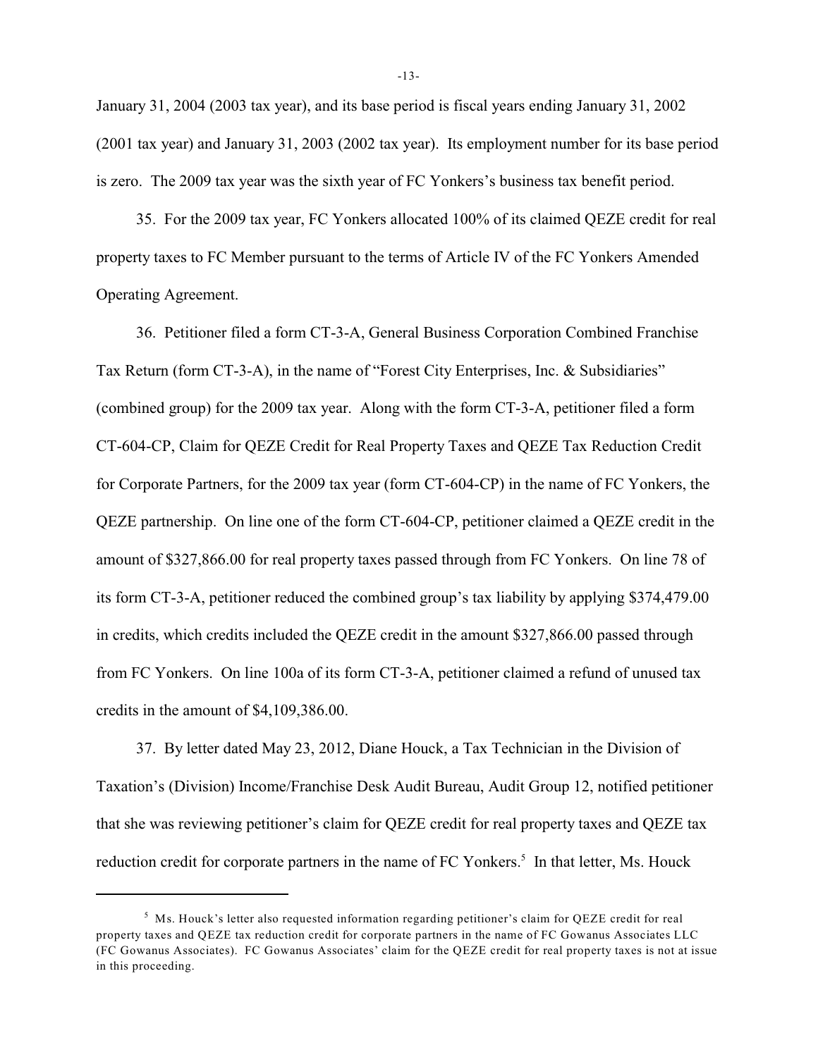January 31, 2004 (2003 tax year), and its base period is fiscal years ending January 31, 2002 (2001 tax year) and January 31, 2003 (2002 tax year). Its employment number for its base period is zero. The 2009 tax year was the sixth year of FC Yonkers's business tax benefit period.

35. For the 2009 tax year, FC Yonkers allocated 100% of its claimed QEZE credit for real property taxes to FC Member pursuant to the terms of Article IV of the FC Yonkers Amended Operating Agreement.

36. Petitioner filed a form CT-3-A, General Business Corporation Combined Franchise Tax Return (form CT-3-A), in the name of "Forest City Enterprises, Inc. & Subsidiaries" (combined group) for the 2009 tax year. Along with the form CT-3-A, petitioner filed a form CT-604-CP, Claim for QEZE Credit for Real Property Taxes and QEZE Tax Reduction Credit for Corporate Partners, for the 2009 tax year (form CT-604-CP) in the name of FC Yonkers, the QEZE partnership. On line one of the form CT-604-CP, petitioner claimed a QEZE credit in the amount of $327,866.00 for real property taxes passed through from FC Yonkers. On line 78 of its form CT-3-A, petitioner reduced the combined group's tax liability by applying $374,479.00 in credits, which credits included the QEZE credit in the amount $327,866.00 passed through from FC Yonkers. On line 100a of its form CT-3-A, petitioner claimed a refund of unused tax credits in the amount of $4,109,386.00.

37. By letter dated May 23, 2012, Diane Houck, a Tax Technician in the Division of Taxation's (Division) Income/Franchise Desk Audit Bureau, Audit Group 12, notified petitioner that she was reviewing petitioner's claim for QEZE credit for real property taxes and QEZE tax reduction credit for corporate partners in the name of FC Yonkers.[5] In that letter, Ms. Houck

[5] Ms. Houck's letter also requested information regarding petitioner's claim for QEZE credit for real property taxes and QEZE tax reduction credit for corporate partners in the name of FC Gowanus Associates LLC (FC Gowanus Associates). FC Gowanus Associates' claim for the QEZE credit for real property taxes is not at issue in this proceeding.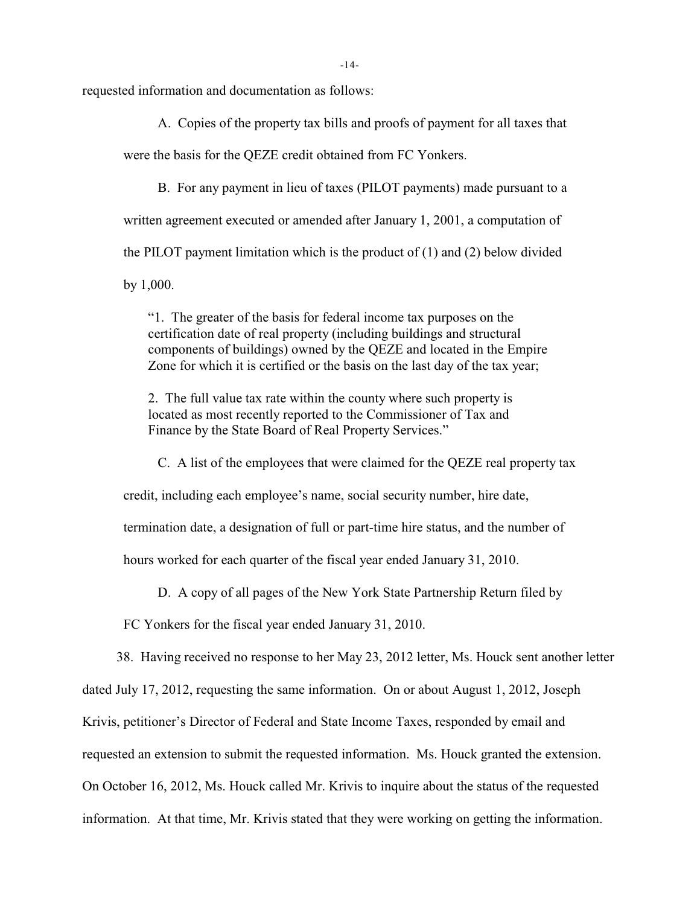requested information and documentation as follows:

A. Copies of the property tax bills and proofs of payment for all taxes that were the basis for the QEZE credit obtained from FC Yonkers.

B. For any payment in lieu of taxes (PILOT payments) made pursuant to a written agreement executed or amended after January 1, 2001, a computation of the PILOT payment limitation which is the product of (1) and (2) below divided by 1,000.

> "1. The greater of the basis for federal income tax purposes on the certification date of real property (including buildings and structural components of buildings) owned by the QEZE and located in the Empire Zone for which it is certified or the basis on the last day of the tax year;
>
> 2. The full value tax rate within the county where such property is located as most recently reported to the Commissioner of Tax and Finance by the State Board of Real Property Services."

C. A list of the employees that were claimed for the QEZE real property tax credit, including each employee's name, social security number, hire date, termination date, a designation of full or part-time hire status, and the number of hours worked for each quarter of the fiscal year ended January 31, 2010.

D. A copy of all pages of the New York State Partnership Return filed by FC Yonkers for the fiscal year ended January 31, 2010.

38. Having received no response to her May 23, 2012 letter, Ms. Houck sent another letter dated July 17, 2012, requesting the same information. On or about August 1, 2012, Joseph Krivis, petitioner's Director of Federal and State Income Taxes, responded by email and requested an extension to submit the requested information. Ms. Houck granted the extension. On October 16, 2012, Ms. Houck called Mr. Krivis to inquire about the status of the requested information. At that time, Mr. Krivis stated that they were working on getting the information.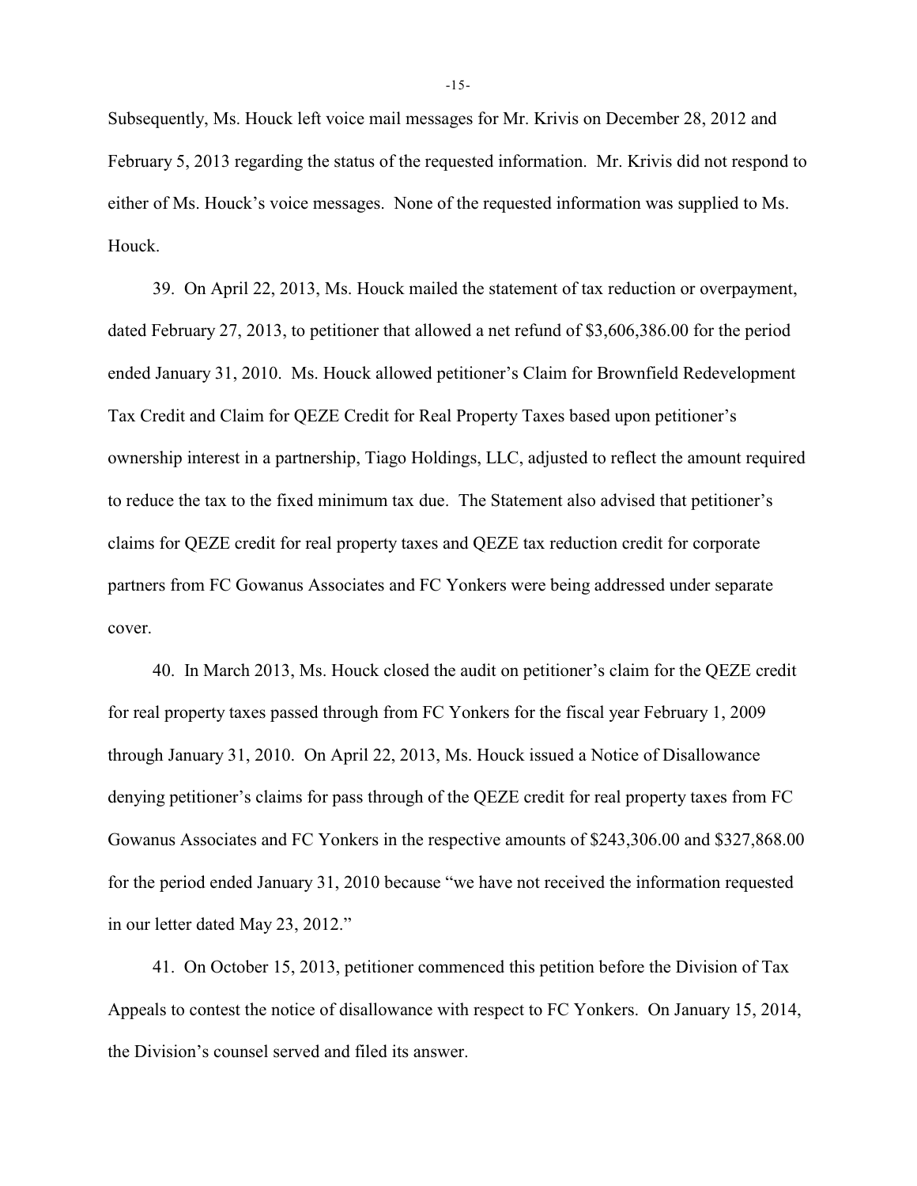Subsequently, Ms. Houck left voice mail messages for Mr. Krivis on December 28, 2012 and February 5, 2013 regarding the status of the requested information. Mr. Krivis did not respond to either of Ms. Houck's voice messages. None of the requested information was supplied to Ms. Houck.

39. On April 22, 2013, Ms. Houck mailed the statement of tax reduction or overpayment, dated February 27, 2013, to petitioner that allowed a net refund of $3,606,386.00 for the period ended January 31, 2010. Ms. Houck allowed petitioner's Claim for Brownfield Redevelopment Tax Credit and Claim for QEZE Credit for Real Property Taxes based upon petitioner's ownership interest in a partnership, Tiago Holdings, LLC, adjusted to reflect the amount required to reduce the tax to the fixed minimum tax due. The Statement also advised that petitioner's claims for QEZE credit for real property taxes and QEZE tax reduction credit for corporate partners from FC Gowanus Associates and FC Yonkers were being addressed under separate cover.

40. In March 2013, Ms. Houck closed the audit on petitioner's claim for the QEZE credit for real property taxes passed through from FC Yonkers for the fiscal year February 1, 2009 through January 31, 2010. On April 22, 2013, Ms. Houck issued a Notice of Disallowance denying petitioner's claims for pass through of the QEZE credit for real property taxes from FC Gowanus Associates and FC Yonkers in the respective amounts of $243,306.00 and $327,868.00 for the period ended January 31, 2010 because "we have not received the information requested in our letter dated May 23, 2012."

41. On October 15, 2013, petitioner commenced this petition before the Division of Tax Appeals to contest the notice of disallowance with respect to FC Yonkers. On January 15, 2014, the Division's counsel served and filed its answer.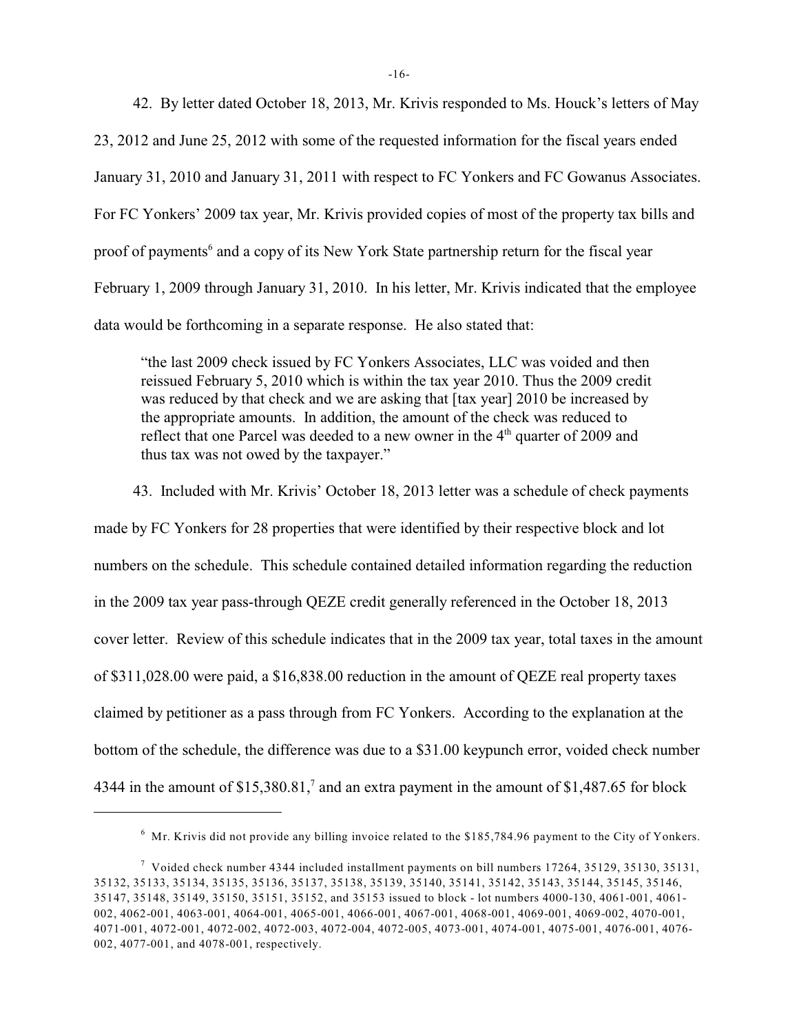42. By letter dated October 18, 2013, Mr. Krivis responded to Ms. Houck's letters of May 23, 2012 and June 25, 2012 with some of the requested information for the fiscal years ended January 31, 2010 and January 31, 2011 with respect to FC Yonkers and FC Gowanus Associates. For FC Yonkers' 2009 tax year, Mr. Krivis provided copies of most of the property tax bills and proof of payments[6] and a copy of its New York State partnership return for the fiscal year February 1, 2009 through January 31, 2010. In his letter, Mr. Krivis indicated that the employee data would be forthcoming in a separate response. He also stated that:

> "the last 2009 check issued by FC Yonkers Associates, LLC was voided and then reissued February 5, 2010 which is within the tax year 2010. Thus the 2009 credit was reduced by that check and we are asking that [tax year] 2010 be increased by the appropriate amounts. In addition, the amount of the check was reduced to reflect that one Parcel was deeded to a new owner in the 4th quarter of 2009 and thus tax was not owed by the taxpayer."

43. Included with Mr. Krivis' October 18, 2013 letter was a schedule of check payments made by FC Yonkers for 28 properties that were identified by their respective block and lot numbers on the schedule. This schedule contained detailed information regarding the reduction in the 2009 tax year pass-through QEZE credit generally referenced in the October 18, 2013 cover letter. Review of this schedule indicates that in the 2009 tax year, total taxes in the amount of $311,028.00 were paid, a $16,838.00 reduction in the amount of QEZE real property taxes claimed by petitioner as a pass through from FC Yonkers. According to the explanation at the bottom of the schedule, the difference was due to a $31.00 keypunch error, voided check number 4344 in the amount of $15,380.81,[7] and an extra payment in the amount of $1,487.65 for block

---

[6] Mr. Krivis did not provide any billing invoice related to the $185,784.96 payment to the City of Yonkers.

[7] Voided check number 4344 included installment payments on bill numbers 17264, 35129, 35130, 35131, 35132, 35133, 35134, 35135, 35136, 35137, 35138, 35139, 35140, 35141, 35142, 35143, 35144, 35145, 35146, 35147, 35148, 35149, 35150, 35151, 35152, and 35153 issued to block - lot numbers 4000-130, 4061-001, 4061-002, 4062-001, 4063-001, 4064-001, 4065-001, 4066-001, 4067-001, 4068-001, 4069-001, 4069-002, 4070-001, 4071-001, 4072-001, 4072-002, 4072-003, 4072-004, 4072-005, 4073-001, 4074-001, 4075-001, 4076-001, 4076-002, 4077-001, and 4078-001, respectively.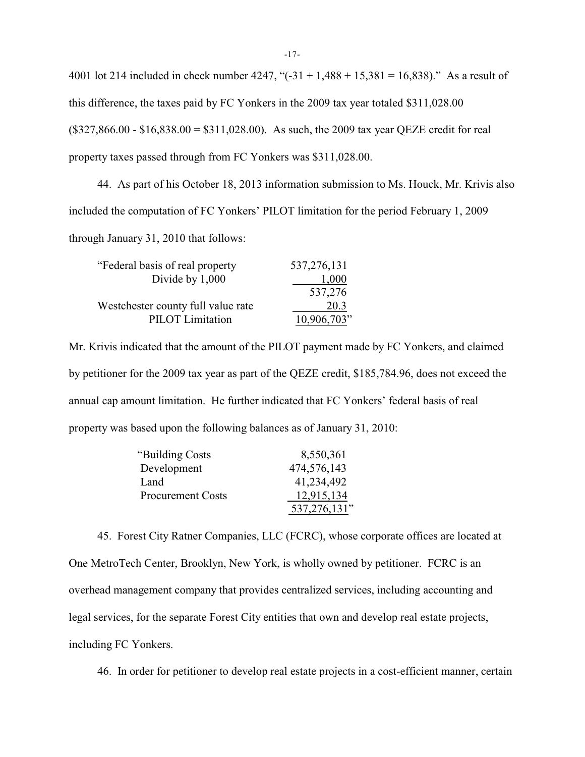4001 lot 214 included in check number 4247, "(-31 + 1,488 + 15,381 = 16,838)." As a result of this difference, the taxes paid by FC Yonkers in the 2009 tax year totaled $311,028.00 ($327,866.00 - $16,838.00 = $311,028.00). As such, the 2009 tax year QEZE credit for real property taxes passed through from FC Yonkers was $311,028.00.

44. As part of his October 18, 2013 information submission to Ms. Houck, Mr. Krivis also included the computation of FC Yonkers' PILOT limitation for the period February 1, 2009 through January 31, 2010 that follows:

| | |
|---|---|
| "Federal basis of real property | 537,276,131 |
| Divide by 1,000 | 1,000 |
| | 537,276 |
| Westchester county full value rate | 20.3 |
| PILOT Limitation | 10,906,703" |

Mr. Krivis indicated that the amount of the PILOT payment made by FC Yonkers, and claimed by petitioner for the 2009 tax year as part of the QEZE credit, $185,784.96, does not exceed the annual cap amount limitation. He further indicated that FC Yonkers' federal basis of real property was based upon the following balances as of January 31, 2010:

| | |
|---|---|
| "Building Costs | 8,550,361 |
| Development | 474,576,143 |
| Land | 41,234,492 |
| Procurement Costs | 12,915,134 |
| | 537,276,131" |

45. Forest City Ratner Companies, LLC (FCRC), whose corporate offices are located at One MetroTech Center, Brooklyn, New York, is wholly owned by petitioner. FCRC is an overhead management company that provides centralized services, including accounting and legal services, for the separate Forest City entities that own and develop real estate projects, including FC Yonkers.

46. In order for petitioner to develop real estate projects in a cost-efficient manner, certain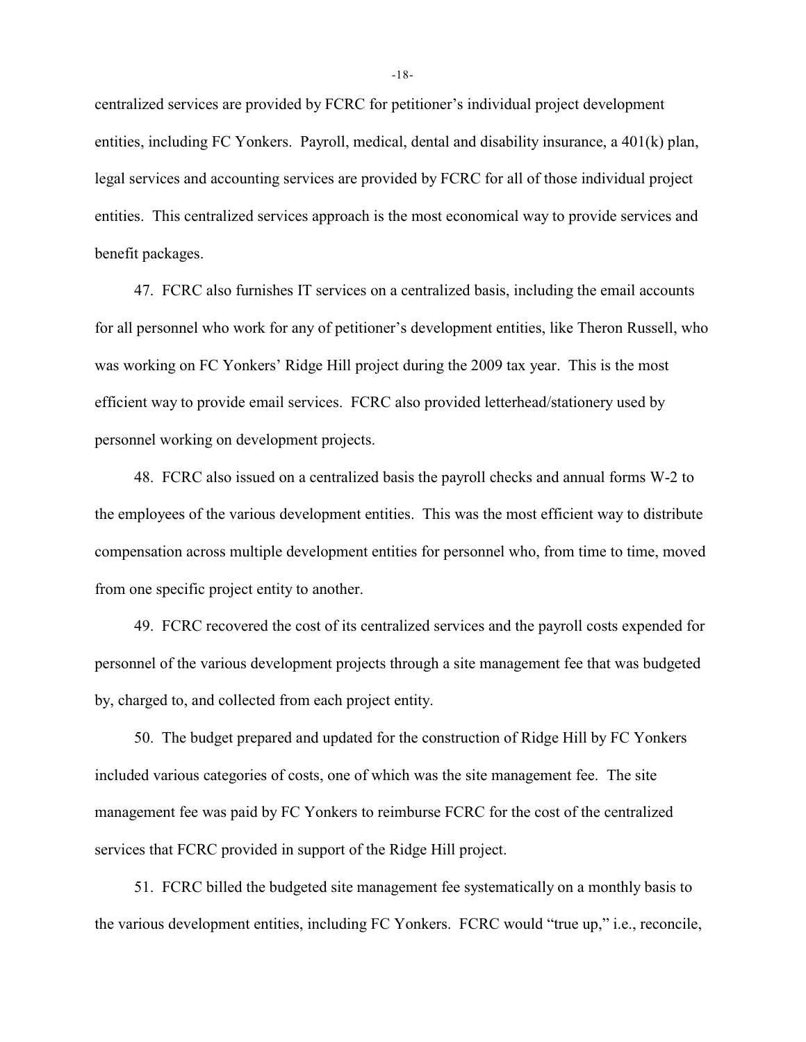centralized services are provided by FCRC for petitioner's individual project development entities, including FC Yonkers. Payroll, medical, dental and disability insurance, a 401(k) plan, legal services and accounting services are provided by FCRC for all of those individual project entities. This centralized services approach is the most economical way to provide services and benefit packages.

47. FCRC also furnishes IT services on a centralized basis, including the email accounts for all personnel who work for any of petitioner's development entities, like Theron Russell, who was working on FC Yonkers' Ridge Hill project during the 2009 tax year. This is the most efficient way to provide email services. FCRC also provided letterhead/stationery used by personnel working on development projects.

48. FCRC also issued on a centralized basis the payroll checks and annual forms W-2 to the employees of the various development entities. This was the most efficient way to distribute compensation across multiple development entities for personnel who, from time to time, moved from one specific project entity to another.

49. FCRC recovered the cost of its centralized services and the payroll costs expended for personnel of the various development projects through a site management fee that was budgeted by, charged to, and collected from each project entity.

50. The budget prepared and updated for the construction of Ridge Hill by FC Yonkers included various categories of costs, one of which was the site management fee. The site management fee was paid by FC Yonkers to reimburse FCRC for the cost of the centralized services that FCRC provided in support of the Ridge Hill project.

51. FCRC billed the budgeted site management fee systematically on a monthly basis to the various development entities, including FC Yonkers. FCRC would "true up," i.e., reconcile,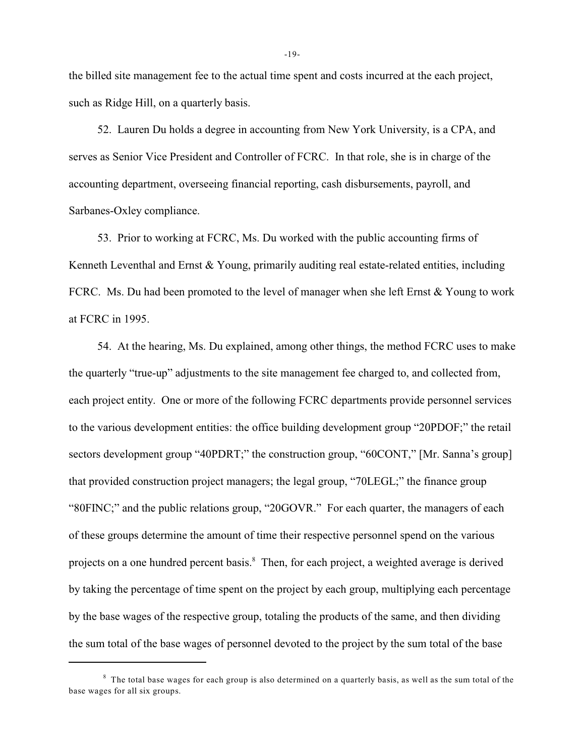the billed site management fee to the actual time spent and costs incurred at the each project, such as Ridge Hill, on a quarterly basis.

52. Lauren Du holds a degree in accounting from New York University, is a CPA, and serves as Senior Vice President and Controller of FCRC. In that role, she is in charge of the accounting department, overseeing financial reporting, cash disbursements, payroll, and Sarbanes-Oxley compliance.

53. Prior to working at FCRC, Ms. Du worked with the public accounting firms of Kenneth Leventhal and Ernst & Young, primarily auditing real estate-related entities, including FCRC. Ms. Du had been promoted to the level of manager when she left Ernst & Young to work at FCRC in 1995.

54. At the hearing, Ms. Du explained, among other things, the method FCRC uses to make the quarterly "true-up" adjustments to the site management fee charged to, and collected from, each project entity. One or more of the following FCRC departments provide personnel services to the various development entities: the office building development group "20PDOF;" the retail sectors development group "40PDRT;" the construction group, "60CONT," [Mr. Sanna's group] that provided construction project managers; the legal group, "70LEGL;" the finance group "80FINC;" and the public relations group, "20GOVR." For each quarter, the managers of each of these groups determine the amount of time their respective personnel spend on the various projects on a one hundred percent basis.[8] Then, for each project, a weighted average is derived by taking the percentage of time spent on the project by each group, multiplying each percentage by the base wages of the respective group, totaling the products of the same, and then dividing the sum total of the base wages of personnel devoted to the project by the sum total of the base

---

[8] The total base wages for each group is also determined on a quarterly basis, as well as the sum total of the base wages for all six groups.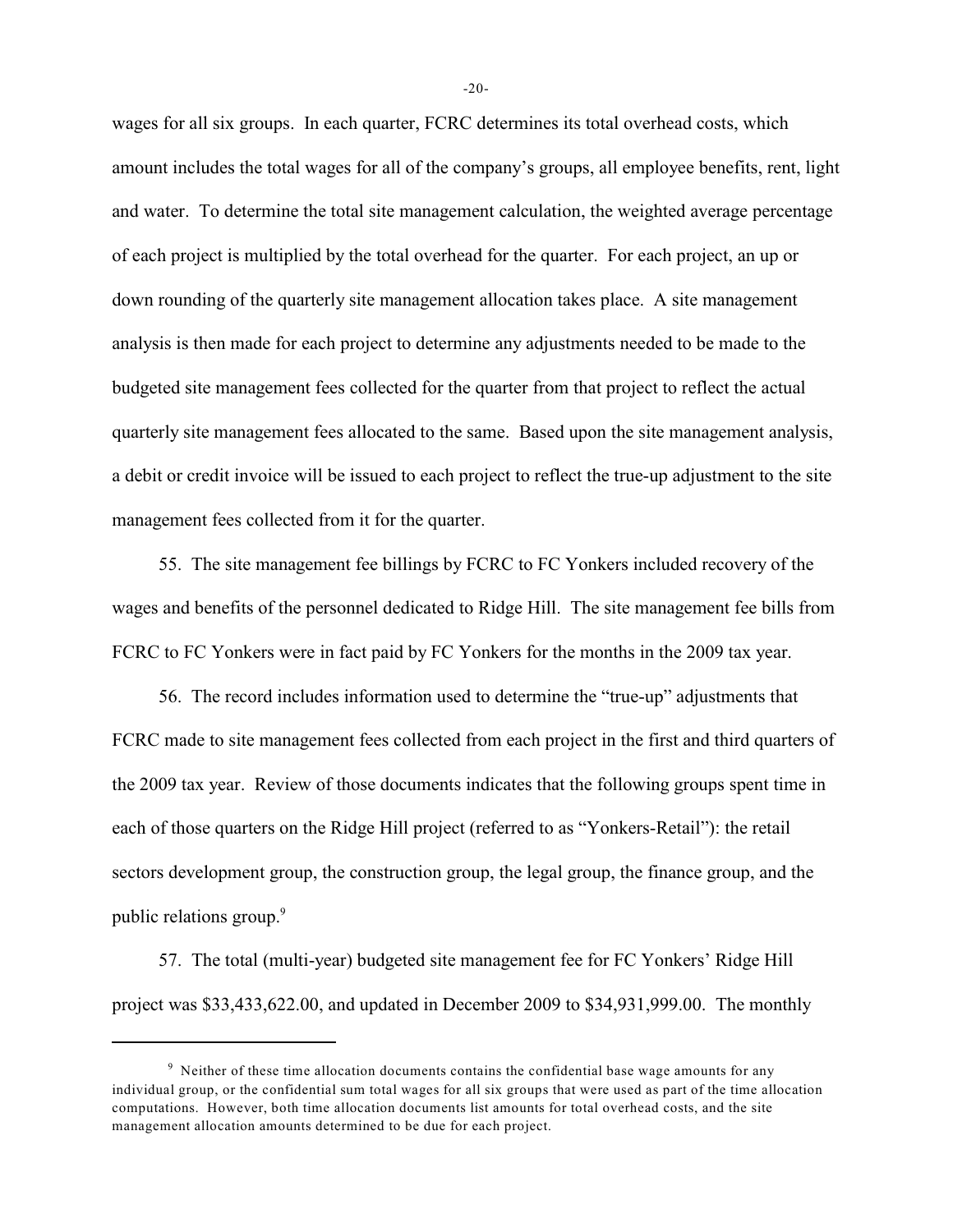wages for all six groups. In each quarter, FCRC determines its total overhead costs, which amount includes the total wages for all of the company's groups, all employee benefits, rent, light and water. To determine the total site management calculation, the weighted average percentage of each project is multiplied by the total overhead for the quarter. For each project, an up or down rounding of the quarterly site management allocation takes place. A site management analysis is then made for each project to determine any adjustments needed to be made to the budgeted site management fees collected for the quarter from that project to reflect the actual quarterly site management fees allocated to the same. Based upon the site management analysis, a debit or credit invoice will be issued to each project to reflect the true-up adjustment to the site management fees collected from it for the quarter.

55. The site management fee billings by FCRC to FC Yonkers included recovery of the wages and benefits of the personnel dedicated to Ridge Hill. The site management fee bills from FCRC to FC Yonkers were in fact paid by FC Yonkers for the months in the 2009 tax year.

56. The record includes information used to determine the "true-up" adjustments that FCRC made to site management fees collected from each project in the first and third quarters of the 2009 tax year. Review of those documents indicates that the following groups spent time in each of those quarters on the Ridge Hill project (referred to as "Yonkers-Retail"): the retail sectors development group, the construction group, the legal group, the finance group, and the public relations group.[9]

57. The total (multi-year) budgeted site management fee for FC Yonkers' Ridge Hill project was $33,433,622.00, and updated in December 2009 to $34,931,999.00. The monthly

---

[9] Neither of these time allocation documents contains the confidential base wage amounts for any individual group, or the confidential sum total wages for all six groups that were used as part of the time allocation computations. However, both time allocation documents list amounts for total overhead costs, and the site management allocation amounts determined to be due for each project.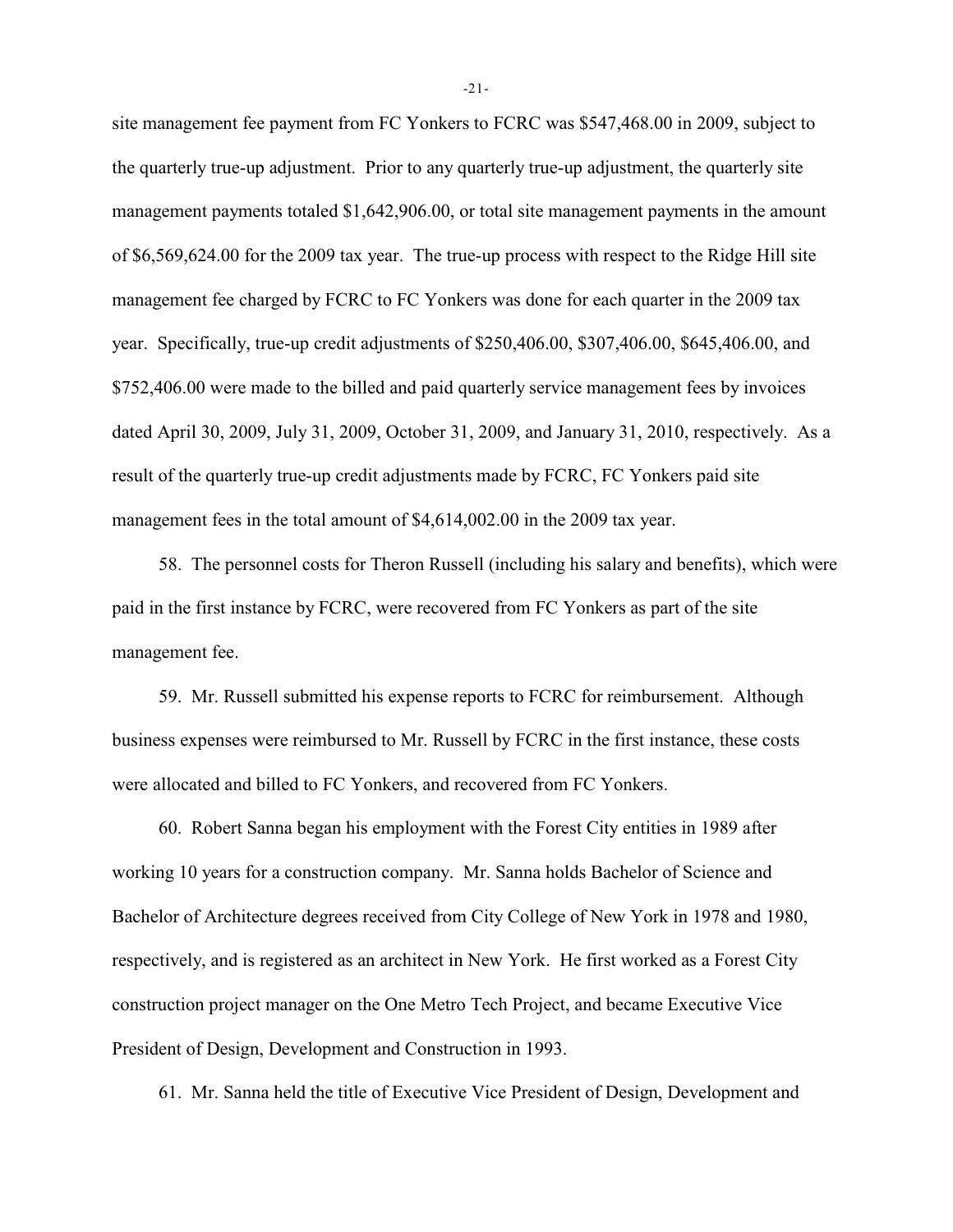site management fee payment from FC Yonkers to FCRC was $547,468.00 in 2009, subject to the quarterly true-up adjustment. Prior to any quarterly true-up adjustment, the quarterly site management payments totaled $1,642,906.00, or total site management payments in the amount of $6,569,624.00 for the 2009 tax year. The true-up process with respect to the Ridge Hill site management fee charged by FCRC to FC Yonkers was done for each quarter in the 2009 tax year. Specifically, true-up credit adjustments of $250,406.00, $307,406.00, $645,406.00, and $752,406.00 were made to the billed and paid quarterly service management fees by invoices dated April 30, 2009, July 31, 2009, October 31, 2009, and January 31, 2010, respectively. As a result of the quarterly true-up credit adjustments made by FCRC, FC Yonkers paid site management fees in the total amount of $4,614,002.00 in the 2009 tax year.

58. The personnel costs for Theron Russell (including his salary and benefits), which were paid in the first instance by FCRC, were recovered from FC Yonkers as part of the site management fee.

59. Mr. Russell submitted his expense reports to FCRC for reimbursement. Although business expenses were reimbursed to Mr. Russell by FCRC in the first instance, these costs were allocated and billed to FC Yonkers, and recovered from FC Yonkers.

60. Robert Sanna began his employment with the Forest City entities in 1989 after working 10 years for a construction company. Mr. Sanna holds Bachelor of Science and Bachelor of Architecture degrees received from City College of New York in 1978 and 1980, respectively, and is registered as an architect in New York. He first worked as a Forest City construction project manager on the One Metro Tech Project, and became Executive Vice President of Design, Development and Construction in 1993.

61. Mr. Sanna held the title of Executive Vice President of Design, Development and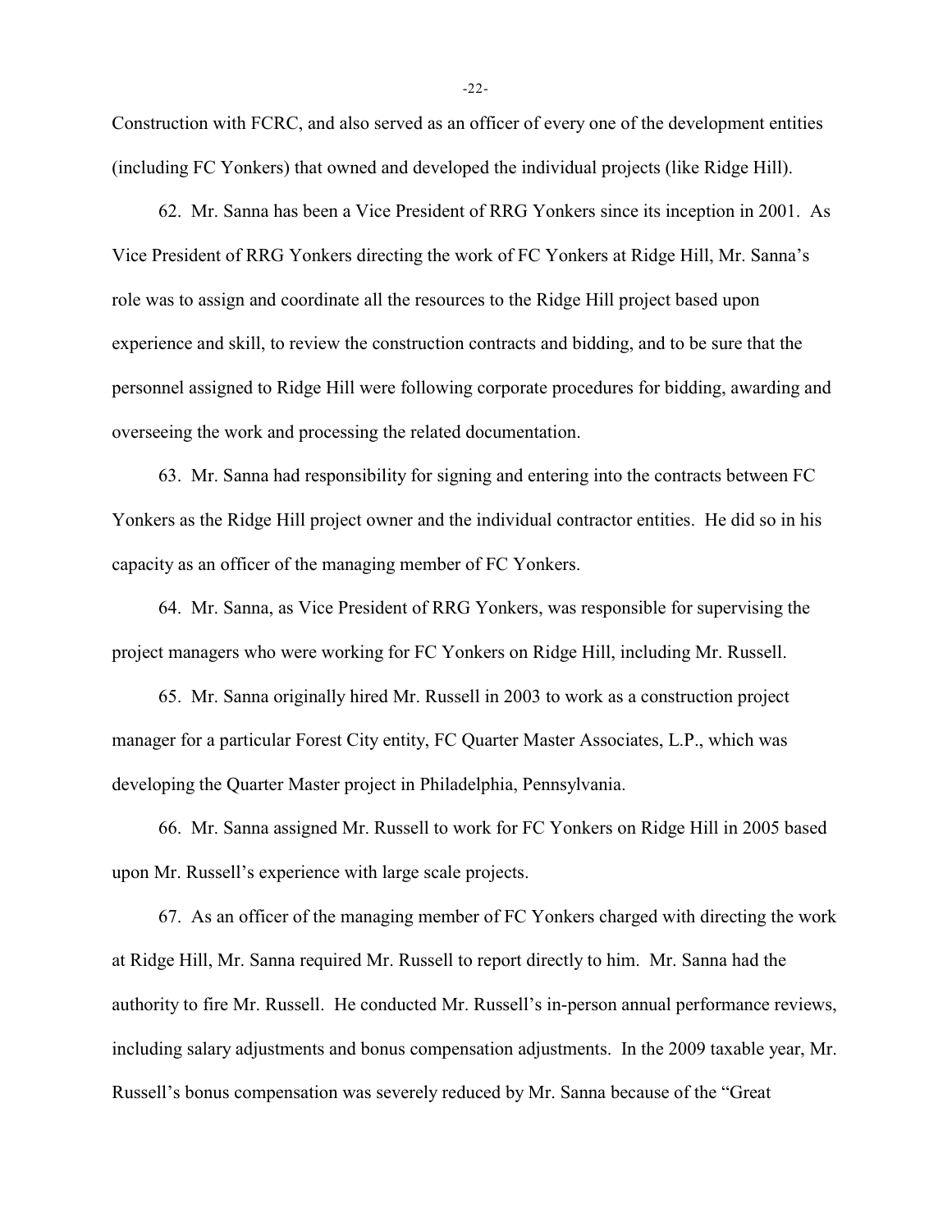Construction with FCRC, and also served as an officer of every one of the development entities (including FC Yonkers) that owned and developed the individual projects (like Ridge Hill).

62. Mr. Sanna has been a Vice President of RRG Yonkers since its inception in 2001. As Vice President of RRG Yonkers directing the work of FC Yonkers at Ridge Hill, Mr. Sanna's role was to assign and coordinate all the resources to the Ridge Hill project based upon experience and skill, to review the construction contracts and bidding, and to be sure that the personnel assigned to Ridge Hill were following corporate procedures for bidding, awarding and overseeing the work and processing the related documentation.

63. Mr. Sanna had responsibility for signing and entering into the contracts between FC Yonkers as the Ridge Hill project owner and the individual contractor entities. He did so in his capacity as an officer of the managing member of FC Yonkers.

64. Mr. Sanna, as Vice President of RRG Yonkers, was responsible for supervising the project managers who were working for FC Yonkers on Ridge Hill, including Mr. Russell.

65. Mr. Sanna originally hired Mr. Russell in 2003 to work as a construction project manager for a particular Forest City entity, FC Quarter Master Associates, L.P., which was developing the Quarter Master project in Philadelphia, Pennsylvania.

66. Mr. Sanna assigned Mr. Russell to work for FC Yonkers on Ridge Hill in 2005 based upon Mr. Russell's experience with large scale projects.

67. As an officer of the managing member of FC Yonkers charged with directing the work at Ridge Hill, Mr. Sanna required Mr. Russell to report directly to him. Mr. Sanna had the authority to fire Mr. Russell. He conducted Mr. Russell's in-person annual performance reviews, including salary adjustments and bonus compensation adjustments. In the 2009 taxable year, Mr. Russell's bonus compensation was severely reduced by Mr. Sanna because of the "Great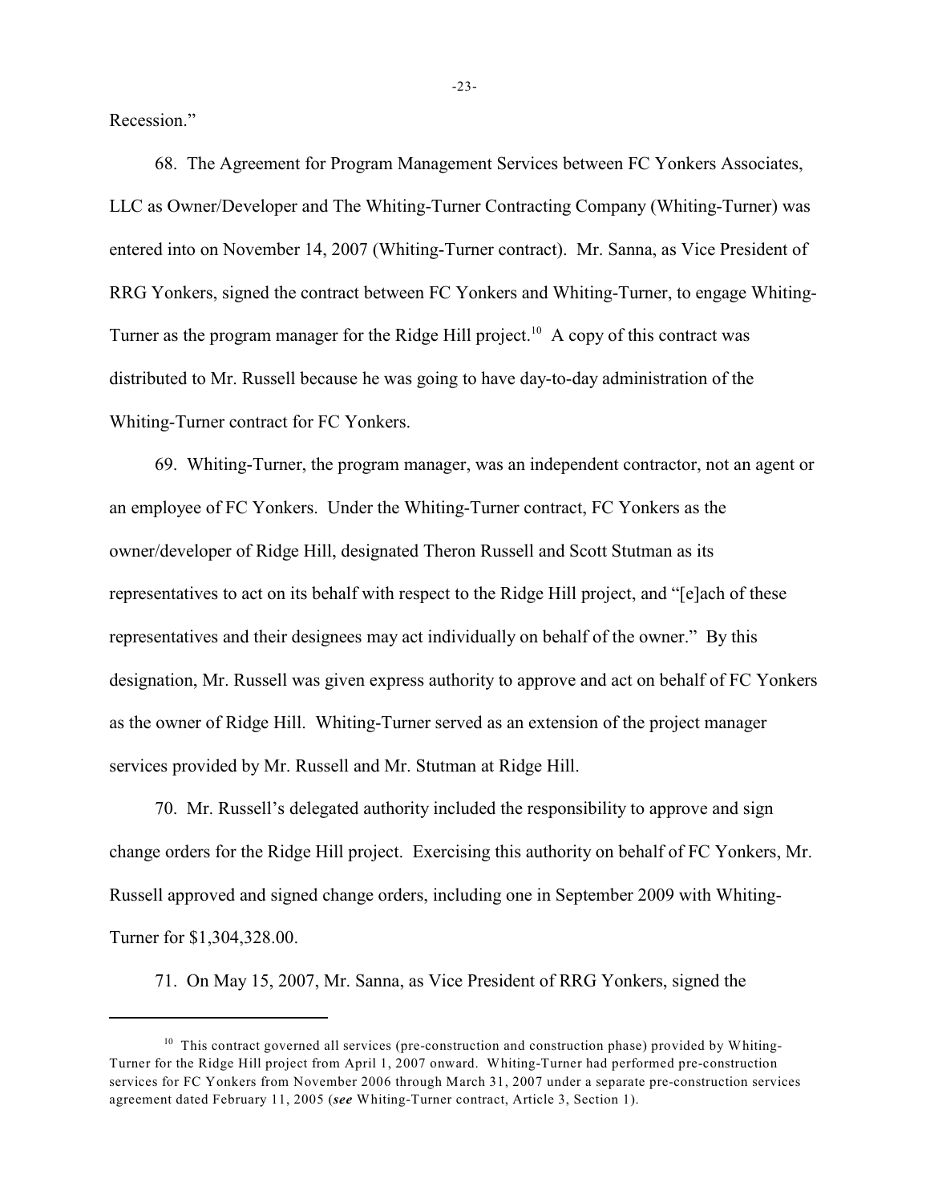Recession."

68. The Agreement for Program Management Services between FC Yonkers Associates, LLC as Owner/Developer and The Whiting-Turner Contracting Company (Whiting-Turner) was entered into on November 14, 2007 (Whiting-Turner contract). Mr. Sanna, as Vice President of RRG Yonkers, signed the contract between FC Yonkers and Whiting-Turner, to engage Whiting-Turner as the program manager for the Ridge Hill project.[10] A copy of this contract was distributed to Mr. Russell because he was going to have day-to-day administration of the Whiting-Turner contract for FC Yonkers.

69. Whiting-Turner, the program manager, was an independent contractor, not an agent or an employee of FC Yonkers. Under the Whiting-Turner contract, FC Yonkers as the owner/developer of Ridge Hill, designated Theron Russell and Scott Stutman as its representatives to act on its behalf with respect to the Ridge Hill project, and "[e]ach of these representatives and their designees may act individually on behalf of the owner." By this designation, Mr. Russell was given express authority to approve and act on behalf of FC Yonkers as the owner of Ridge Hill. Whiting-Turner served as an extension of the project manager services provided by Mr. Russell and Mr. Stutman at Ridge Hill.

70. Mr. Russell's delegated authority included the responsibility to approve and sign change orders for the Ridge Hill project. Exercising this authority on behalf of FC Yonkers, Mr. Russell approved and signed change orders, including one in September 2009 with Whiting-Turner for $1,304,328.00.

71. On May 15, 2007, Mr. Sanna, as Vice President of RRG Yonkers, signed the

---

[10] This contract governed all services (pre-construction and construction phase) provided by Whiting-Turner for the Ridge Hill project from April 1, 2007 onward. Whiting-Turner had performed pre-construction services for FC Yonkers from November 2006 through March 31, 2007 under a separate pre-construction services agreement dated February 11, 2005 (***see*** Whiting-Turner contract, Article 3, Section 1).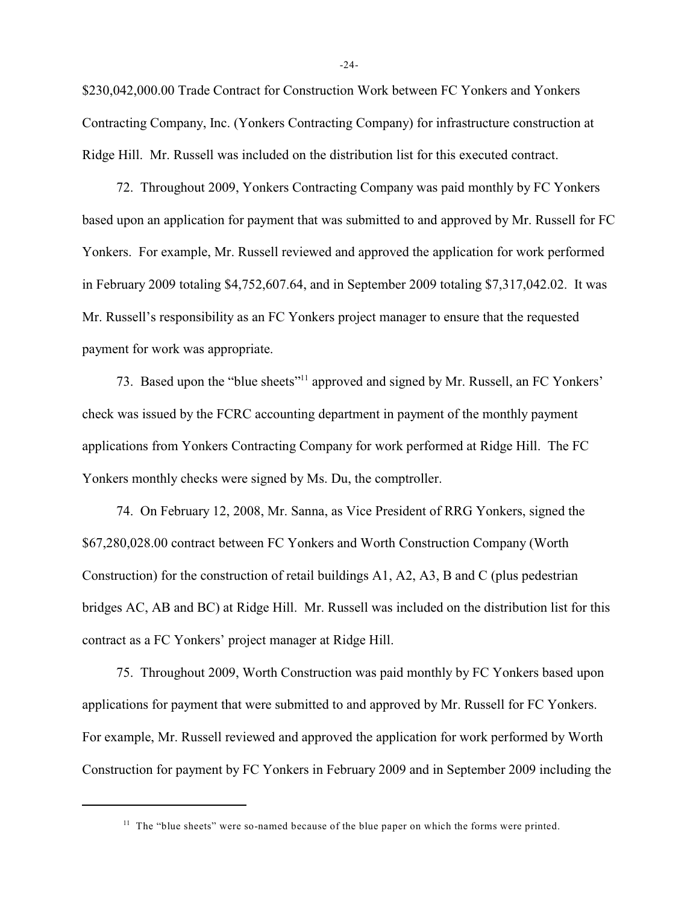$230,042,000.00 Trade Contract for Construction Work between FC Yonkers and Yonkers Contracting Company, Inc. (Yonkers Contracting Company) for infrastructure construction at Ridge Hill. Mr. Russell was included on the distribution list for this executed contract.

72. Throughout 2009, Yonkers Contracting Company was paid monthly by FC Yonkers based upon an application for payment that was submitted to and approved by Mr. Russell for FC Yonkers. For example, Mr. Russell reviewed and approved the application for work performed in February 2009 totaling $4,752,607.64, and in September 2009 totaling $7,317,042.02. It was Mr. Russell's responsibility as an FC Yonkers project manager to ensure that the requested payment for work was appropriate.

73. Based upon the "blue sheets"[11] approved and signed by Mr. Russell, an FC Yonkers' check was issued by the FCRC accounting department in payment of the monthly payment applications from Yonkers Contracting Company for work performed at Ridge Hill. The FC Yonkers monthly checks were signed by Ms. Du, the comptroller.

74. On February 12, 2008, Mr. Sanna, as Vice President of RRG Yonkers, signed the $67,280,028.00 contract between FC Yonkers and Worth Construction Company (Worth Construction) for the construction of retail buildings A1, A2, A3, B and C (plus pedestrian bridges AC, AB and BC) at Ridge Hill. Mr. Russell was included on the distribution list for this contract as a FC Yonkers' project manager at Ridge Hill.

75. Throughout 2009, Worth Construction was paid monthly by FC Yonkers based upon applications for payment that were submitted to and approved by Mr. Russell for FC Yonkers. For example, Mr. Russell reviewed and approved the application for work performed by Worth Construction for payment by FC Yonkers in February 2009 and in September 2009 including the

[11] The "blue sheets" were so-named because of the blue paper on which the forms were printed.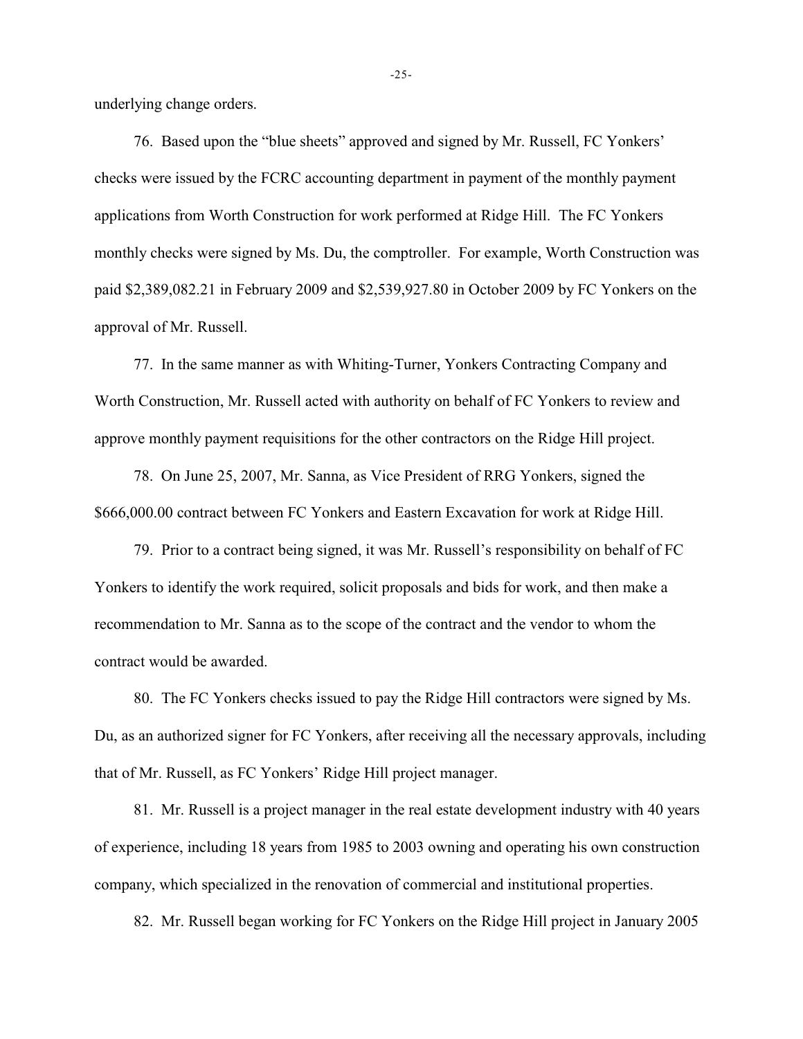underlying change orders.

76. Based upon the "blue sheets" approved and signed by Mr. Russell, FC Yonkers' checks were issued by the FCRC accounting department in payment of the monthly payment applications from Worth Construction for work performed at Ridge Hill. The FC Yonkers monthly checks were signed by Ms. Du, the comptroller. For example, Worth Construction was paid $2,389,082.21 in February 2009 and $2,539,927.80 in October 2009 by FC Yonkers on the approval of Mr. Russell.

77. In the same manner as with Whiting-Turner, Yonkers Contracting Company and Worth Construction, Mr. Russell acted with authority on behalf of FC Yonkers to review and approve monthly payment requisitions for the other contractors on the Ridge Hill project.

78. On June 25, 2007, Mr. Sanna, as Vice President of RRG Yonkers, signed the $666,000.00 contract between FC Yonkers and Eastern Excavation for work at Ridge Hill.

79. Prior to a contract being signed, it was Mr. Russell's responsibility on behalf of FC Yonkers to identify the work required, solicit proposals and bids for work, and then make a recommendation to Mr. Sanna as to the scope of the contract and the vendor to whom the contract would be awarded.

80. The FC Yonkers checks issued to pay the Ridge Hill contractors were signed by Ms. Du, as an authorized signer for FC Yonkers, after receiving all the necessary approvals, including that of Mr. Russell, as FC Yonkers' Ridge Hill project manager.

81. Mr. Russell is a project manager in the real estate development industry with 40 years of experience, including 18 years from 1985 to 2003 owning and operating his own construction company, which specialized in the renovation of commercial and institutional properties.

82. Mr. Russell began working for FC Yonkers on the Ridge Hill project in January 2005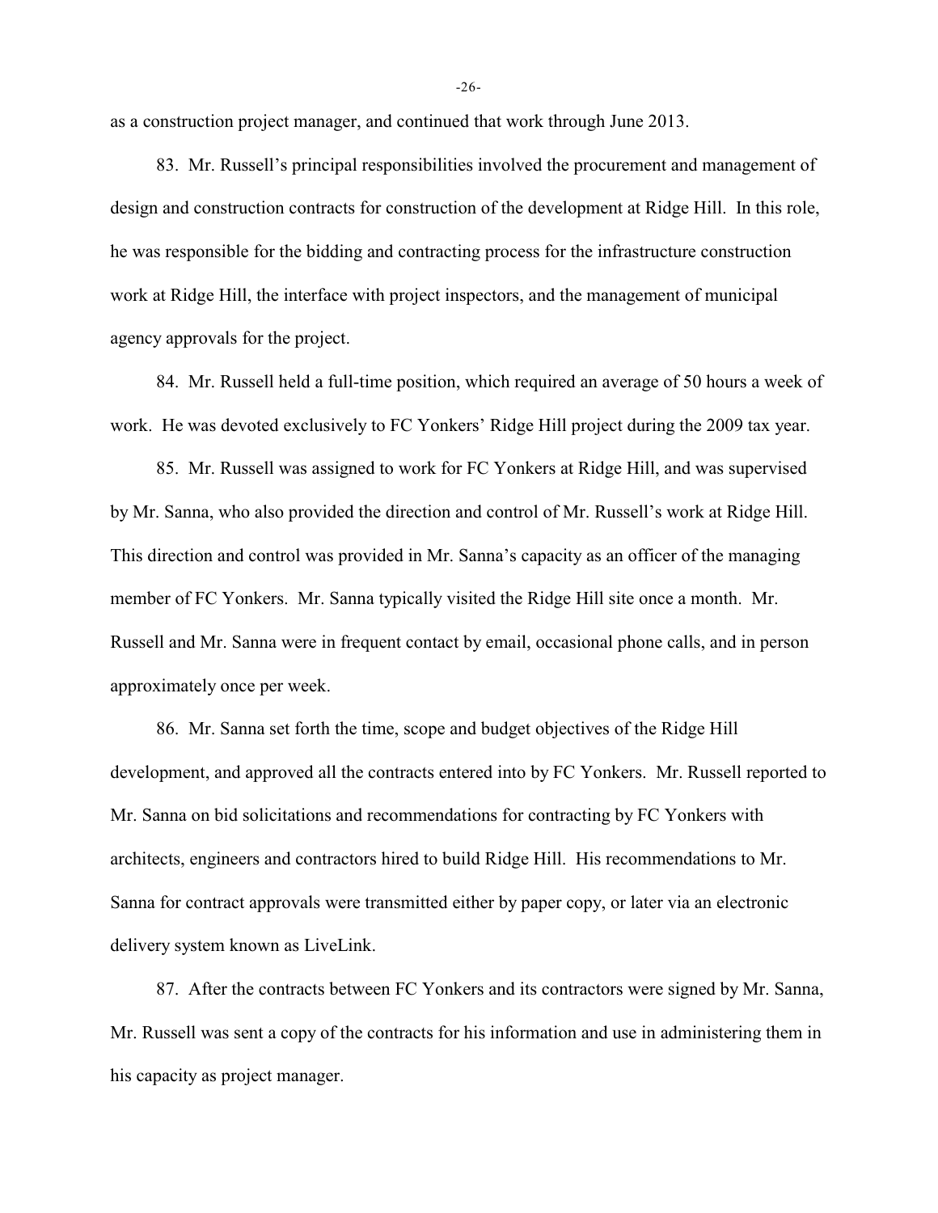as a construction project manager, and continued that work through June 2013.

83. Mr. Russell's principal responsibilities involved the procurement and management of design and construction contracts for construction of the development at Ridge Hill. In this role, he was responsible for the bidding and contracting process for the infrastructure construction work at Ridge Hill, the interface with project inspectors, and the management of municipal agency approvals for the project.

84. Mr. Russell held a full-time position, which required an average of 50 hours a week of work. He was devoted exclusively to FC Yonkers' Ridge Hill project during the 2009 tax year.

85. Mr. Russell was assigned to work for FC Yonkers at Ridge Hill, and was supervised by Mr. Sanna, who also provided the direction and control of Mr. Russell's work at Ridge Hill. This direction and control was provided in Mr. Sanna's capacity as an officer of the managing member of FC Yonkers. Mr. Sanna typically visited the Ridge Hill site once a month. Mr. Russell and Mr. Sanna were in frequent contact by email, occasional phone calls, and in person approximately once per week.

86. Mr. Sanna set forth the time, scope and budget objectives of the Ridge Hill development, and approved all the contracts entered into by FC Yonkers. Mr. Russell reported to Mr. Sanna on bid solicitations and recommendations for contracting by FC Yonkers with architects, engineers and contractors hired to build Ridge Hill. His recommendations to Mr. Sanna for contract approvals were transmitted either by paper copy, or later via an electronic delivery system known as LiveLink.

87. After the contracts between FC Yonkers and its contractors were signed by Mr. Sanna, Mr. Russell was sent a copy of the contracts for his information and use in administering them in his capacity as project manager.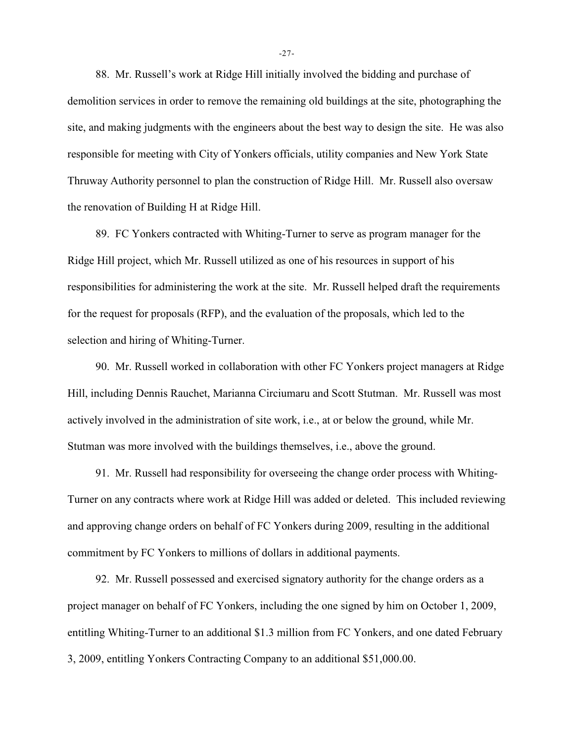88. Mr. Russell's work at Ridge Hill initially involved the bidding and purchase of demolition services in order to remove the remaining old buildings at the site, photographing the site, and making judgments with the engineers about the best way to design the site. He was also responsible for meeting with City of Yonkers officials, utility companies and New York State Thruway Authority personnel to plan the construction of Ridge Hill. Mr. Russell also oversaw the renovation of Building H at Ridge Hill.

89. FC Yonkers contracted with Whiting-Turner to serve as program manager for the Ridge Hill project, which Mr. Russell utilized as one of his resources in support of his responsibilities for administering the work at the site. Mr. Russell helped draft the requirements for the request for proposals (RFP), and the evaluation of the proposals, which led to the selection and hiring of Whiting-Turner.

90. Mr. Russell worked in collaboration with other FC Yonkers project managers at Ridge Hill, including Dennis Rauchet, Marianna Circiumaru and Scott Stutman. Mr. Russell was most actively involved in the administration of site work, i.e., at or below the ground, while Mr. Stutman was more involved with the buildings themselves, i.e., above the ground.

91. Mr. Russell had responsibility for overseeing the change order process with Whiting-Turner on any contracts where work at Ridge Hill was added or deleted. This included reviewing and approving change orders on behalf of FC Yonkers during 2009, resulting in the additional commitment by FC Yonkers to millions of dollars in additional payments.

92. Mr. Russell possessed and exercised signatory authority for the change orders as a project manager on behalf of FC Yonkers, including the one signed by him on October 1, 2009, entitling Whiting-Turner to an additional $1.3 million from FC Yonkers, and one dated February 3, 2009, entitling Yonkers Contracting Company to an additional $51,000.00.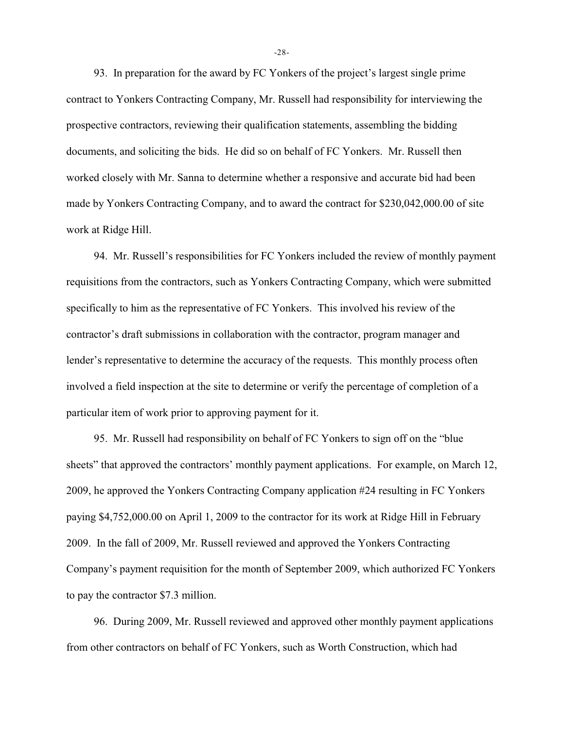93. In preparation for the award by FC Yonkers of the project's largest single prime contract to Yonkers Contracting Company, Mr. Russell had responsibility for interviewing the prospective contractors, reviewing their qualification statements, assembling the bidding documents, and soliciting the bids. He did so on behalf of FC Yonkers. Mr. Russell then worked closely with Mr. Sanna to determine whether a responsive and accurate bid had been made by Yonkers Contracting Company, and to award the contract for $230,042,000.00 of site work at Ridge Hill.

94. Mr. Russell's responsibilities for FC Yonkers included the review of monthly payment requisitions from the contractors, such as Yonkers Contracting Company, which were submitted specifically to him as the representative of FC Yonkers. This involved his review of the contractor's draft submissions in collaboration with the contractor, program manager and lender's representative to determine the accuracy of the requests. This monthly process often involved a field inspection at the site to determine or verify the percentage of completion of a particular item of work prior to approving payment for it.

95. Mr. Russell had responsibility on behalf of FC Yonkers to sign off on the "blue sheets" that approved the contractors' monthly payment applications. For example, on March 12, 2009, he approved the Yonkers Contracting Company application #24 resulting in FC Yonkers paying $4,752,000.00 on April 1, 2009 to the contractor for its work at Ridge Hill in February 2009. In the fall of 2009, Mr. Russell reviewed and approved the Yonkers Contracting Company's payment requisition for the month of September 2009, which authorized FC Yonkers to pay the contractor $7.3 million.

96. During 2009, Mr. Russell reviewed and approved other monthly payment applications from other contractors on behalf of FC Yonkers, such as Worth Construction, which had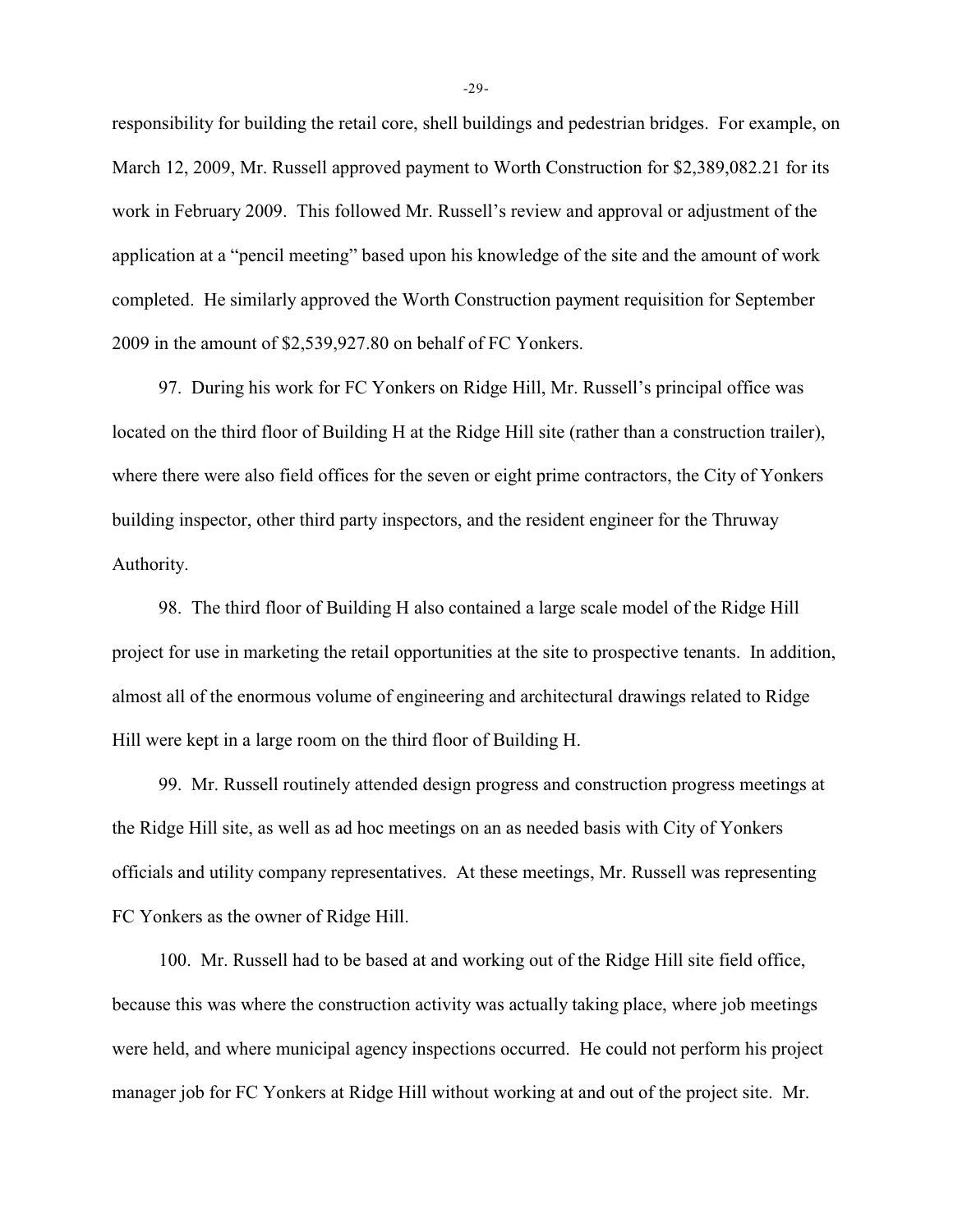responsibility for building the retail core, shell buildings and pedestrian bridges. For example, on March 12, 2009, Mr. Russell approved payment to Worth Construction for $2,389,082.21 for its work in February 2009. This followed Mr. Russell's review and approval or adjustment of the application at a "pencil meeting" based upon his knowledge of the site and the amount of work completed. He similarly approved the Worth Construction payment requisition for September 2009 in the amount of $2,539,927.80 on behalf of FC Yonkers.

97. During his work for FC Yonkers on Ridge Hill, Mr. Russell's principal office was located on the third floor of Building H at the Ridge Hill site (rather than a construction trailer), where there were also field offices for the seven or eight prime contractors, the City of Yonkers building inspector, other third party inspectors, and the resident engineer for the Thruway Authority.

98. The third floor of Building H also contained a large scale model of the Ridge Hill project for use in marketing the retail opportunities at the site to prospective tenants. In addition, almost all of the enormous volume of engineering and architectural drawings related to Ridge Hill were kept in a large room on the third floor of Building H.

99. Mr. Russell routinely attended design progress and construction progress meetings at the Ridge Hill site, as well as ad hoc meetings on an as needed basis with City of Yonkers officials and utility company representatives. At these meetings, Mr. Russell was representing FC Yonkers as the owner of Ridge Hill.

100. Mr. Russell had to be based at and working out of the Ridge Hill site field office, because this was where the construction activity was actually taking place, where job meetings were held, and where municipal agency inspections occurred. He could not perform his project manager job for FC Yonkers at Ridge Hill without working at and out of the project site. Mr.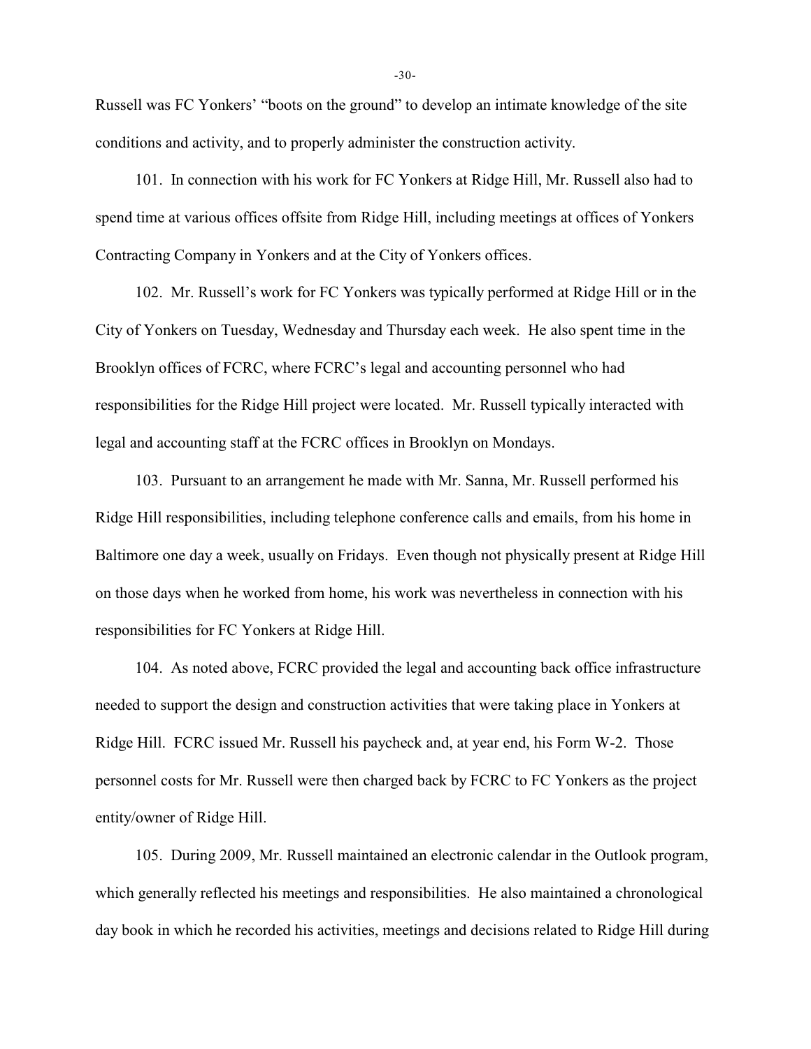Russell was FC Yonkers' "boots on the ground" to develop an intimate knowledge of the site conditions and activity, and to properly administer the construction activity.

101. In connection with his work for FC Yonkers at Ridge Hill, Mr. Russell also had to spend time at various offices offsite from Ridge Hill, including meetings at offices of Yonkers Contracting Company in Yonkers and at the City of Yonkers offices.

102. Mr. Russell's work for FC Yonkers was typically performed at Ridge Hill or in the City of Yonkers on Tuesday, Wednesday and Thursday each week. He also spent time in the Brooklyn offices of FCRC, where FCRC's legal and accounting personnel who had responsibilities for the Ridge Hill project were located. Mr. Russell typically interacted with legal and accounting staff at the FCRC offices in Brooklyn on Mondays.

103. Pursuant to an arrangement he made with Mr. Sanna, Mr. Russell performed his Ridge Hill responsibilities, including telephone conference calls and emails, from his home in Baltimore one day a week, usually on Fridays. Even though not physically present at Ridge Hill on those days when he worked from home, his work was nevertheless in connection with his responsibilities for FC Yonkers at Ridge Hill.

104. As noted above, FCRC provided the legal and accounting back office infrastructure needed to support the design and construction activities that were taking place in Yonkers at Ridge Hill. FCRC issued Mr. Russell his paycheck and, at year end, his Form W-2. Those personnel costs for Mr. Russell were then charged back by FCRC to FC Yonkers as the project entity/owner of Ridge Hill.

105. During 2009, Mr. Russell maintained an electronic calendar in the Outlook program, which generally reflected his meetings and responsibilities. He also maintained a chronological day book in which he recorded his activities, meetings and decisions related to Ridge Hill during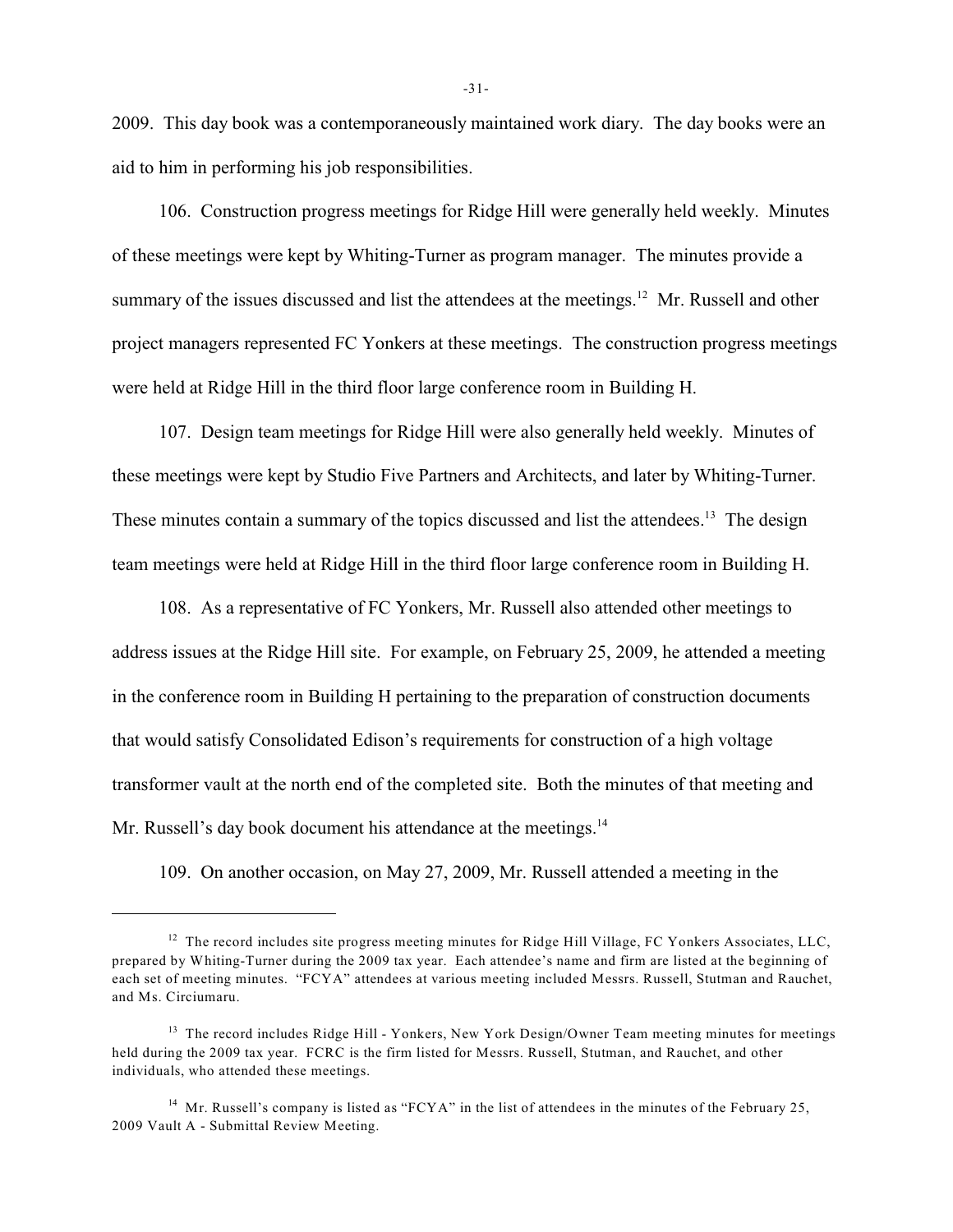2009. This day book was a contemporaneously maintained work diary. The day books were an aid to him in performing his job responsibilities.

106. Construction progress meetings for Ridge Hill were generally held weekly. Minutes of these meetings were kept by Whiting-Turner as program manager. The minutes provide a summary of the issues discussed and list the attendees at the meetings.[12] Mr. Russell and other project managers represented FC Yonkers at these meetings. The construction progress meetings were held at Ridge Hill in the third floor large conference room in Building H.

107. Design team meetings for Ridge Hill were also generally held weekly. Minutes of these meetings were kept by Studio Five Partners and Architects, and later by Whiting-Turner. These minutes contain a summary of the topics discussed and list the attendees.[13] The design team meetings were held at Ridge Hill in the third floor large conference room in Building H.

108. As a representative of FC Yonkers, Mr. Russell also attended other meetings to address issues at the Ridge Hill site. For example, on February 25, 2009, he attended a meeting in the conference room in Building H pertaining to the preparation of construction documents that would satisfy Consolidated Edison's requirements for construction of a high voltage transformer vault at the north end of the completed site. Both the minutes of that meeting and Mr. Russell's day book document his attendance at the meetings.[14]

109. On another occasion, on May 27, 2009, Mr. Russell attended a meeting in the

---

[12] The record includes site progress meeting minutes for Ridge Hill Village, FC Yonkers Associates, LLC, prepared by Whiting-Turner during the 2009 tax year. Each attendee's name and firm are listed at the beginning of each set of meeting minutes. "FCYA" attendees at various meeting included Messrs. Russell, Stutman and Rauchet, and Ms. Circiumaru.

[13] The record includes Ridge Hill - Yonkers, New York Design/Owner Team meeting minutes for meetings held during the 2009 tax year. FCRC is the firm listed for Messrs. Russell, Stutman, and Rauchet, and other individuals, who attended these meetings.

[14] Mr. Russell's company is listed as "FCYA" in the list of attendees in the minutes of the February 25, 2009 Vault A - Submittal Review Meeting.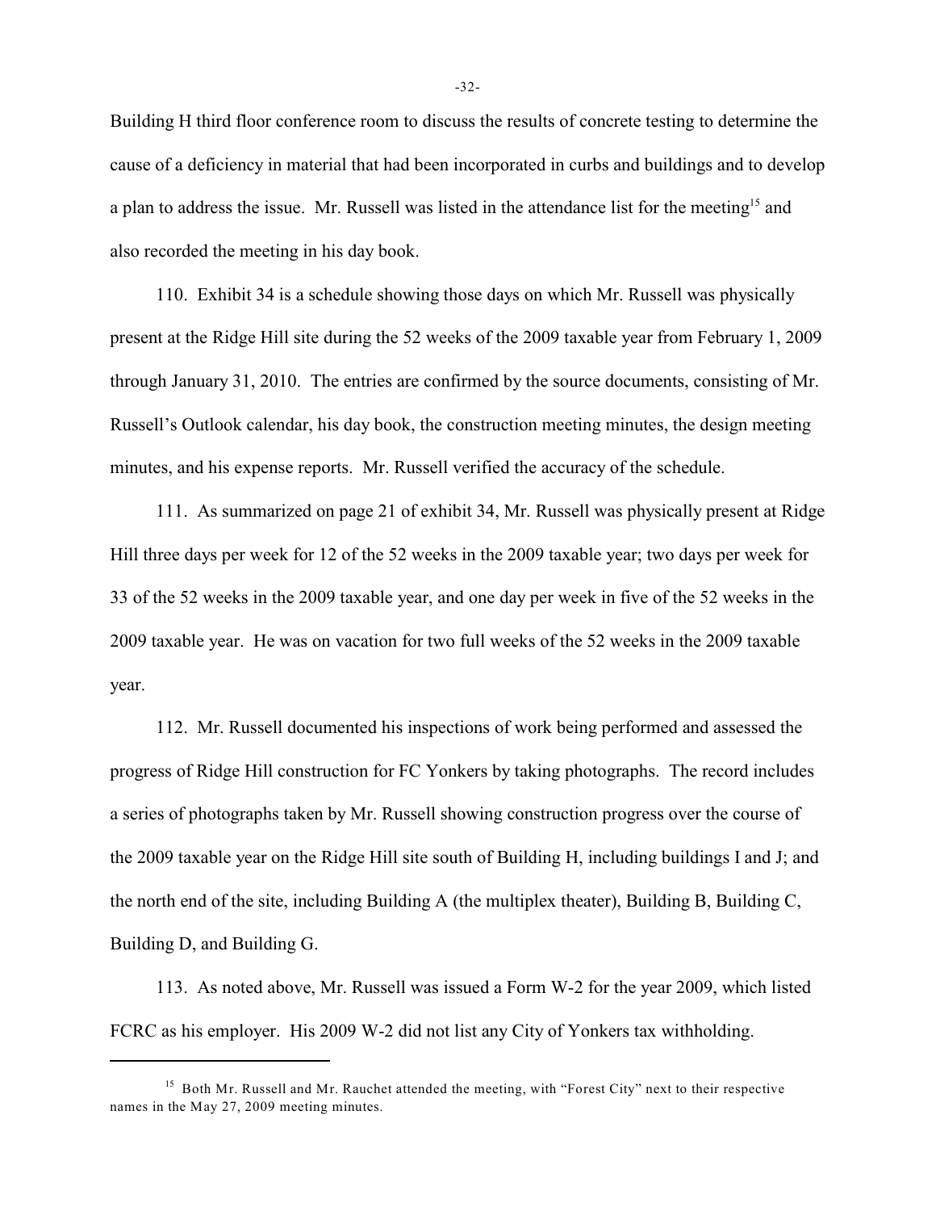Building H third floor conference room to discuss the results of concrete testing to determine the cause of a deficiency in material that had been incorporated in curbs and buildings and to develop a plan to address the issue. Mr. Russell was listed in the attendance list for the meeting[15] and also recorded the meeting in his day book.

110. Exhibit 34 is a schedule showing those days on which Mr. Russell was physically present at the Ridge Hill site during the 52 weeks of the 2009 taxable year from February 1, 2009 through January 31, 2010. The entries are confirmed by the source documents, consisting of Mr. Russell's Outlook calendar, his day book, the construction meeting minutes, the design meeting minutes, and his expense reports. Mr. Russell verified the accuracy of the schedule.

111. As summarized on page 21 of exhibit 34, Mr. Russell was physically present at Ridge Hill three days per week for 12 of the 52 weeks in the 2009 taxable year; two days per week for 33 of the 52 weeks in the 2009 taxable year, and one day per week in five of the 52 weeks in the 2009 taxable year. He was on vacation for two full weeks of the 52 weeks in the 2009 taxable year.

112. Mr. Russell documented his inspections of work being performed and assessed the progress of Ridge Hill construction for FC Yonkers by taking photographs. The record includes a series of photographs taken by Mr. Russell showing construction progress over the course of the 2009 taxable year on the Ridge Hill site south of Building H, including buildings I and J; and the north end of the site, including Building A (the multiplex theater), Building B, Building C, Building D, and Building G.

113. As noted above, Mr. Russell was issued a Form W-2 for the year 2009, which listed FCRC as his employer. His 2009 W-2 did not list any City of Yonkers tax withholding.

---

[15] Both Mr. Russell and Mr. Rauchet attended the meeting, with "Forest City" next to their respective names in the May 27, 2009 meeting minutes.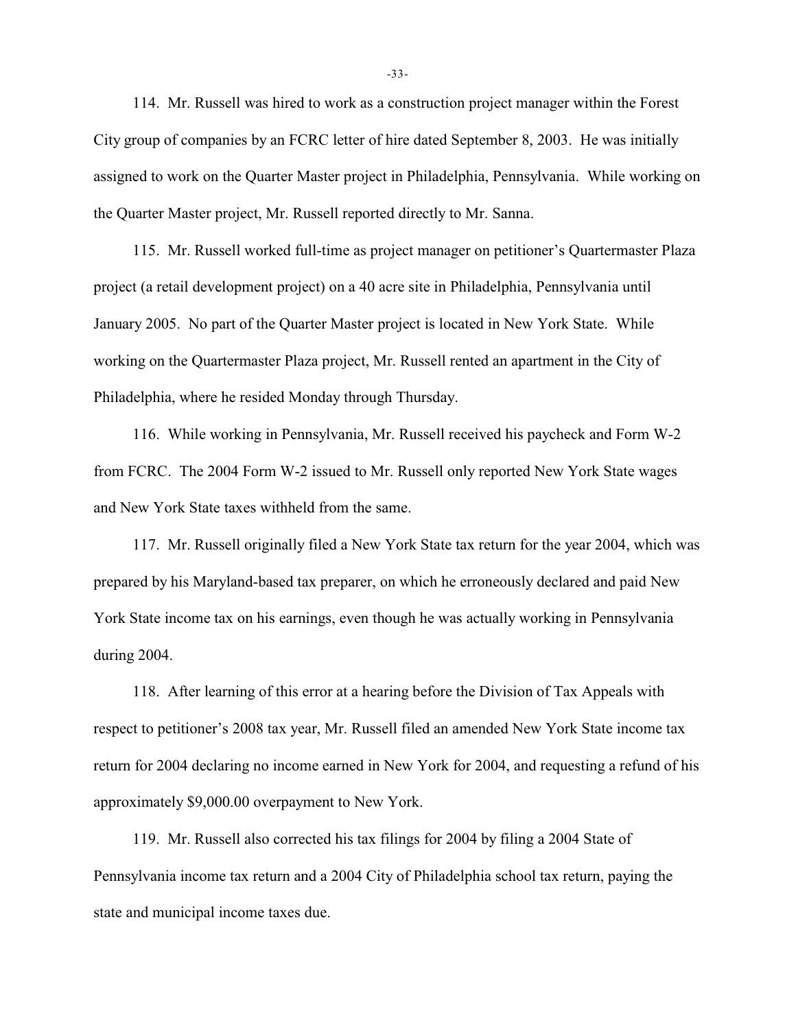114. Mr. Russell was hired to work as a construction project manager within the Forest City group of companies by an FCRC letter of hire dated September 8, 2003. He was initially assigned to work on the Quarter Master project in Philadelphia, Pennsylvania. While working on the Quarter Master project, Mr. Russell reported directly to Mr. Sanna.

115. Mr. Russell worked full-time as project manager on petitioner's Quartermaster Plaza project (a retail development project) on a 40 acre site in Philadelphia, Pennsylvania until January 2005. No part of the Quarter Master project is located in New York State. While working on the Quartermaster Plaza project, Mr. Russell rented an apartment in the City of Philadelphia, where he resided Monday through Thursday.

116. While working in Pennsylvania, Mr. Russell received his paycheck and Form W-2 from FCRC. The 2004 Form W-2 issued to Mr. Russell only reported New York State wages and New York State taxes withheld from the same.

117. Mr. Russell originally filed a New York State tax return for the year 2004, which was prepared by his Maryland-based tax preparer, on which he erroneously declared and paid New York State income tax on his earnings, even though he was actually working in Pennsylvania during 2004.

118. After learning of this error at a hearing before the Division of Tax Appeals with respect to petitioner's 2008 tax year, Mr. Russell filed an amended New York State income tax return for 2004 declaring no income earned in New York for 2004, and requesting a refund of his approximately $9,000.00 overpayment to New York.

119. Mr. Russell also corrected his tax filings for 2004 by filing a 2004 State of Pennsylvania income tax return and a 2004 City of Philadelphia school tax return, paying the state and municipal income taxes due.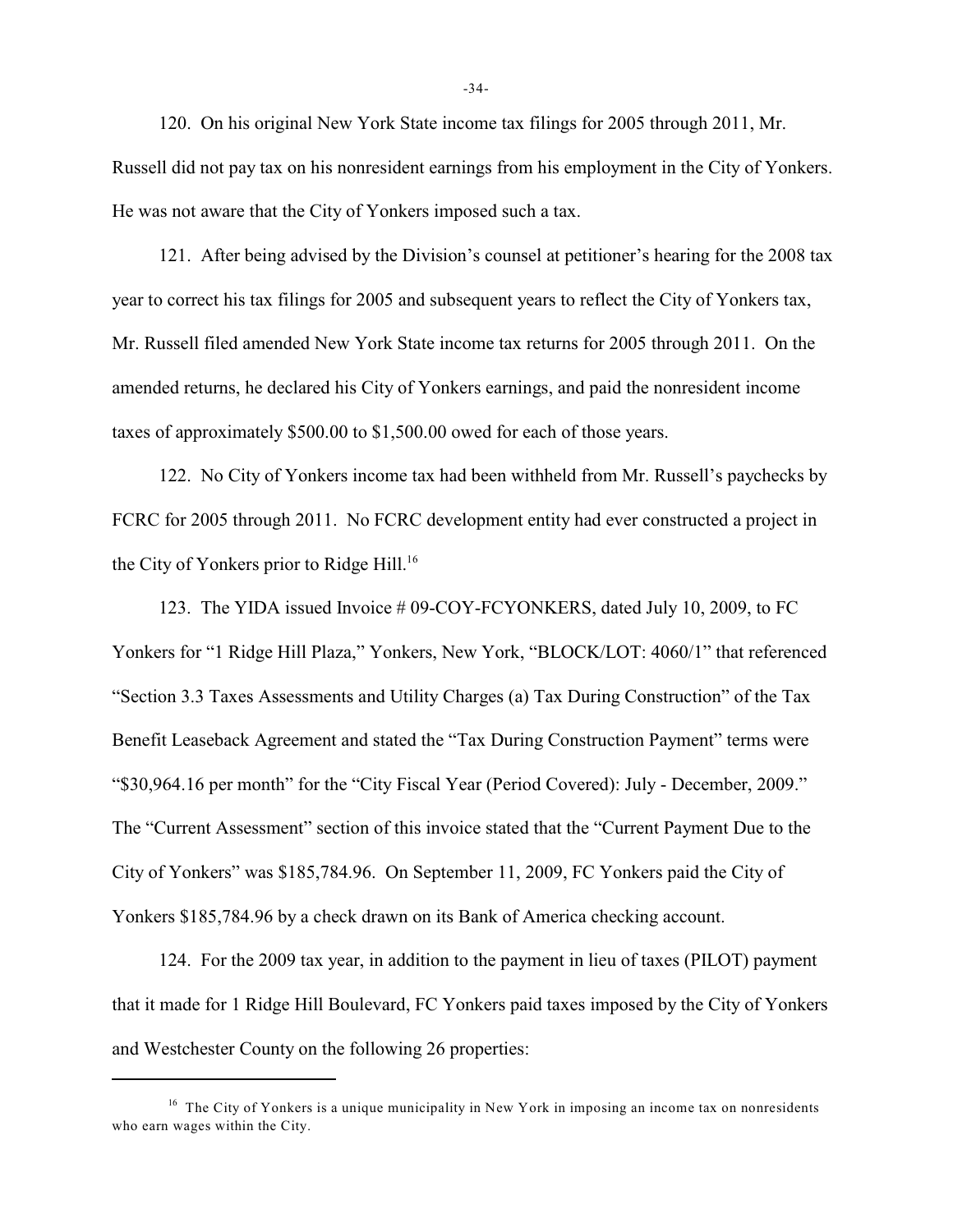120. On his original New York State income tax filings for 2005 through 2011, Mr. Russell did not pay tax on his nonresident earnings from his employment in the City of Yonkers. He was not aware that the City of Yonkers imposed such a tax.

121. After being advised by the Division's counsel at petitioner's hearing for the 2008 tax year to correct his tax filings for 2005 and subsequent years to reflect the City of Yonkers tax, Mr. Russell filed amended New York State income tax returns for 2005 through 2011. On the amended returns, he declared his City of Yonkers earnings, and paid the nonresident income taxes of approximately $500.00 to $1,500.00 owed for each of those years.

122. No City of Yonkers income tax had been withheld from Mr. Russell's paychecks by FCRC for 2005 through 2011. No FCRC development entity had ever constructed a project in the City of Yonkers prior to Ridge Hill.[16]

123. The YIDA issued Invoice # 09-COY-FCYONKERS, dated July 10, 2009, to FC Yonkers for "1 Ridge Hill Plaza," Yonkers, New York, "BLOCK/LOT: 4060/1" that referenced "Section 3.3 Taxes Assessments and Utility Charges (a) Tax During Construction" of the Tax Benefit Leaseback Agreement and stated the "Tax During Construction Payment" terms were "$30,964.16 per month" for the "City Fiscal Year (Period Covered): July - December, 2009." The "Current Assessment" section of this invoice stated that the "Current Payment Due to the City of Yonkers" was $185,784.96. On September 11, 2009, FC Yonkers paid the City of Yonkers $185,784.96 by a check drawn on its Bank of America checking account.

124. For the 2009 tax year, in addition to the payment in lieu of taxes (PILOT) payment that it made for 1 Ridge Hill Boulevard, FC Yonkers paid taxes imposed by the City of Yonkers and Westchester County on the following 26 properties:

[16] The City of Yonkers is a unique municipality in New York in imposing an income tax on nonresidents who earn wages within the City.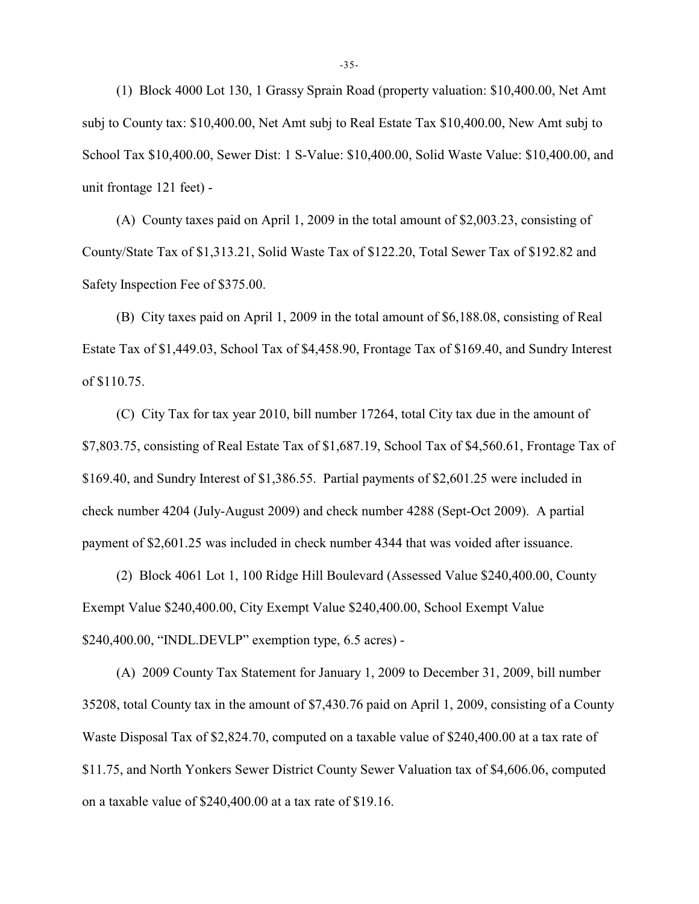(1) Block 4000 Lot 130, 1 Grassy Sprain Road (property valuation: $10,400.00, Net Amt subj to County tax: $10,400.00, Net Amt subj to Real Estate Tax $10,400.00, New Amt subj to School Tax $10,400.00, Sewer Dist: 1 S-Value: $10,400.00, Solid Waste Value: $10,400.00, and unit frontage 121 feet) -

(A) County taxes paid on April 1, 2009 in the total amount of $2,003.23, consisting of County/State Tax of $1,313.21, Solid Waste Tax of $122.20, Total Sewer Tax of $192.82 and Safety Inspection Fee of $375.00.

(B) City taxes paid on April 1, 2009 in the total amount of $6,188.08, consisting of Real Estate Tax of $1,449.03, School Tax of $4,458.90, Frontage Tax of $169.40, and Sundry Interest of $110.75.

(C) City Tax for tax year 2010, bill number 17264, total City tax due in the amount of $7,803.75, consisting of Real Estate Tax of $1,687.19, School Tax of $4,560.61, Frontage Tax of $169.40, and Sundry Interest of $1,386.55. Partial payments of $2,601.25 were included in check number 4204 (July-August 2009) and check number 4288 (Sept-Oct 2009). A partial payment of $2,601.25 was included in check number 4344 that was voided after issuance.

(2) Block 4061 Lot 1, 100 Ridge Hill Boulevard (Assessed Value $240,400.00, County Exempt Value $240,400.00, City Exempt Value $240,400.00, School Exempt Value $240,400.00, "INDL.DEVLP" exemption type, 6.5 acres) -

(A) 2009 County Tax Statement for January 1, 2009 to December 31, 2009, bill number 35208, total County tax in the amount of $7,430.76 paid on April 1, 2009, consisting of a County Waste Disposal Tax of $2,824.70, computed on a taxable value of $240,400.00 at a tax rate of $11.75, and North Yonkers Sewer District County Sewer Valuation tax of $4,606.06, computed on a taxable value of $240,400.00 at a tax rate of $19.16.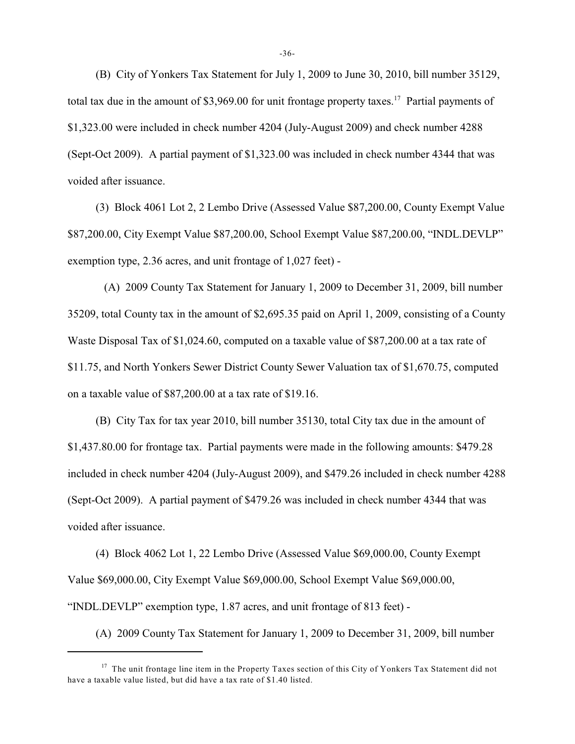(B) City of Yonkers Tax Statement for July 1, 2009 to June 30, 2010, bill number 35129, total tax due in the amount of $3,969.00 for unit frontage property taxes.[17] Partial payments of $1,323.00 were included in check number 4204 (July-August 2009) and check number 4288 (Sept-Oct 2009). A partial payment of $1,323.00 was included in check number 4344 that was voided after issuance.

(3) Block 4061 Lot 2, 2 Lembo Drive (Assessed Value $87,200.00, County Exempt Value $87,200.00, City Exempt Value $87,200.00, School Exempt Value $87,200.00, "INDL.DEVLP" exemption type, 2.36 acres, and unit frontage of 1,027 feet) -

(A) 2009 County Tax Statement for January 1, 2009 to December 31, 2009, bill number 35209, total County tax in the amount of $2,695.35 paid on April 1, 2009, consisting of a County Waste Disposal Tax of $1,024.60, computed on a taxable value of $87,200.00 at a tax rate of $11.75, and North Yonkers Sewer District County Sewer Valuation tax of $1,670.75, computed on a taxable value of $87,200.00 at a tax rate of $19.16.

(B) City Tax for tax year 2010, bill number 35130, total City tax due in the amount of $1,437.80.00 for frontage tax. Partial payments were made in the following amounts: $479.28 included in check number 4204 (July-August 2009), and $479.26 included in check number 4288 (Sept-Oct 2009). A partial payment of $479.26 was included in check number 4344 that was voided after issuance.

(4) Block 4062 Lot 1, 22 Lembo Drive (Assessed Value $69,000.00, County Exempt Value $69,000.00, City Exempt Value $69,000.00, School Exempt Value $69,000.00, "INDL.DEVLP" exemption type, 1.87 acres, and unit frontage of 813 feet) -

(A) 2009 County Tax Statement for January 1, 2009 to December 31, 2009, bill number

---

[17] The unit frontage line item in the Property Taxes section of this City of Yonkers Tax Statement did not have a taxable value listed, but did have a tax rate of $1.40 listed.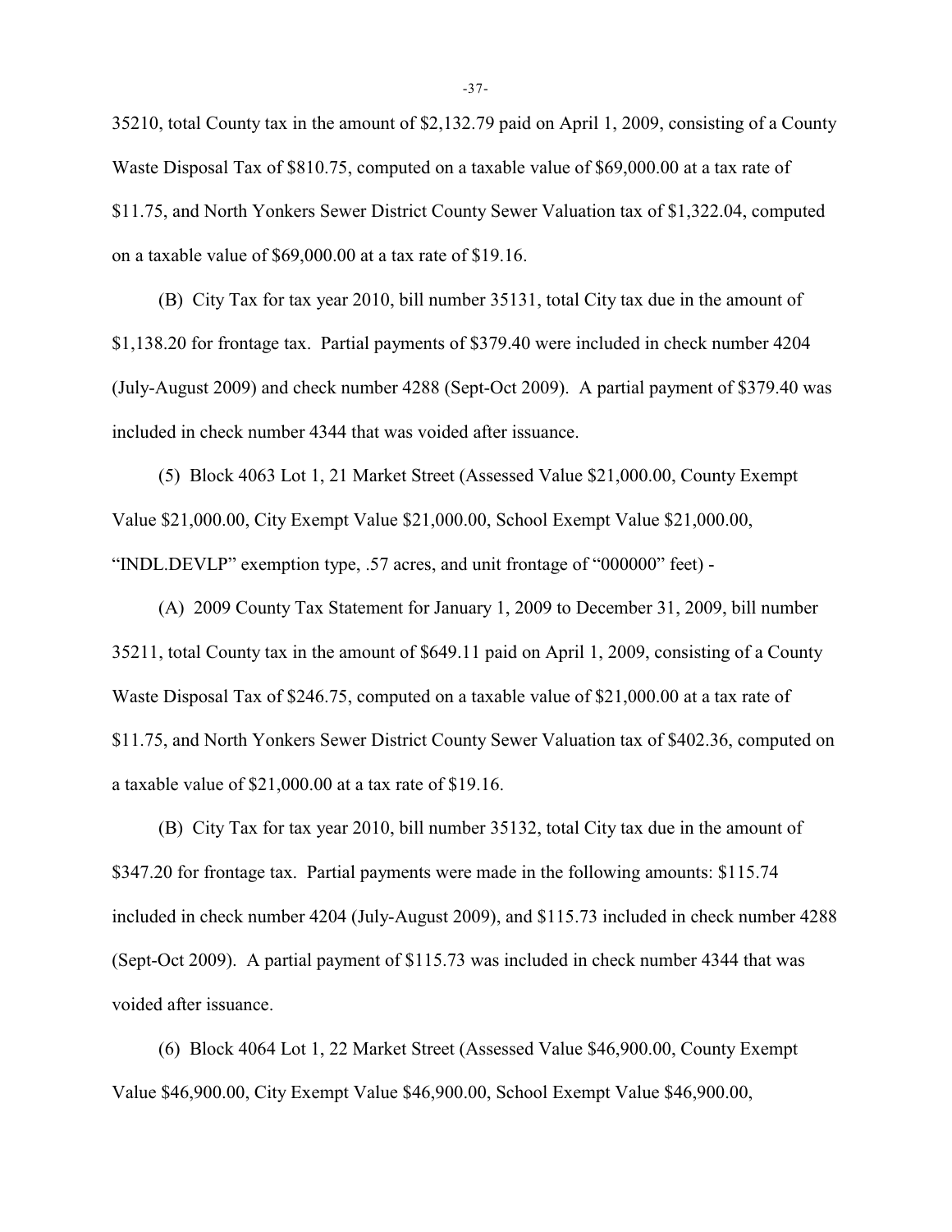35210, total County tax in the amount of $2,132.79 paid on April 1, 2009, consisting of a County Waste Disposal Tax of $810.75, computed on a taxable value of $69,000.00 at a tax rate of $11.75, and North Yonkers Sewer District County Sewer Valuation tax of $1,322.04, computed on a taxable value of $69,000.00 at a tax rate of $19.16.

(B) City Tax for tax year 2010, bill number 35131, total City tax due in the amount of $1,138.20 for frontage tax. Partial payments of $379.40 were included in check number 4204 (July-August 2009) and check number 4288 (Sept-Oct 2009). A partial payment of $379.40 was included in check number 4344 that was voided after issuance.

(5) Block 4063 Lot 1, 21 Market Street (Assessed Value $21,000.00, County Exempt Value $21,000.00, City Exempt Value $21,000.00, School Exempt Value $21,000.00, "INDL.DEVLP" exemption type, .57 acres, and unit frontage of "000000" feet) -

(A) 2009 County Tax Statement for January 1, 2009 to December 31, 2009, bill number 35211, total County tax in the amount of $649.11 paid on April 1, 2009, consisting of a County Waste Disposal Tax of $246.75, computed on a taxable value of $21,000.00 at a tax rate of $11.75, and North Yonkers Sewer District County Sewer Valuation tax of $402.36, computed on a taxable value of $21,000.00 at a tax rate of $19.16.

(B) City Tax for tax year 2010, bill number 35132, total City tax due in the amount of $347.20 for frontage tax. Partial payments were made in the following amounts: $115.74 included in check number 4204 (July-August 2009), and $115.73 included in check number 4288 (Sept-Oct 2009). A partial payment of $115.73 was included in check number 4344 that was voided after issuance.

(6) Block 4064 Lot 1, 22 Market Street (Assessed Value $46,900.00, County Exempt Value $46,900.00, City Exempt Value $46,900.00, School Exempt Value $46,900.00,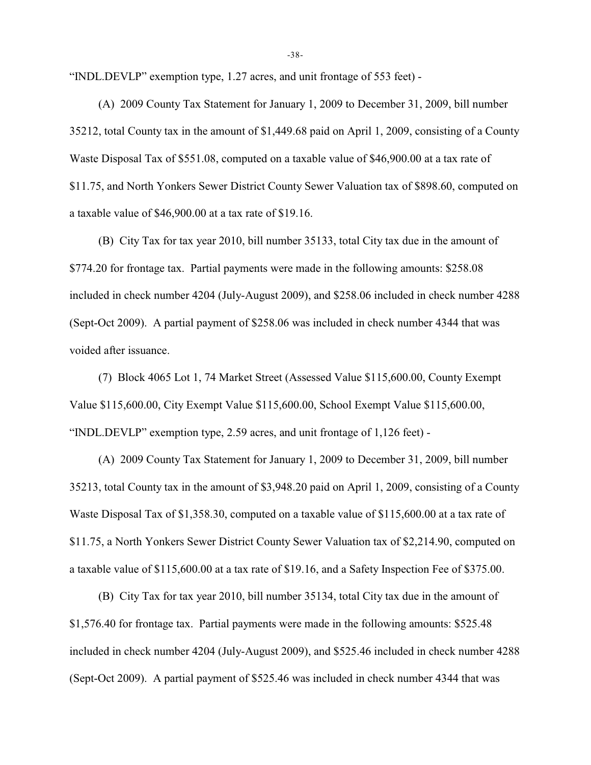"INDL.DEVLP" exemption type, 1.27 acres, and unit frontage of 553 feet) -

(A) 2009 County Tax Statement for January 1, 2009 to December 31, 2009, bill number 35212, total County tax in the amount of $1,449.68 paid on April 1, 2009, consisting of a County Waste Disposal Tax of $551.08, computed on a taxable value of $46,900.00 at a tax rate of $11.75, and North Yonkers Sewer District County Sewer Valuation tax of $898.60, computed on a taxable value of $46,900.00 at a tax rate of $19.16.

(B) City Tax for tax year 2010, bill number 35133, total City tax due in the amount of $774.20 for frontage tax. Partial payments were made in the following amounts: $258.08 included in check number 4204 (July-August 2009), and $258.06 included in check number 4288 (Sept-Oct 2009). A partial payment of $258.06 was included in check number 4344 that was voided after issuance.

(7) Block 4065 Lot 1, 74 Market Street (Assessed Value $115,600.00, County Exempt Value $115,600.00, City Exempt Value $115,600.00, School Exempt Value $115,600.00, "INDL.DEVLP" exemption type, 2.59 acres, and unit frontage of 1,126 feet) -

(A) 2009 County Tax Statement for January 1, 2009 to December 31, 2009, bill number 35213, total County tax in the amount of $3,948.20 paid on April 1, 2009, consisting of a County Waste Disposal Tax of $1,358.30, computed on a taxable value of $115,600.00 at a tax rate of $11.75, a North Yonkers Sewer District County Sewer Valuation tax of $2,214.90, computed on a taxable value of $115,600.00 at a tax rate of $19.16, and a Safety Inspection Fee of $375.00.

(B) City Tax for tax year 2010, bill number 35134, total City tax due in the amount of $1,576.40 for frontage tax. Partial payments were made in the following amounts: $525.48 included in check number 4204 (July-August 2009), and $525.46 included in check number 4288 (Sept-Oct 2009). A partial payment of $525.46 was included in check number 4344 that was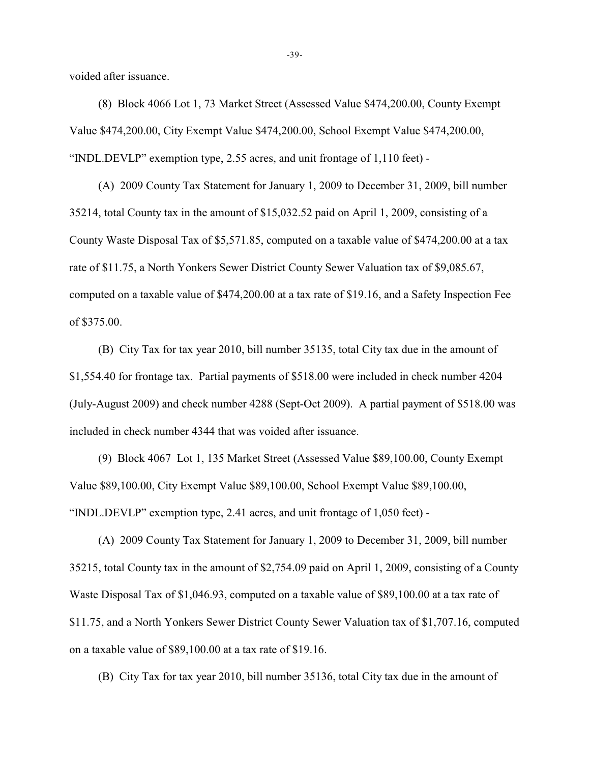voided after issuance.

(8) Block 4066 Lot 1, 73 Market Street (Assessed Value $474,200.00, County Exempt Value $474,200.00, City Exempt Value $474,200.00, School Exempt Value $474,200.00, "INDL.DEVLP" exemption type, 2.55 acres, and unit frontage of 1,110 feet) -

(A) 2009 County Tax Statement for January 1, 2009 to December 31, 2009, bill number 35214, total County tax in the amount of $15,032.52 paid on April 1, 2009, consisting of a County Waste Disposal Tax of $5,571.85, computed on a taxable value of $474,200.00 at a tax rate of $11.75, a North Yonkers Sewer District County Sewer Valuation tax of $9,085.67, computed on a taxable value of $474,200.00 at a tax rate of $19.16, and a Safety Inspection Fee of $375.00.

(B) City Tax for tax year 2010, bill number 35135, total City tax due in the amount of $1,554.40 for frontage tax. Partial payments of $518.00 were included in check number 4204 (July-August 2009) and check number 4288 (Sept-Oct 2009). A partial payment of $518.00 was included in check number 4344 that was voided after issuance.

(9) Block 4067 Lot 1, 135 Market Street (Assessed Value $89,100.00, County Exempt Value $89,100.00, City Exempt Value $89,100.00, School Exempt Value $89,100.00, "INDL.DEVLP" exemption type, 2.41 acres, and unit frontage of 1,050 feet) -

(A) 2009 County Tax Statement for January 1, 2009 to December 31, 2009, bill number 35215, total County tax in the amount of $2,754.09 paid on April 1, 2009, consisting of a County Waste Disposal Tax of $1,046.93, computed on a taxable value of $89,100.00 at a tax rate of $11.75, and a North Yonkers Sewer District County Sewer Valuation tax of $1,707.16, computed on a taxable value of $89,100.00 at a tax rate of $19.16.

(B) City Tax for tax year 2010, bill number 35136, total City tax due in the amount of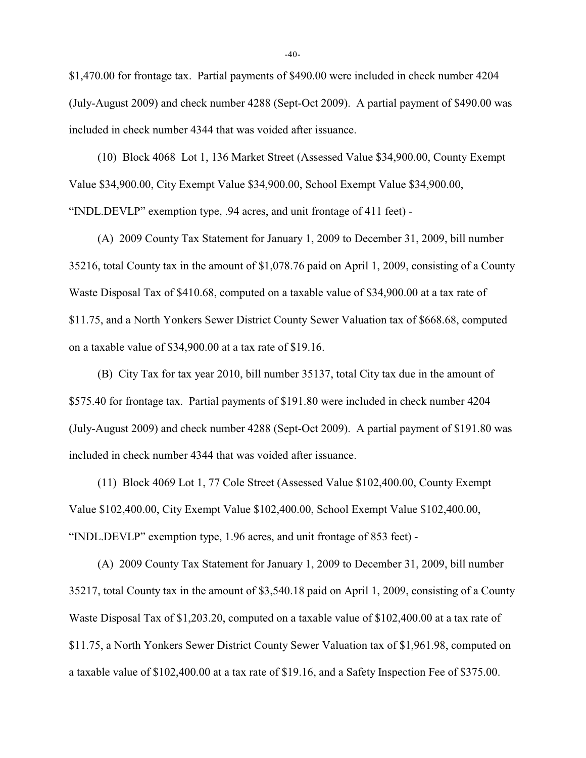$1,470.00 for frontage tax. Partial payments of $490.00 were included in check number 4204 (July-August 2009) and check number 4288 (Sept-Oct 2009). A partial payment of $490.00 was included in check number 4344 that was voided after issuance.

(10) Block 4068 Lot 1, 136 Market Street (Assessed Value $34,900.00, County Exempt Value $34,900.00, City Exempt Value $34,900.00, School Exempt Value $34,900.00, "INDL.DEVLP" exemption type, .94 acres, and unit frontage of 411 feet) -

(A) 2009 County Tax Statement for January 1, 2009 to December 31, 2009, bill number 35216, total County tax in the amount of $1,078.76 paid on April 1, 2009, consisting of a County Waste Disposal Tax of $410.68, computed on a taxable value of $34,900.00 at a tax rate of $11.75, and a North Yonkers Sewer District County Sewer Valuation tax of $668.68, computed on a taxable value of $34,900.00 at a tax rate of $19.16.

(B) City Tax for tax year 2010, bill number 35137, total City tax due in the amount of $575.40 for frontage tax. Partial payments of $191.80 were included in check number 4204 (July-August 2009) and check number 4288 (Sept-Oct 2009). A partial payment of $191.80 was included in check number 4344 that was voided after issuance.

(11) Block 4069 Lot 1, 77 Cole Street (Assessed Value $102,400.00, County Exempt Value $102,400.00, City Exempt Value $102,400.00, School Exempt Value $102,400.00, "INDL.DEVLP" exemption type, 1.96 acres, and unit frontage of 853 feet) -

(A) 2009 County Tax Statement for January 1, 2009 to December 31, 2009, bill number 35217, total County tax in the amount of $3,540.18 paid on April 1, 2009, consisting of a County Waste Disposal Tax of $1,203.20, computed on a taxable value of $102,400.00 at a tax rate of $11.75, a North Yonkers Sewer District County Sewer Valuation tax of $1,961.98, computed on a taxable value of $102,400.00 at a tax rate of $19.16, and a Safety Inspection Fee of $375.00.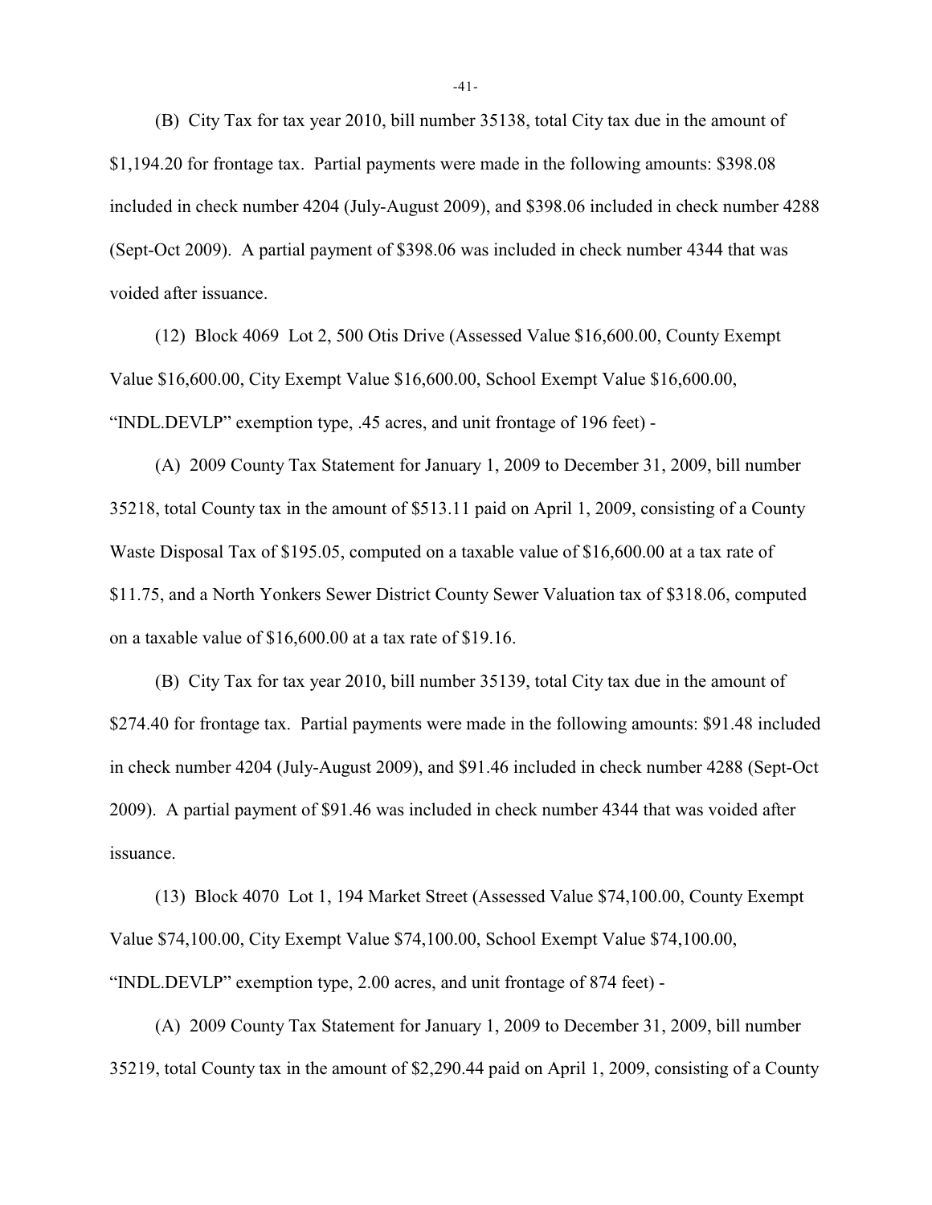(B) City Tax for tax year 2010, bill number 35138, total City tax due in the amount of $1,194.20 for frontage tax. Partial payments were made in the following amounts: $398.08 included in check number 4204 (July-August 2009), and $398.06 included in check number 4288 (Sept-Oct 2009). A partial payment of $398.06 was included in check number 4344 that was voided after issuance.

(12) Block 4069 Lot 2, 500 Otis Drive (Assessed Value $16,600.00, County Exempt Value $16,600.00, City Exempt Value $16,600.00, School Exempt Value $16,600.00, "INDL.DEVLP" exemption type, .45 acres, and unit frontage of 196 feet) -

(A) 2009 County Tax Statement for January 1, 2009 to December 31, 2009, bill number 35218, total County tax in the amount of $513.11 paid on April 1, 2009, consisting of a County Waste Disposal Tax of $195.05, computed on a taxable value of $16,600.00 at a tax rate of $11.75, and a North Yonkers Sewer District County Sewer Valuation tax of $318.06, computed on a taxable value of $16,600.00 at a tax rate of $19.16.

(B) City Tax for tax year 2010, bill number 35139, total City tax due in the amount of $274.40 for frontage tax. Partial payments were made in the following amounts: $91.48 included in check number 4204 (July-August 2009), and $91.46 included in check number 4288 (Sept-Oct 2009). A partial payment of $91.46 was included in check number 4344 that was voided after issuance.

(13) Block 4070 Lot 1, 194 Market Street (Assessed Value $74,100.00, County Exempt Value $74,100.00, City Exempt Value $74,100.00, School Exempt Value $74,100.00, "INDL.DEVLP" exemption type, 2.00 acres, and unit frontage of 874 feet) -

(A) 2009 County Tax Statement for January 1, 2009 to December 31, 2009, bill number 35219, total County tax in the amount of $2,290.44 paid on April 1, 2009, consisting of a County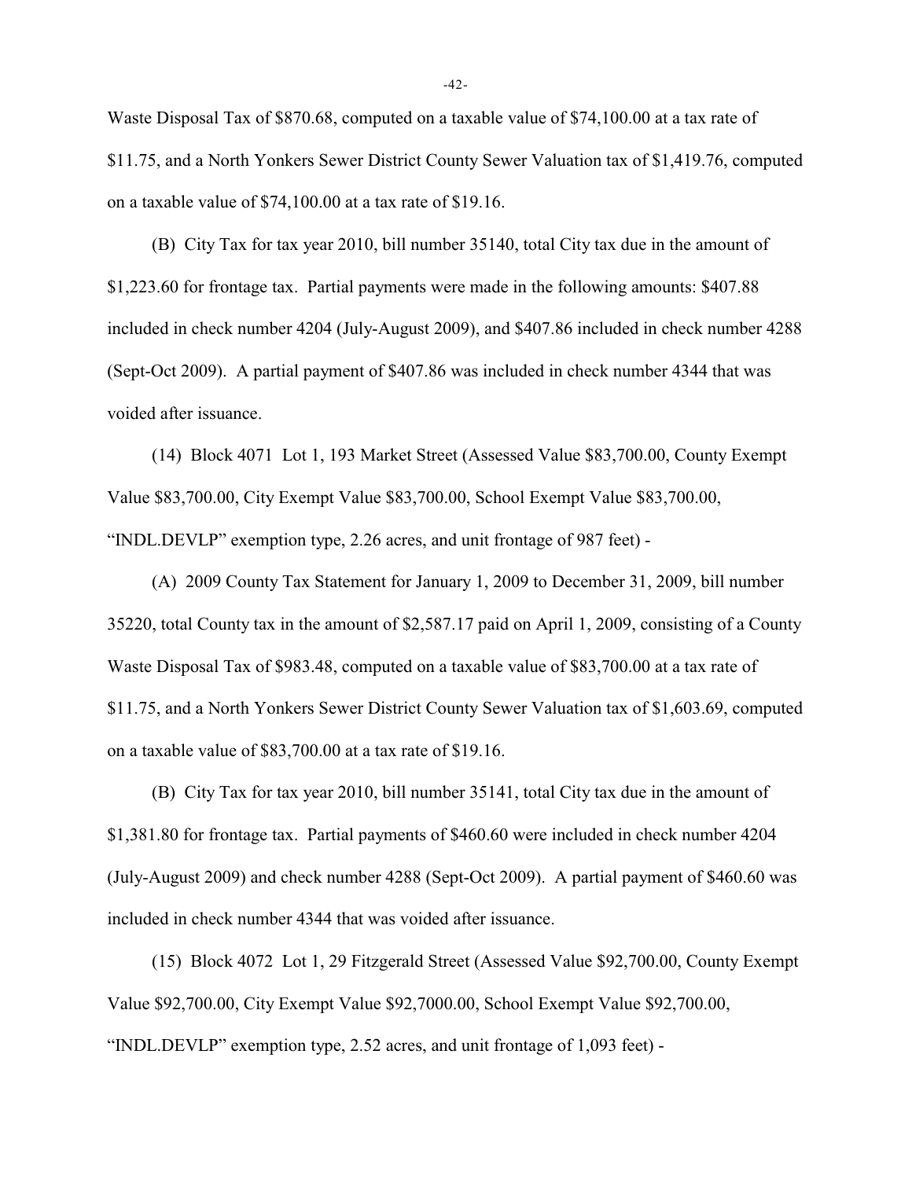Waste Disposal Tax of $870.68, computed on a taxable value of $74,100.00 at a tax rate of $11.75, and a North Yonkers Sewer District County Sewer Valuation tax of $1,419.76, computed on a taxable value of $74,100.00 at a tax rate of $19.16.

(B) City Tax for tax year 2010, bill number 35140, total City tax due in the amount of $1,223.60 for frontage tax. Partial payments were made in the following amounts: $407.88 included in check number 4204 (July-August 2009), and $407.86 included in check number 4288 (Sept-Oct 2009). A partial payment of $407.86 was included in check number 4344 that was voided after issuance.

(14) Block 4071 Lot 1, 193 Market Street (Assessed Value $83,700.00, County Exempt Value $83,700.00, City Exempt Value $83,700.00, School Exempt Value $83,700.00, "INDL.DEVLP" exemption type, 2.26 acres, and unit frontage of 987 feet) -

(A) 2009 County Tax Statement for January 1, 2009 to December 31, 2009, bill number 35220, total County tax in the amount of $2,587.17 paid on April 1, 2009, consisting of a County Waste Disposal Tax of $983.48, computed on a taxable value of $83,700.00 at a tax rate of $11.75, and a North Yonkers Sewer District County Sewer Valuation tax of $1,603.69, computed on a taxable value of $83,700.00 at a tax rate of $19.16.

(B) City Tax for tax year 2010, bill number 35141, total City tax due in the amount of $1,381.80 for frontage tax. Partial payments of $460.60 were included in check number 4204 (July-August 2009) and check number 4288 (Sept-Oct 2009). A partial payment of $460.60 was included in check number 4344 that was voided after issuance.

(15) Block 4072 Lot 1, 29 Fitzgerald Street (Assessed Value $92,700.00, County Exempt Value $92,700.00, City Exempt Value $92,7000.00, School Exempt Value $92,700.00, "INDL.DEVLP" exemption type, 2.52 acres, and unit frontage of 1,093 feet) -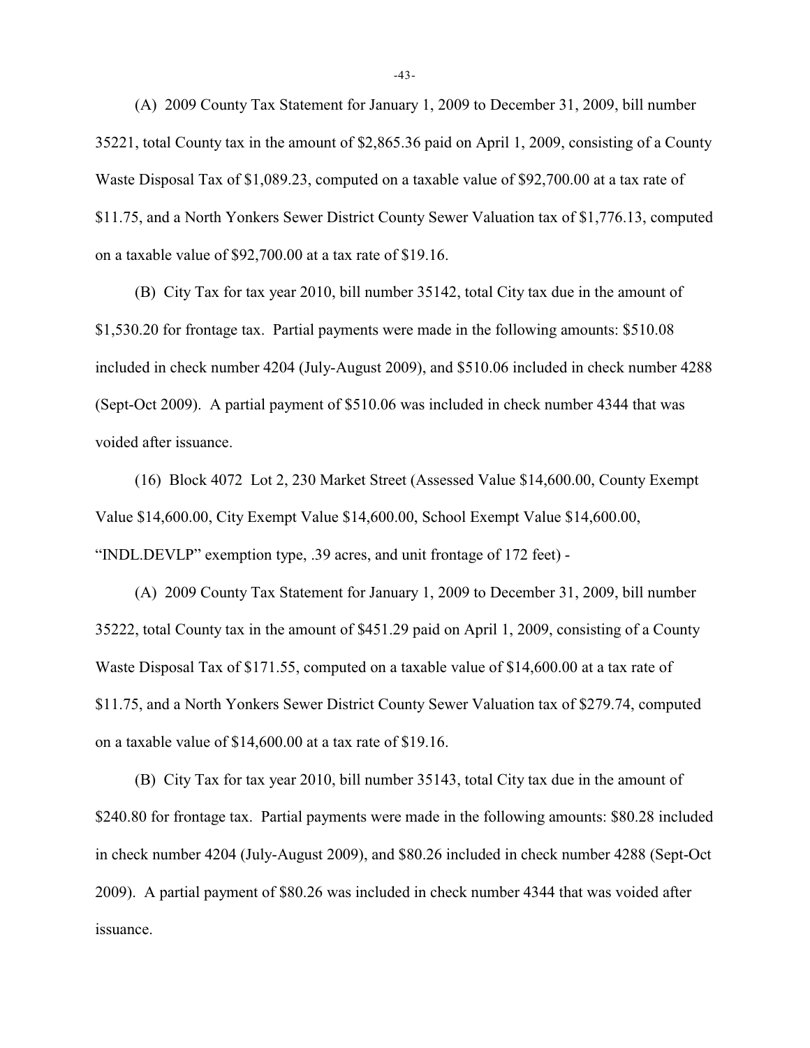(A) 2009 County Tax Statement for January 1, 2009 to December 31, 2009, bill number 35221, total County tax in the amount of $2,865.36 paid on April 1, 2009, consisting of a County Waste Disposal Tax of $1,089.23, computed on a taxable value of $92,700.00 at a tax rate of $11.75, and a North Yonkers Sewer District County Sewer Valuation tax of $1,776.13, computed on a taxable value of $92,700.00 at a tax rate of $19.16.

(B) City Tax for tax year 2010, bill number 35142, total City tax due in the amount of $1,530.20 for frontage tax. Partial payments were made in the following amounts: $510.08 included in check number 4204 (July-August 2009), and $510.06 included in check number 4288 (Sept-Oct 2009). A partial payment of $510.06 was included in check number 4344 that was voided after issuance.

(16) Block 4072 Lot 2, 230 Market Street (Assessed Value $14,600.00, County Exempt Value $14,600.00, City Exempt Value $14,600.00, School Exempt Value $14,600.00, "INDL.DEVLP" exemption type, .39 acres, and unit frontage of 172 feet) -

(A) 2009 County Tax Statement for January 1, 2009 to December 31, 2009, bill number 35222, total County tax in the amount of $451.29 paid on April 1, 2009, consisting of a County Waste Disposal Tax of $171.55, computed on a taxable value of $14,600.00 at a tax rate of $11.75, and a North Yonkers Sewer District County Sewer Valuation tax of $279.74, computed on a taxable value of $14,600.00 at a tax rate of $19.16.

(B) City Tax for tax year 2010, bill number 35143, total City tax due in the amount of $240.80 for frontage tax. Partial payments were made in the following amounts: $80.28 included in check number 4204 (July-August 2009), and $80.26 included in check number 4288 (Sept-Oct 2009). A partial payment of $80.26 was included in check number 4344 that was voided after issuance.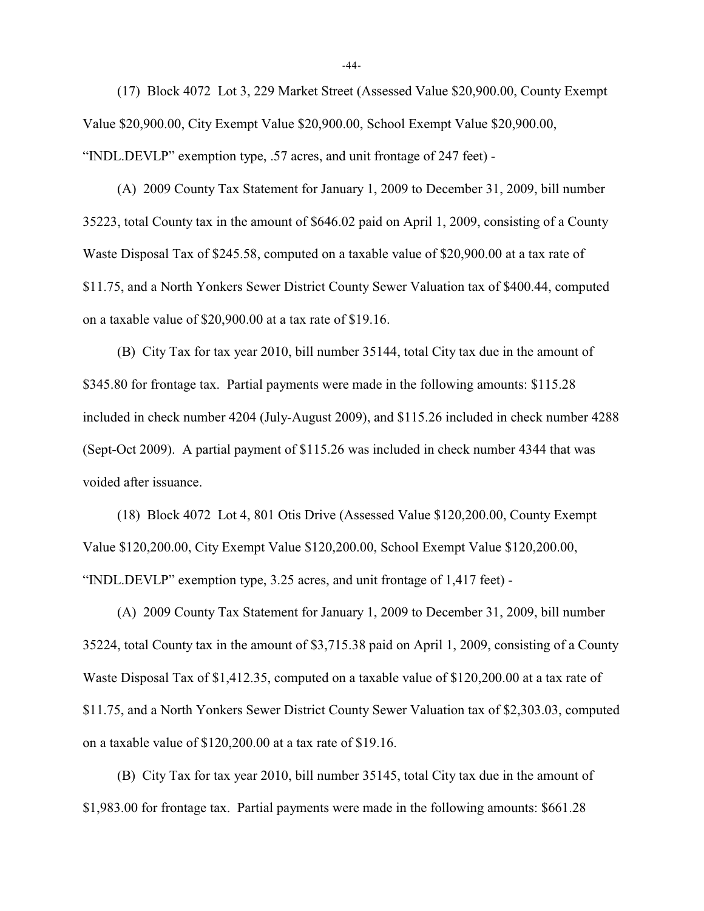(17) Block 4072 Lot 3, 229 Market Street (Assessed Value $20,900.00, County Exempt Value $20,900.00, City Exempt Value $20,900.00, School Exempt Value $20,900.00, "INDL.DEVLP" exemption type, .57 acres, and unit frontage of 247 feet) -

(A) 2009 County Tax Statement for January 1, 2009 to December 31, 2009, bill number 35223, total County tax in the amount of $646.02 paid on April 1, 2009, consisting of a County Waste Disposal Tax of $245.58, computed on a taxable value of $20,900.00 at a tax rate of $11.75, and a North Yonkers Sewer District County Sewer Valuation tax of $400.44, computed on a taxable value of $20,900.00 at a tax rate of $19.16.

(B) City Tax for tax year 2010, bill number 35144, total City tax due in the amount of $345.80 for frontage tax. Partial payments were made in the following amounts: $115.28 included in check number 4204 (July-August 2009), and $115.26 included in check number 4288 (Sept-Oct 2009). A partial payment of $115.26 was included in check number 4344 that was voided after issuance.

(18) Block 4072 Lot 4, 801 Otis Drive (Assessed Value $120,200.00, County Exempt Value $120,200.00, City Exempt Value $120,200.00, School Exempt Value $120,200.00, "INDL.DEVLP" exemption type, 3.25 acres, and unit frontage of 1,417 feet) -

(A) 2009 County Tax Statement for January 1, 2009 to December 31, 2009, bill number 35224, total County tax in the amount of $3,715.38 paid on April 1, 2009, consisting of a County Waste Disposal Tax of $1,412.35, computed on a taxable value of $120,200.00 at a tax rate of $11.75, and a North Yonkers Sewer District County Sewer Valuation tax of $2,303.03, computed on a taxable value of $120,200.00 at a tax rate of $19.16.

(B) City Tax for tax year 2010, bill number 35145, total City tax due in the amount of $1,983.00 for frontage tax. Partial payments were made in the following amounts: $661.28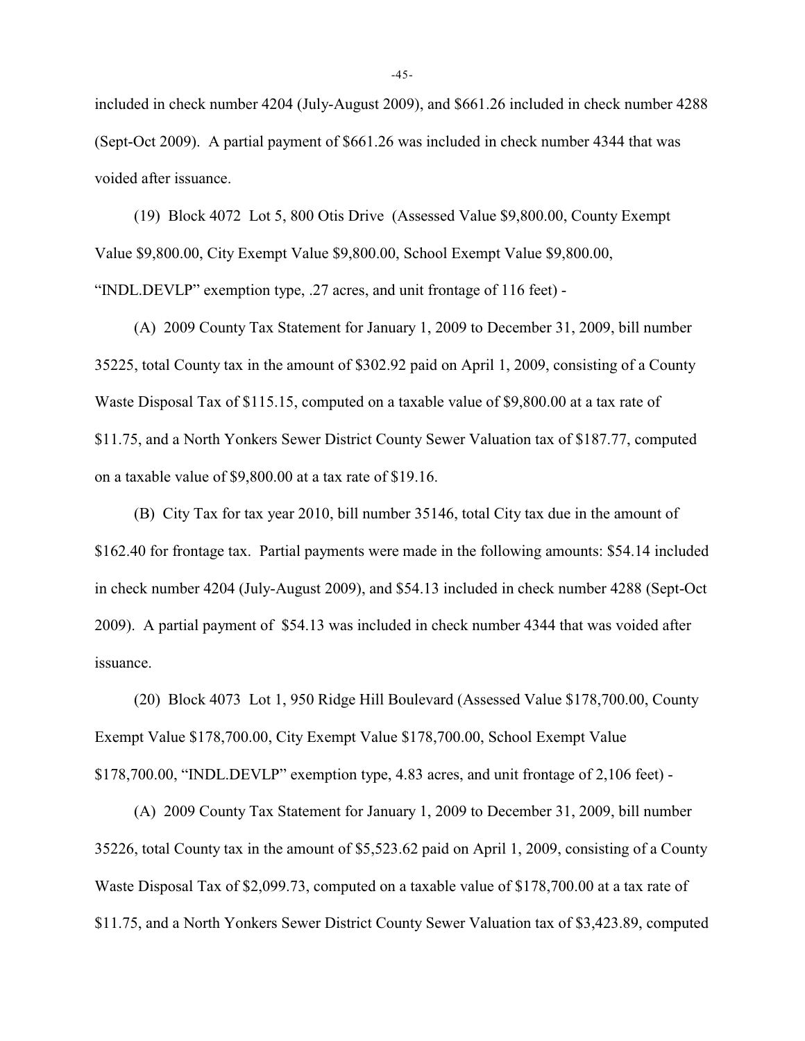included in check number 4204 (July-August 2009), and $661.26 included in check number 4288 (Sept-Oct 2009). A partial payment of $661.26 was included in check number 4344 that was voided after issuance.

(19) Block 4072 Lot 5, 800 Otis Drive (Assessed Value $9,800.00, County Exempt Value $9,800.00, City Exempt Value $9,800.00, School Exempt Value $9,800.00, "INDL.DEVLP" exemption type, .27 acres, and unit frontage of 116 feet) -

(A) 2009 County Tax Statement for January 1, 2009 to December 31, 2009, bill number 35225, total County tax in the amount of $302.92 paid on April 1, 2009, consisting of a County Waste Disposal Tax of $115.15, computed on a taxable value of $9,800.00 at a tax rate of $11.75, and a North Yonkers Sewer District County Sewer Valuation tax of $187.77, computed on a taxable value of $9,800.00 at a tax rate of $19.16.

(B) City Tax for tax year 2010, bill number 35146, total City tax due in the amount of $162.40 for frontage tax. Partial payments were made in the following amounts: $54.14 included in check number 4204 (July-August 2009), and $54.13 included in check number 4288 (Sept-Oct 2009). A partial payment of $54.13 was included in check number 4344 that was voided after issuance.

(20) Block 4073 Lot 1, 950 Ridge Hill Boulevard (Assessed Value $178,700.00, County Exempt Value $178,700.00, City Exempt Value $178,700.00, School Exempt Value $178,700.00, "INDL.DEVLP" exemption type, 4.83 acres, and unit frontage of 2,106 feet) -

(A) 2009 County Tax Statement for January 1, 2009 to December 31, 2009, bill number 35226, total County tax in the amount of $5,523.62 paid on April 1, 2009, consisting of a County Waste Disposal Tax of $2,099.73, computed on a taxable value of $178,700.00 at a tax rate of $11.75, and a North Yonkers Sewer District County Sewer Valuation tax of $3,423.89, computed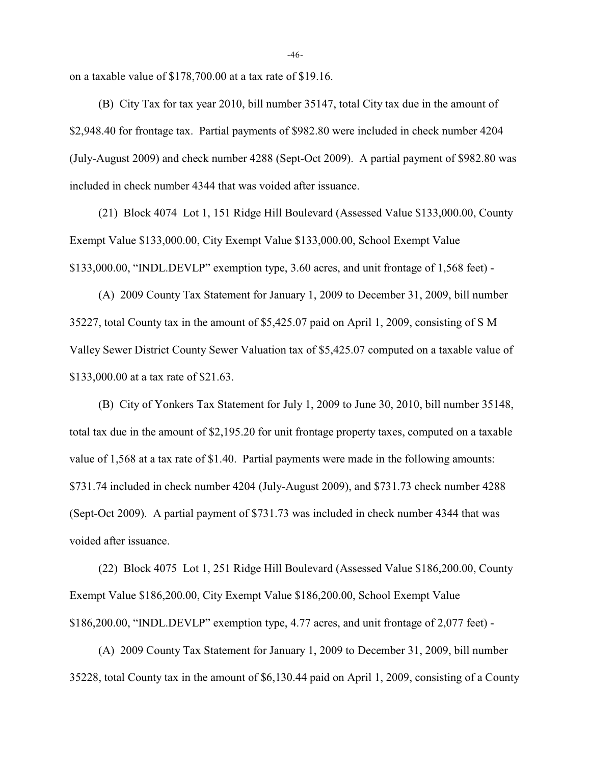on a taxable value of $178,700.00 at a tax rate of $19.16.

(B) City Tax for tax year 2010, bill number 35147, total City tax due in the amount of $2,948.40 for frontage tax. Partial payments of $982.80 were included in check number 4204 (July-August 2009) and check number 4288 (Sept-Oct 2009). A partial payment of $982.80 was included in check number 4344 that was voided after issuance.

(21) Block 4074 Lot 1, 151 Ridge Hill Boulevard (Assessed Value $133,000.00, County Exempt Value $133,000.00, City Exempt Value $133,000.00, School Exempt Value $133,000.00, "INDL.DEVLP" exemption type, 3.60 acres, and unit frontage of 1,568 feet) -

(A) 2009 County Tax Statement for January 1, 2009 to December 31, 2009, bill number 35227, total County tax in the amount of $5,425.07 paid on April 1, 2009, consisting of S M Valley Sewer District County Sewer Valuation tax of $5,425.07 computed on a taxable value of $133,000.00 at a tax rate of $21.63.

(B) City of Yonkers Tax Statement for July 1, 2009 to June 30, 2010, bill number 35148, total tax due in the amount of $2,195.20 for unit frontage property taxes, computed on a taxable value of 1,568 at a tax rate of $1.40. Partial payments were made in the following amounts: $731.74 included in check number 4204 (July-August 2009), and $731.73 check number 4288 (Sept-Oct 2009). A partial payment of $731.73 was included in check number 4344 that was voided after issuance.

(22) Block 4075 Lot 1, 251 Ridge Hill Boulevard (Assessed Value $186,200.00, County Exempt Value $186,200.00, City Exempt Value $186,200.00, School Exempt Value $186,200.00, "INDL.DEVLP" exemption type, 4.77 acres, and unit frontage of 2,077 feet) -

(A) 2009 County Tax Statement for January 1, 2009 to December 31, 2009, bill number 35228, total County tax in the amount of $6,130.44 paid on April 1, 2009, consisting of a County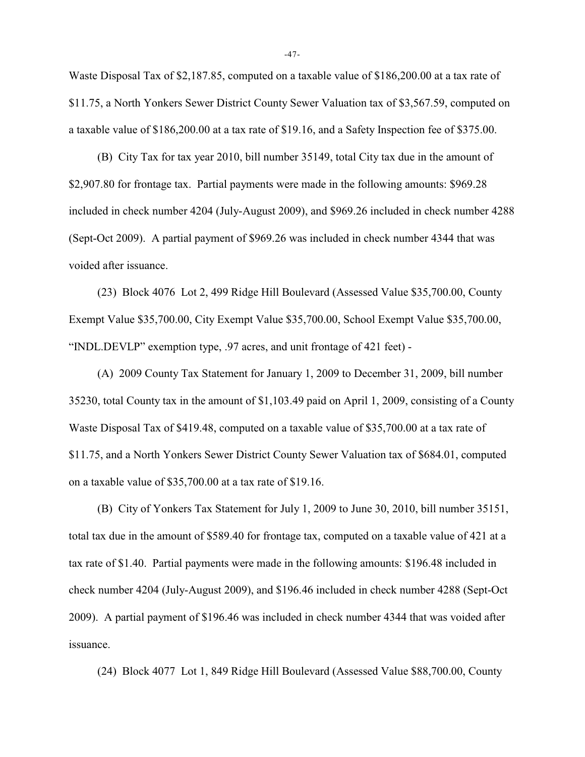Waste Disposal Tax of $2,187.85, computed on a taxable value of $186,200.00 at a tax rate of $11.75, a North Yonkers Sewer District County Sewer Valuation tax of $3,567.59, computed on a taxable value of $186,200.00 at a tax rate of $19.16, and a Safety Inspection fee of $375.00.

(B) City Tax for tax year 2010, bill number 35149, total City tax due in the amount of $2,907.80 for frontage tax. Partial payments were made in the following amounts: $969.28 included in check number 4204 (July-August 2009), and $969.26 included in check number 4288 (Sept-Oct 2009). A partial payment of $969.26 was included in check number 4344 that was voided after issuance.

(23) Block 4076 Lot 2, 499 Ridge Hill Boulevard (Assessed Value $35,700.00, County Exempt Value $35,700.00, City Exempt Value $35,700.00, School Exempt Value $35,700.00, "INDL.DEVLP" exemption type, .97 acres, and unit frontage of 421 feet) -

(A) 2009 County Tax Statement for January 1, 2009 to December 31, 2009, bill number 35230, total County tax in the amount of $1,103.49 paid on April 1, 2009, consisting of a County Waste Disposal Tax of $419.48, computed on a taxable value of $35,700.00 at a tax rate of $11.75, and a North Yonkers Sewer District County Sewer Valuation tax of $684.01, computed on a taxable value of $35,700.00 at a tax rate of $19.16.

(B) City of Yonkers Tax Statement for July 1, 2009 to June 30, 2010, bill number 35151, total tax due in the amount of $589.40 for frontage tax, computed on a taxable value of 421 at a tax rate of $1.40. Partial payments were made in the following amounts: $196.48 included in check number 4204 (July-August 2009), and $196.46 included in check number 4288 (Sept-Oct 2009). A partial payment of $196.46 was included in check number 4344 that was voided after issuance.

(24) Block 4077 Lot 1, 849 Ridge Hill Boulevard (Assessed Value $88,700.00, County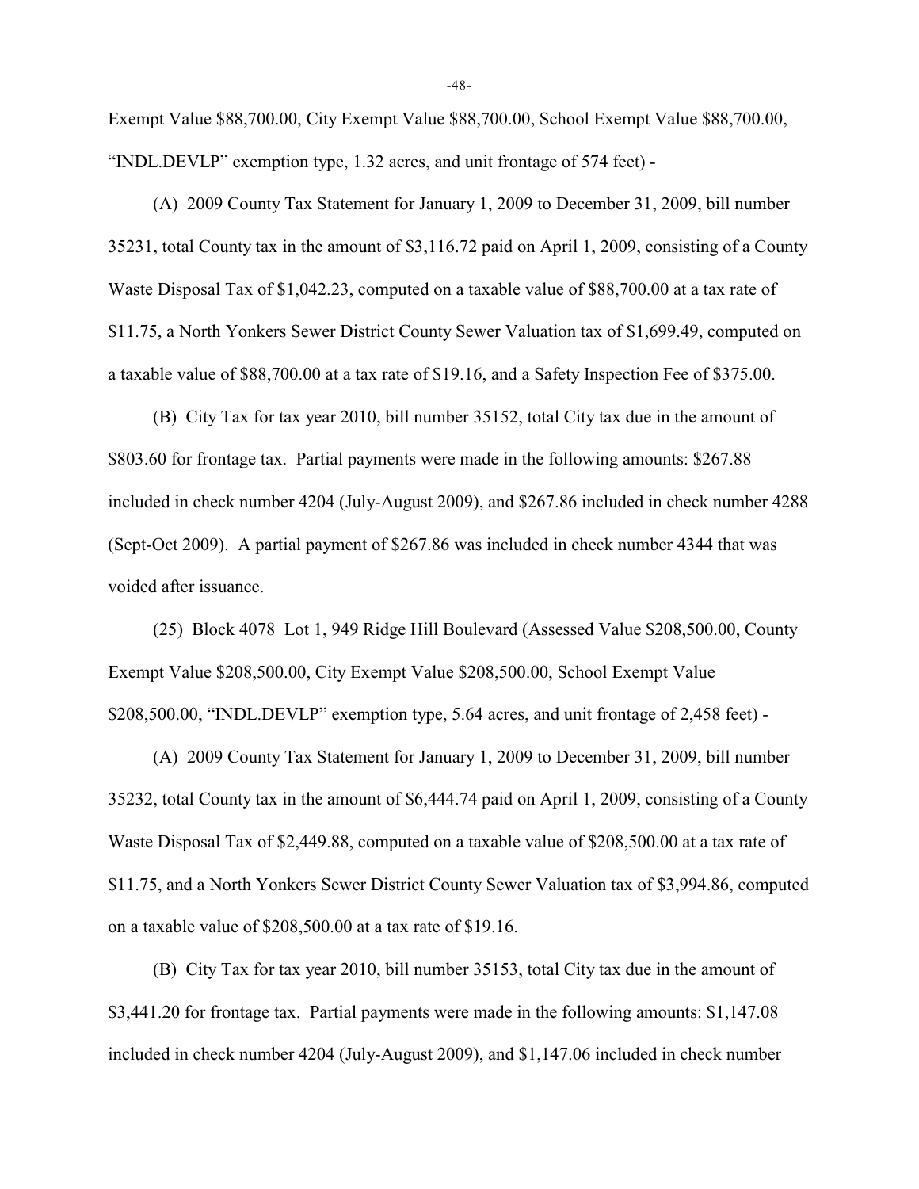Exempt Value $88,700.00, City Exempt Value $88,700.00, School Exempt Value $88,700.00, "INDL.DEVLP" exemption type, 1.32 acres, and unit frontage of 574 feet) -

(A) 2009 County Tax Statement for January 1, 2009 to December 31, 2009, bill number 35231, total County tax in the amount of $3,116.72 paid on April 1, 2009, consisting of a County Waste Disposal Tax of $1,042.23, computed on a taxable value of $88,700.00 at a tax rate of $11.75, a North Yonkers Sewer District County Sewer Valuation tax of $1,699.49, computed on a taxable value of $88,700.00 at a tax rate of $19.16, and a Safety Inspection Fee of $375.00.

(B) City Tax for tax year 2010, bill number 35152, total City tax due in the amount of $803.60 for frontage tax. Partial payments were made in the following amounts: $267.88 included in check number 4204 (July-August 2009), and $267.86 included in check number 4288 (Sept-Oct 2009). A partial payment of $267.86 was included in check number 4344 that was voided after issuance.

(25) Block 4078 Lot 1, 949 Ridge Hill Boulevard (Assessed Value $208,500.00, County Exempt Value $208,500.00, City Exempt Value $208,500.00, School Exempt Value $208,500.00, "INDL.DEVLP" exemption type, 5.64 acres, and unit frontage of 2,458 feet) -

(A) 2009 County Tax Statement for January 1, 2009 to December 31, 2009, bill number 35232, total County tax in the amount of $6,444.74 paid on April 1, 2009, consisting of a County Waste Disposal Tax of $2,449.88, computed on a taxable value of $208,500.00 at a tax rate of $11.75, and a North Yonkers Sewer District County Sewer Valuation tax of $3,994.86, computed on a taxable value of $208,500.00 at a tax rate of $19.16.

(B) City Tax for tax year 2010, bill number 35153, total City tax due in the amount of $3,441.20 for frontage tax. Partial payments were made in the following amounts: $1,147.08 included in check number 4204 (July-August 2009), and $1,147.06 included in check number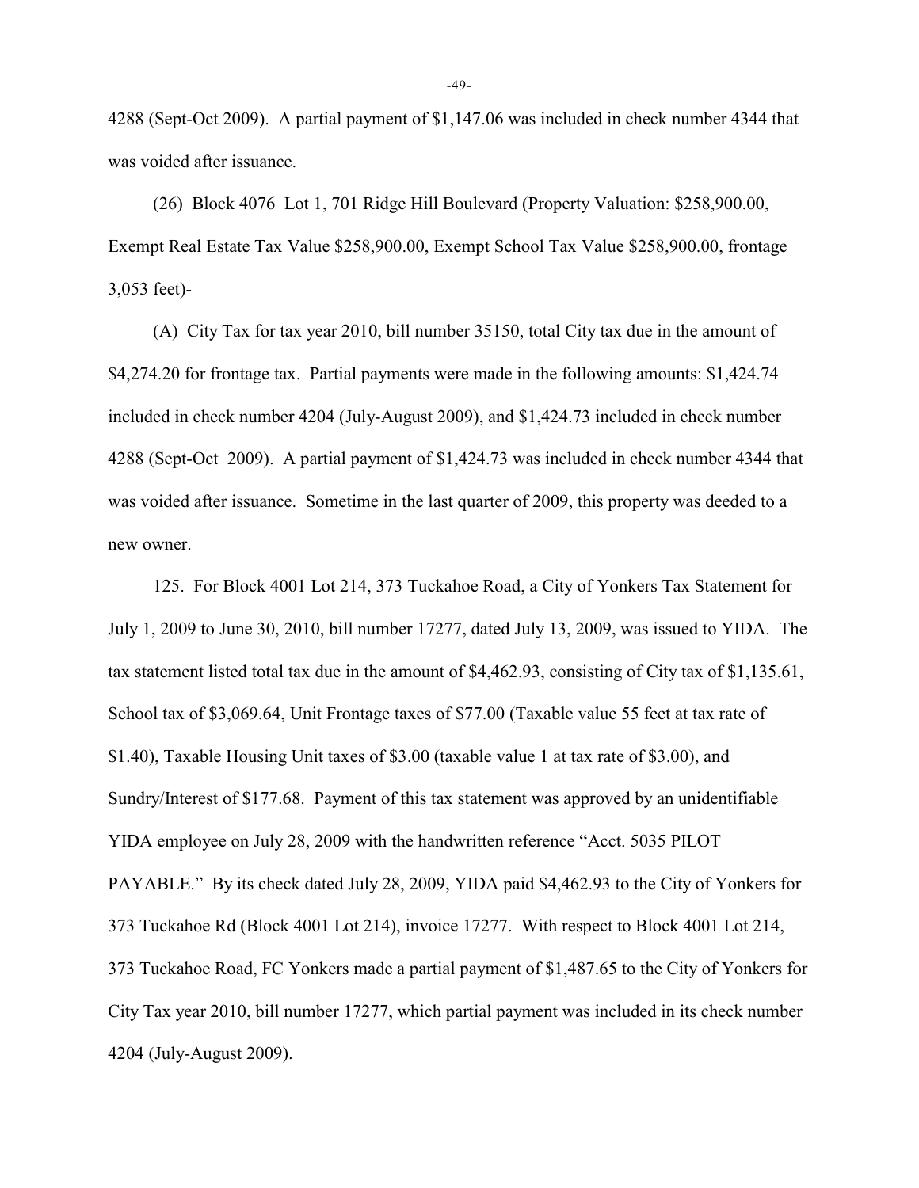4288 (Sept-Oct 2009). A partial payment of $1,147.06 was included in check number 4344 that was voided after issuance.

(26) Block 4076 Lot 1, 701 Ridge Hill Boulevard (Property Valuation: $258,900.00, Exempt Real Estate Tax Value $258,900.00, Exempt School Tax Value $258,900.00, frontage 3,053 feet)-

(A) City Tax for tax year 2010, bill number 35150, total City tax due in the amount of $4,274.20 for frontage tax. Partial payments were made in the following amounts: $1,424.74 included in check number 4204 (July-August 2009), and $1,424.73 included in check number 4288 (Sept-Oct 2009). A partial payment of $1,424.73 was included in check number 4344 that was voided after issuance. Sometime in the last quarter of 2009, this property was deeded to a new owner.

125. For Block 4001 Lot 214, 373 Tuckahoe Road, a City of Yonkers Tax Statement for July 1, 2009 to June 30, 2010, bill number 17277, dated July 13, 2009, was issued to YIDA. The tax statement listed total tax due in the amount of $4,462.93, consisting of City tax of $1,135.61, School tax of $3,069.64, Unit Frontage taxes of $77.00 (Taxable value 55 feet at tax rate of $1.40), Taxable Housing Unit taxes of $3.00 (taxable value 1 at tax rate of $3.00), and Sundry/Interest of $177.68. Payment of this tax statement was approved by an unidentifiable YIDA employee on July 28, 2009 with the handwritten reference "Acct. 5035 PILOT PAYABLE." By its check dated July 28, 2009, YIDA paid $4,462.93 to the City of Yonkers for 373 Tuckahoe Rd (Block 4001 Lot 214), invoice 17277. With respect to Block 4001 Lot 214, 373 Tuckahoe Road, FC Yonkers made a partial payment of $1,487.65 to the City of Yonkers for City Tax year 2010, bill number 17277, which partial payment was included in its check number 4204 (July-August 2009).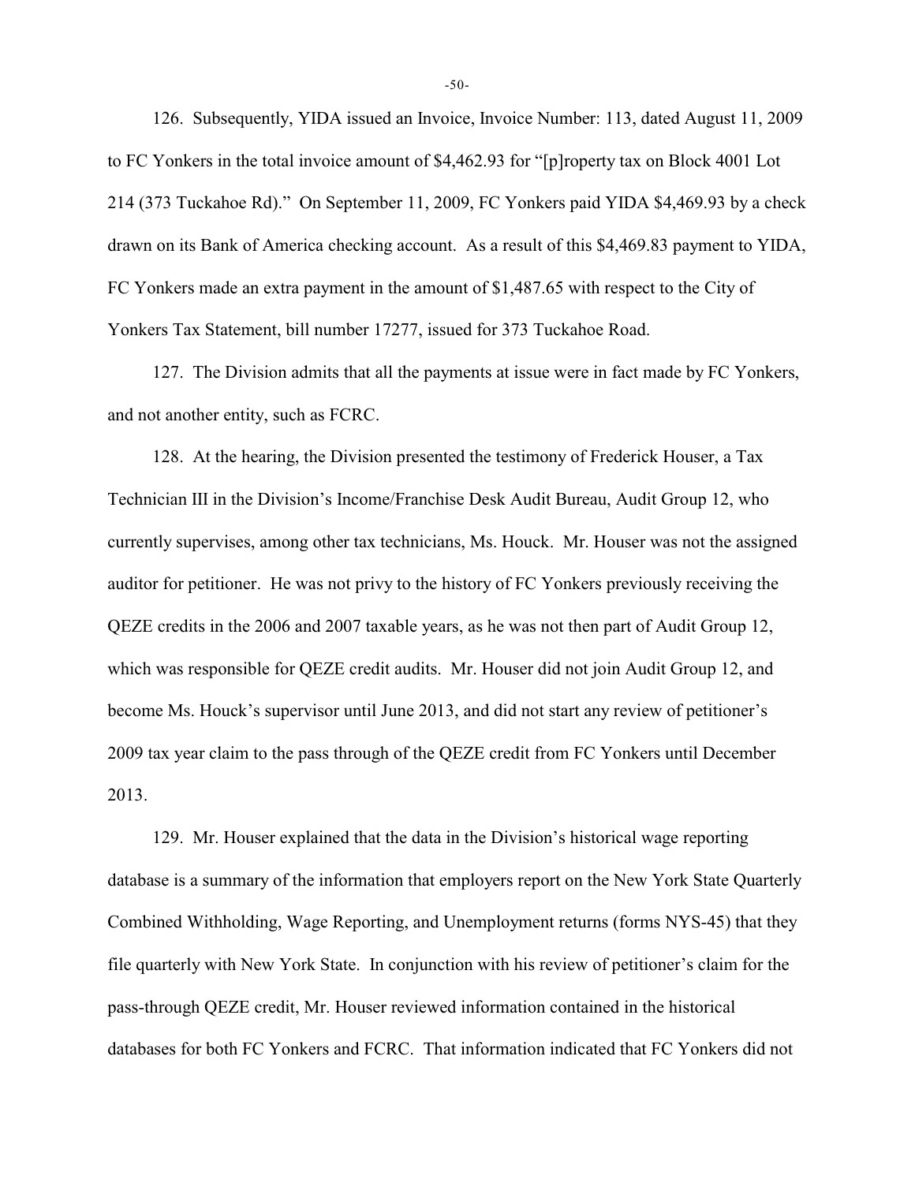126. Subsequently, YIDA issued an Invoice, Invoice Number: 113, dated August 11, 2009 to FC Yonkers in the total invoice amount of $4,462.93 for "[p]roperty tax on Block 4001 Lot 214 (373 Tuckahoe Rd)." On September 11, 2009, FC Yonkers paid YIDA $4,469.93 by a check drawn on its Bank of America checking account. As a result of this $4,469.83 payment to YIDA, FC Yonkers made an extra payment in the amount of $1,487.65 with respect to the City of Yonkers Tax Statement, bill number 17277, issued for 373 Tuckahoe Road.

127. The Division admits that all the payments at issue were in fact made by FC Yonkers, and not another entity, such as FCRC.

128. At the hearing, the Division presented the testimony of Frederick Houser, a Tax Technician III in the Division's Income/Franchise Desk Audit Bureau, Audit Group 12, who currently supervises, among other tax technicians, Ms. Houck. Mr. Houser was not the assigned auditor for petitioner. He was not privy to the history of FC Yonkers previously receiving the QEZE credits in the 2006 and 2007 taxable years, as he was not then part of Audit Group 12, which was responsible for QEZE credit audits. Mr. Houser did not join Audit Group 12, and become Ms. Houck's supervisor until June 2013, and did not start any review of petitioner's 2009 tax year claim to the pass through of the QEZE credit from FC Yonkers until December 2013.

129. Mr. Houser explained that the data in the Division's historical wage reporting database is a summary of the information that employers report on the New York State Quarterly Combined Withholding, Wage Reporting, and Unemployment returns (forms NYS-45) that they file quarterly with New York State. In conjunction with his review of petitioner's claim for the pass-through QEZE credit, Mr. Houser reviewed information contained in the historical databases for both FC Yonkers and FCRC. That information indicated that FC Yonkers did not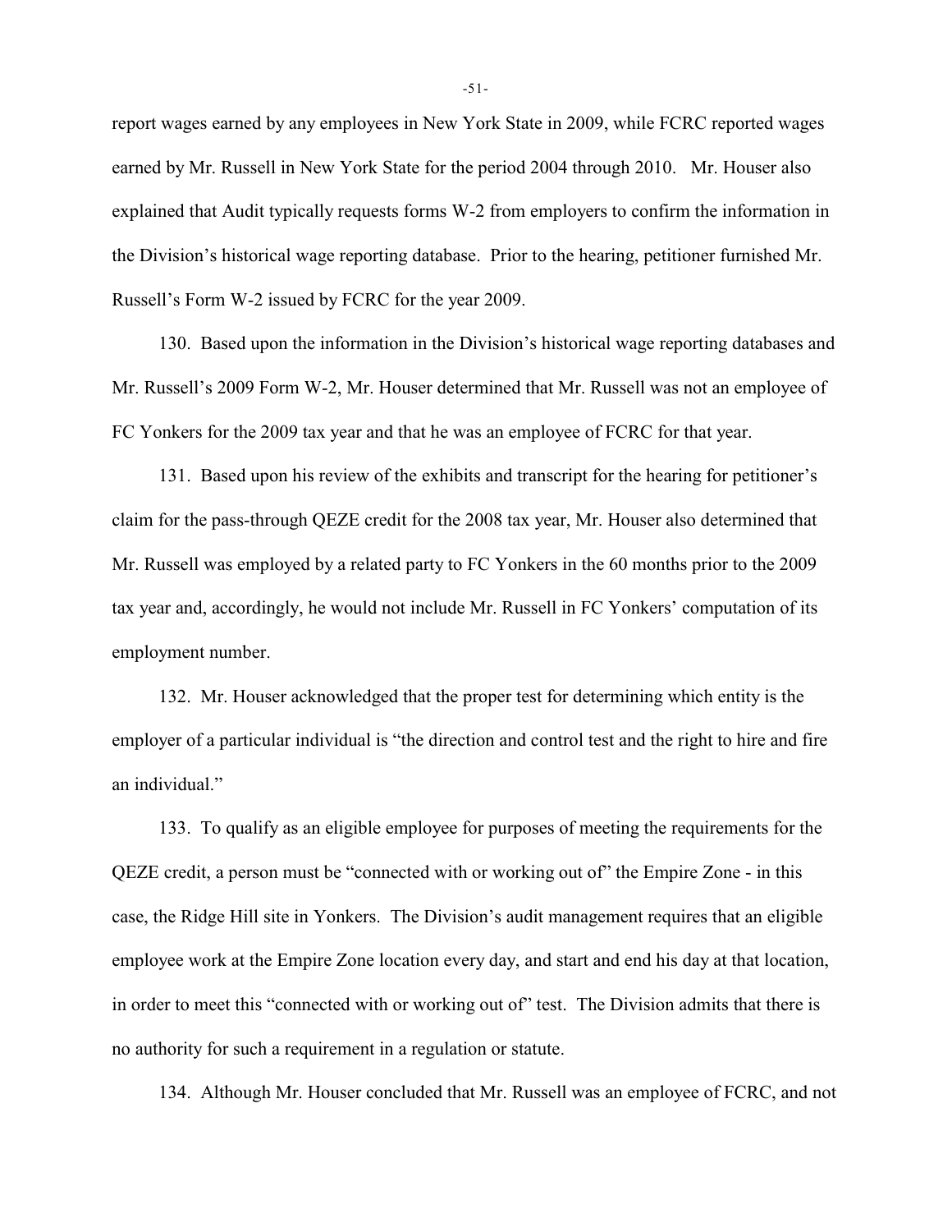report wages earned by any employees in New York State in 2009, while FCRC reported wages earned by Mr. Russell in New York State for the period 2004 through 2010. Mr. Houser also explained that Audit typically requests forms W-2 from employers to confirm the information in the Division's historical wage reporting database. Prior to the hearing, petitioner furnished Mr. Russell's Form W-2 issued by FCRC for the year 2009.

130. Based upon the information in the Division's historical wage reporting databases and Mr. Russell's 2009 Form W-2, Mr. Houser determined that Mr. Russell was not an employee of FC Yonkers for the 2009 tax year and that he was an employee of FCRC for that year.

131. Based upon his review of the exhibits and transcript for the hearing for petitioner's claim for the pass-through QEZE credit for the 2008 tax year, Mr. Houser also determined that Mr. Russell was employed by a related party to FC Yonkers in the 60 months prior to the 2009 tax year and, accordingly, he would not include Mr. Russell in FC Yonkers' computation of its employment number.

132. Mr. Houser acknowledged that the proper test for determining which entity is the employer of a particular individual is "the direction and control test and the right to hire and fire an individual."

133. To qualify as an eligible employee for purposes of meeting the requirements for the QEZE credit, a person must be "connected with or working out of" the Empire Zone - in this case, the Ridge Hill site in Yonkers. The Division's audit management requires that an eligible employee work at the Empire Zone location every day, and start and end his day at that location, in order to meet this "connected with or working out of" test. The Division admits that there is no authority for such a requirement in a regulation or statute.

134. Although Mr. Houser concluded that Mr. Russell was an employee of FCRC, and not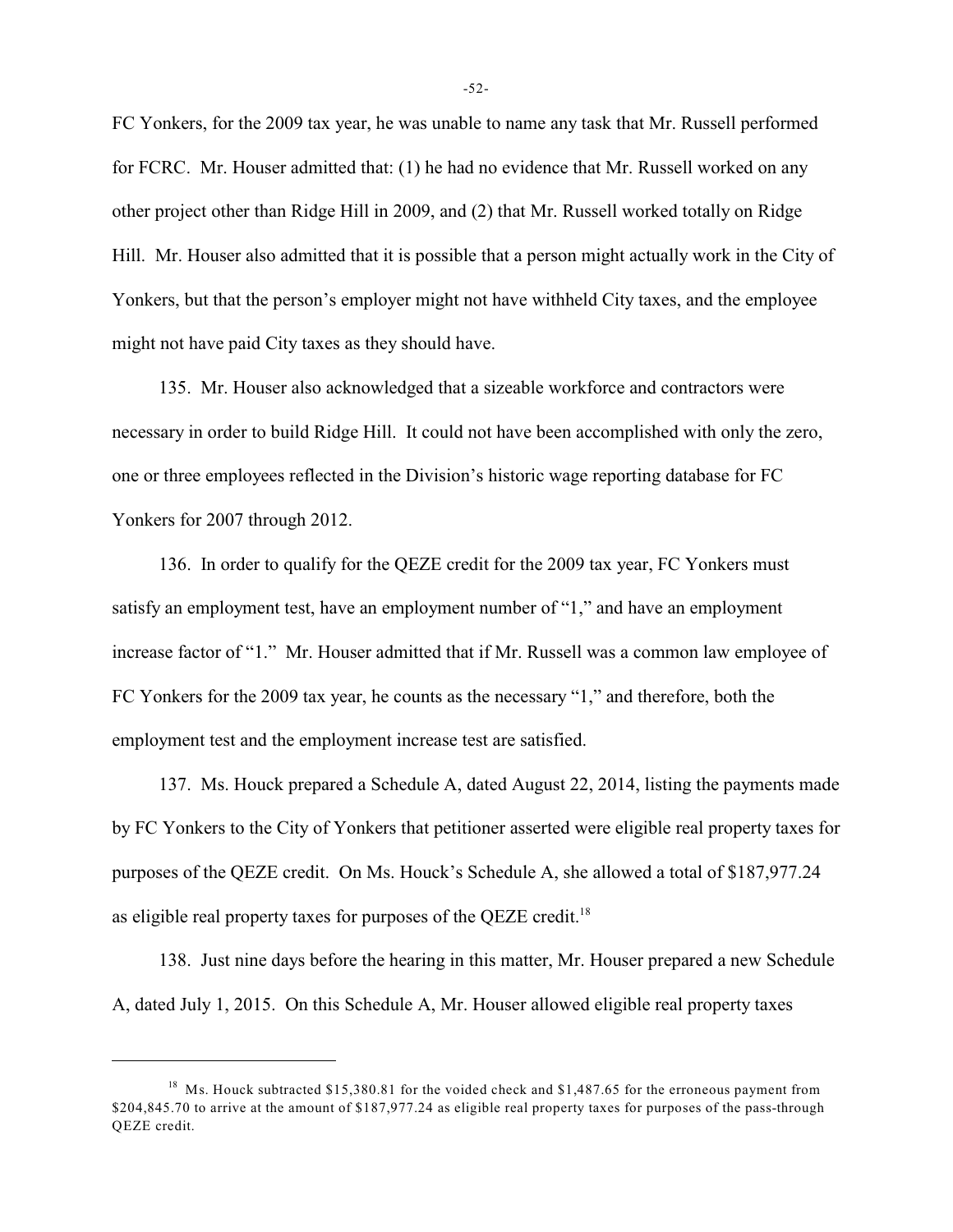FC Yonkers, for the 2009 tax year, he was unable to name any task that Mr. Russell performed for FCRC. Mr. Houser admitted that: (1) he had no evidence that Mr. Russell worked on any other project other than Ridge Hill in 2009, and (2) that Mr. Russell worked totally on Ridge Hill. Mr. Houser also admitted that it is possible that a person might actually work in the City of Yonkers, but that the person's employer might not have withheld City taxes, and the employee might not have paid City taxes as they should have.

135. Mr. Houser also acknowledged that a sizeable workforce and contractors were necessary in order to build Ridge Hill. It could not have been accomplished with only the zero, one or three employees reflected in the Division's historic wage reporting database for FC Yonkers for 2007 through 2012.

136. In order to qualify for the QEZE credit for the 2009 tax year, FC Yonkers must satisfy an employment test, have an employment number of "1," and have an employment increase factor of "1." Mr. Houser admitted that if Mr. Russell was a common law employee of FC Yonkers for the 2009 tax year, he counts as the necessary "1," and therefore, both the employment test and the employment increase test are satisfied.

137. Ms. Houck prepared a Schedule A, dated August 22, 2014, listing the payments made by FC Yonkers to the City of Yonkers that petitioner asserted were eligible real property taxes for purposes of the QEZE credit. On Ms. Houck's Schedule A, she allowed a total of $187,977.24 as eligible real property taxes for purposes of the QEZE credit.[18]

138. Just nine days before the hearing in this matter, Mr. Houser prepared a new Schedule A, dated July 1, 2015. On this Schedule A, Mr. Houser allowed eligible real property taxes

---

[18] Ms. Houck subtracted $15,380.81 for the voided check and $1,487.65 for the erroneous payment from $204,845.70 to arrive at the amount of $187,977.24 as eligible real property taxes for purposes of the pass-through QEZE credit.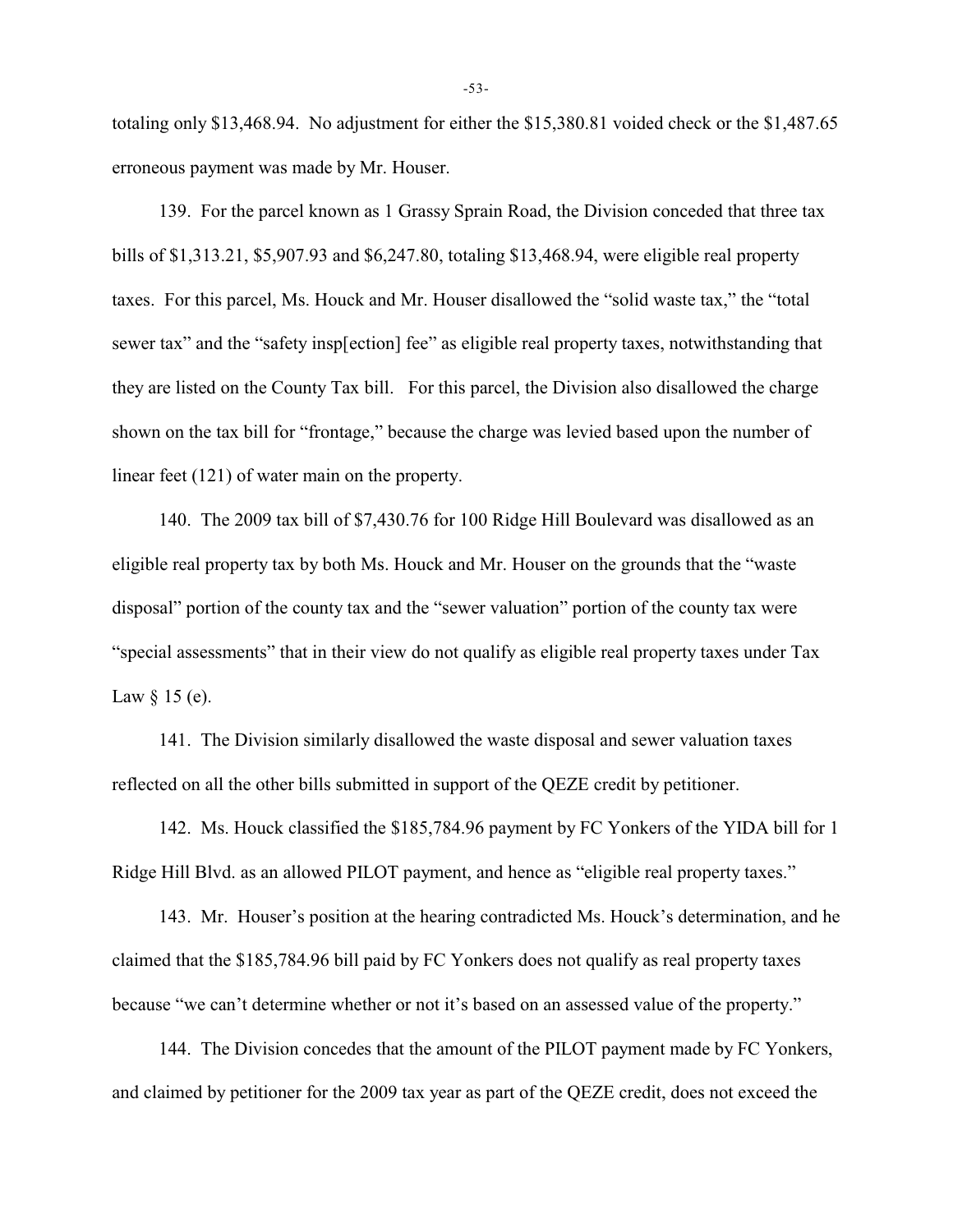totaling only $13,468.94. No adjustment for either the $15,380.81 voided check or the $1,487.65 erroneous payment was made by Mr. Houser.

139. For the parcel known as 1 Grassy Sprain Road, the Division conceded that three tax bills of $1,313.21, $5,907.93 and $6,247.80, totaling $13,468.94, were eligible real property taxes. For this parcel, Ms. Houck and Mr. Houser disallowed the "solid waste tax," the "total sewer tax" and the "safety insp[ection] fee" as eligible real property taxes, notwithstanding that they are listed on the County Tax bill. For this parcel, the Division also disallowed the charge shown on the tax bill for "frontage," because the charge was levied based upon the number of linear feet (121) of water main on the property.

140. The 2009 tax bill of $7,430.76 for 100 Ridge Hill Boulevard was disallowed as an eligible real property tax by both Ms. Houck and Mr. Houser on the grounds that the "waste disposal" portion of the county tax and the "sewer valuation" portion of the county tax were "special assessments" that in their view do not qualify as eligible real property taxes under Tax Law § 15 (e).

141. The Division similarly disallowed the waste disposal and sewer valuation taxes reflected on all the other bills submitted in support of the QEZE credit by petitioner.

142. Ms. Houck classified the $185,784.96 payment by FC Yonkers of the YIDA bill for 1 Ridge Hill Blvd. as an allowed PILOT payment, and hence as "eligible real property taxes."

143. Mr. Houser's position at the hearing contradicted Ms. Houck's determination, and he claimed that the $185,784.96 bill paid by FC Yonkers does not qualify as real property taxes because "we can't determine whether or not it's based on an assessed value of the property."

144. The Division concedes that the amount of the PILOT payment made by FC Yonkers, and claimed by petitioner for the 2009 tax year as part of the QEZE credit, does not exceed the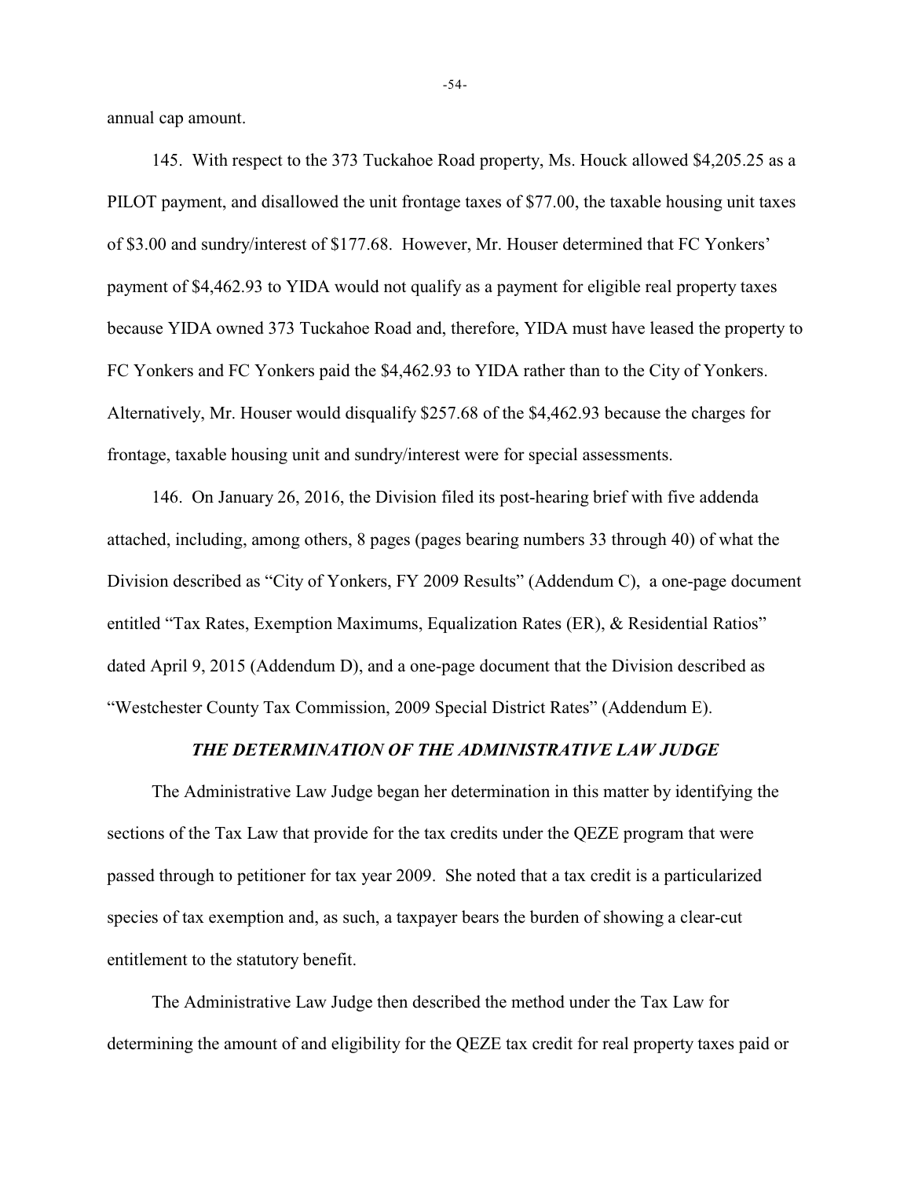annual cap amount.

145. With respect to the 373 Tuckahoe Road property, Ms. Houck allowed $4,205.25 as a PILOT payment, and disallowed the unit frontage taxes of $77.00, the taxable housing unit taxes of $3.00 and sundry/interest of $177.68. However, Mr. Houser determined that FC Yonkers' payment of $4,462.93 to YIDA would not qualify as a payment for eligible real property taxes because YIDA owned 373 Tuckahoe Road and, therefore, YIDA must have leased the property to FC Yonkers and FC Yonkers paid the $4,462.93 to YIDA rather than to the City of Yonkers. Alternatively, Mr. Houser would disqualify $257.68 of the $4,462.93 because the charges for frontage, taxable housing unit and sundry/interest were for special assessments.

146. On January 26, 2016, the Division filed its post-hearing brief with five addenda attached, including, among others, 8 pages (pages bearing numbers 33 through 40) of what the Division described as "City of Yonkers, FY 2009 Results" (Addendum C), a one-page document entitled "Tax Rates, Exemption Maximums, Equalization Rates (ER), & Residential Ratios" dated April 9, 2015 (Addendum D), and a one-page document that the Division described as "Westchester County Tax Commission, 2009 Special District Rates" (Addendum E).

## *THE DETERMINATION OF THE ADMINISTRATIVE LAW JUDGE*

The Administrative Law Judge began her determination in this matter by identifying the sections of the Tax Law that provide for the tax credits under the QEZE program that were passed through to petitioner for tax year 2009. She noted that a tax credit is a particularized species of tax exemption and, as such, a taxpayer bears the burden of showing a clear-cut entitlement to the statutory benefit.

The Administrative Law Judge then described the method under the Tax Law for determining the amount of and eligibility for the QEZE tax credit for real property taxes paid or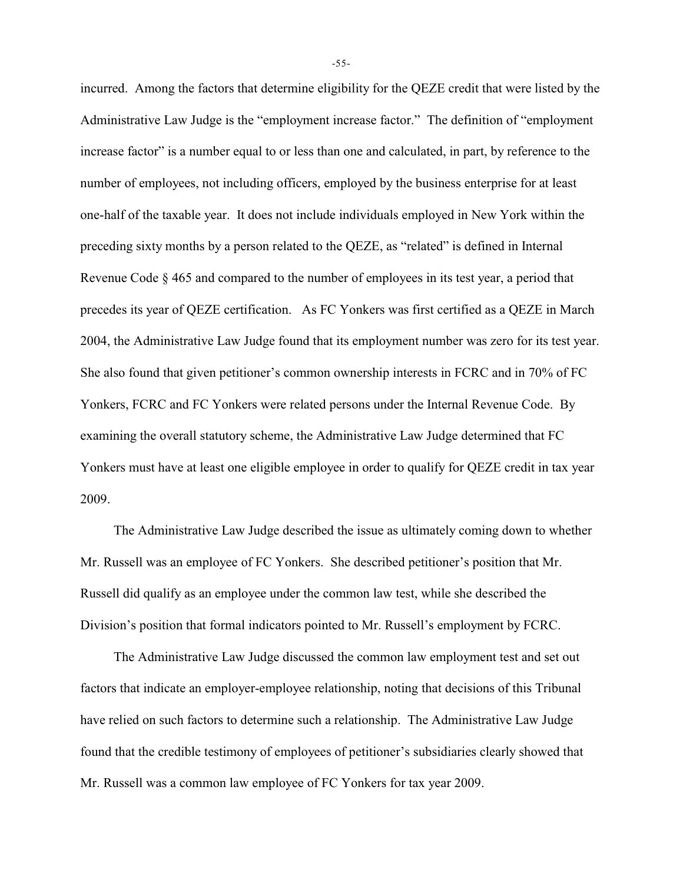incurred. Among the factors that determine eligibility for the QEZE credit that were listed by the Administrative Law Judge is the "employment increase factor." The definition of "employment increase factor" is a number equal to or less than one and calculated, in part, by reference to the number of employees, not including officers, employed by the business enterprise for at least one-half of the taxable year. It does not include individuals employed in New York within the preceding sixty months by a person related to the QEZE, as "related" is defined in Internal Revenue Code § 465 and compared to the number of employees in its test year, a period that precedes its year of QEZE certification. As FC Yonkers was first certified as a QEZE in March 2004, the Administrative Law Judge found that its employment number was zero for its test year. She also found that given petitioner's common ownership interests in FCRC and in 70% of FC Yonkers, FCRC and FC Yonkers were related persons under the Internal Revenue Code. By examining the overall statutory scheme, the Administrative Law Judge determined that FC Yonkers must have at least one eligible employee in order to qualify for QEZE credit in tax year 2009.

The Administrative Law Judge described the issue as ultimately coming down to whether Mr. Russell was an employee of FC Yonkers. She described petitioner's position that Mr. Russell did qualify as an employee under the common law test, while she described the Division's position that formal indicators pointed to Mr. Russell's employment by FCRC.

The Administrative Law Judge discussed the common law employment test and set out factors that indicate an employer-employee relationship, noting that decisions of this Tribunal have relied on such factors to determine such a relationship. The Administrative Law Judge found that the credible testimony of employees of petitioner's subsidiaries clearly showed that Mr. Russell was a common law employee of FC Yonkers for tax year 2009.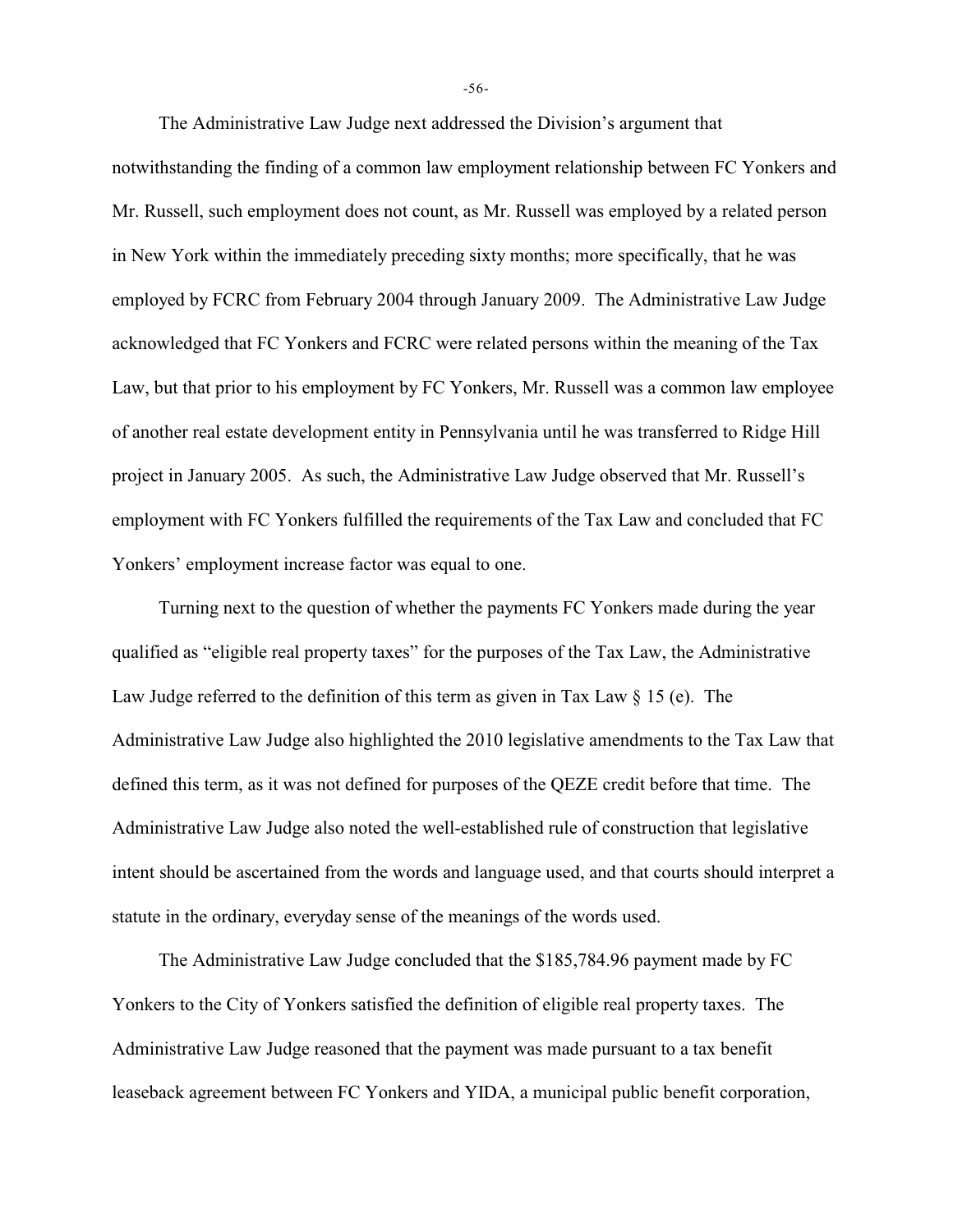The Administrative Law Judge next addressed the Division's argument that notwithstanding the finding of a common law employment relationship between FC Yonkers and Mr. Russell, such employment does not count, as Mr. Russell was employed by a related person in New York within the immediately preceding sixty months; more specifically, that he was employed by FCRC from February 2004 through January 2009. The Administrative Law Judge acknowledged that FC Yonkers and FCRC were related persons within the meaning of the Tax Law, but that prior to his employment by FC Yonkers, Mr. Russell was a common law employee of another real estate development entity in Pennsylvania until he was transferred to Ridge Hill project in January 2005. As such, the Administrative Law Judge observed that Mr. Russell's employment with FC Yonkers fulfilled the requirements of the Tax Law and concluded that FC Yonkers' employment increase factor was equal to one.

Turning next to the question of whether the payments FC Yonkers made during the year qualified as "eligible real property taxes" for the purposes of the Tax Law, the Administrative Law Judge referred to the definition of this term as given in Tax Law § 15 (e). The Administrative Law Judge also highlighted the 2010 legislative amendments to the Tax Law that defined this term, as it was not defined for purposes of the QEZE credit before that time. The Administrative Law Judge also noted the well-established rule of construction that legislative intent should be ascertained from the words and language used, and that courts should interpret a statute in the ordinary, everyday sense of the meanings of the words used.

The Administrative Law Judge concluded that the $185,784.96 payment made by FC Yonkers to the City of Yonkers satisfied the definition of eligible real property taxes. The Administrative Law Judge reasoned that the payment was made pursuant to a tax benefit leaseback agreement between FC Yonkers and YIDA, a municipal public benefit corporation,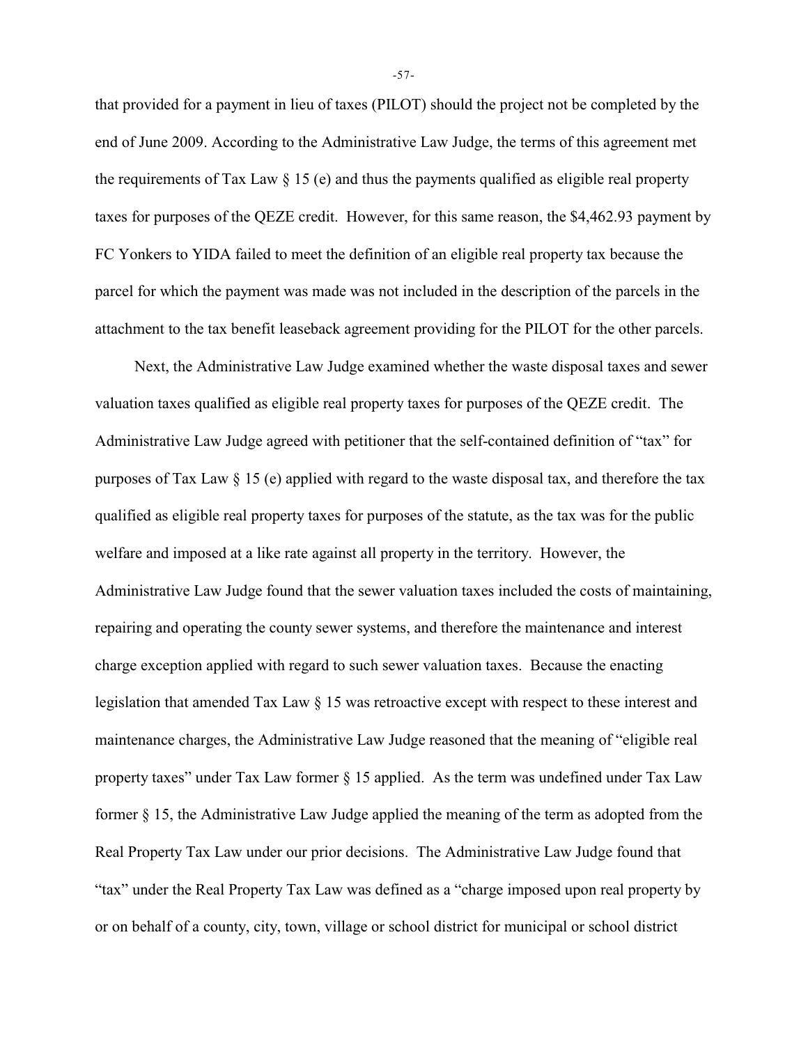that provided for a payment in lieu of taxes (PILOT) should the project not be completed by the end of June 2009. According to the Administrative Law Judge, the terms of this agreement met the requirements of Tax Law § 15 (e) and thus the payments qualified as eligible real property taxes for purposes of the QEZE credit. However, for this same reason, the $4,462.93 payment by FC Yonkers to YIDA failed to meet the definition of an eligible real property tax because the parcel for which the payment was made was not included in the description of the parcels in the attachment to the tax benefit leaseback agreement providing for the PILOT for the other parcels.

Next, the Administrative Law Judge examined whether the waste disposal taxes and sewer valuation taxes qualified as eligible real property taxes for purposes of the QEZE credit. The Administrative Law Judge agreed with petitioner that the self-contained definition of "tax" for purposes of Tax Law § 15 (e) applied with regard to the waste disposal tax, and therefore the tax qualified as eligible real property taxes for purposes of the statute, as the tax was for the public welfare and imposed at a like rate against all property in the territory. However, the Administrative Law Judge found that the sewer valuation taxes included the costs of maintaining, repairing and operating the county sewer systems, and therefore the maintenance and interest charge exception applied with regard to such sewer valuation taxes. Because the enacting legislation that amended Tax Law § 15 was retroactive except with respect to these interest and maintenance charges, the Administrative Law Judge reasoned that the meaning of "eligible real property taxes" under Tax Law former § 15 applied. As the term was undefined under Tax Law former § 15, the Administrative Law Judge applied the meaning of the term as adopted from the Real Property Tax Law under our prior decisions. The Administrative Law Judge found that "tax" under the Real Property Tax Law was defined as a "charge imposed upon real property by or on behalf of a county, city, town, village or school district for municipal or school district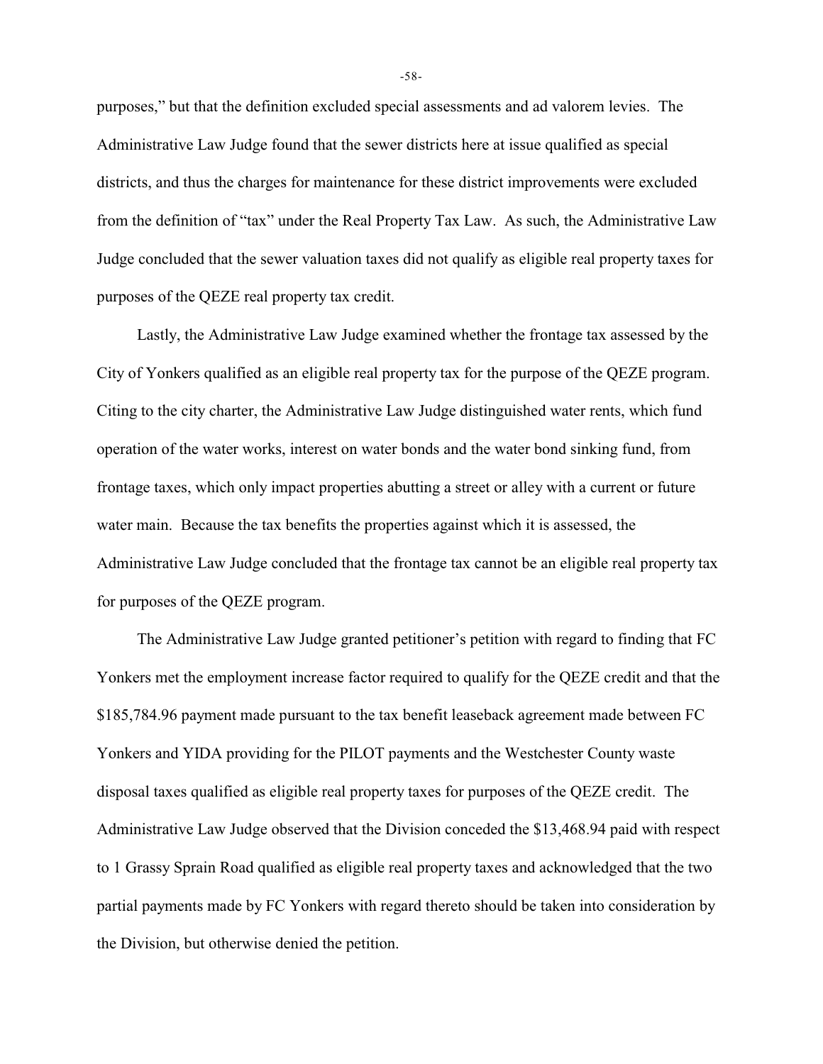purposes," but that the definition excluded special assessments and ad valorem levies. The Administrative Law Judge found that the sewer districts here at issue qualified as special districts, and thus the charges for maintenance for these district improvements were excluded from the definition of "tax" under the Real Property Tax Law. As such, the Administrative Law Judge concluded that the sewer valuation taxes did not qualify as eligible real property taxes for purposes of the QEZE real property tax credit.

Lastly, the Administrative Law Judge examined whether the frontage tax assessed by the City of Yonkers qualified as an eligible real property tax for the purpose of the QEZE program. Citing to the city charter, the Administrative Law Judge distinguished water rents, which fund operation of the water works, interest on water bonds and the water bond sinking fund, from frontage taxes, which only impact properties abutting a street or alley with a current or future water main. Because the tax benefits the properties against which it is assessed, the Administrative Law Judge concluded that the frontage tax cannot be an eligible real property tax for purposes of the QEZE program.

The Administrative Law Judge granted petitioner's petition with regard to finding that FC Yonkers met the employment increase factor required to qualify for the QEZE credit and that the $185,784.96 payment made pursuant to the tax benefit leaseback agreement made between FC Yonkers and YIDA providing for the PILOT payments and the Westchester County waste disposal taxes qualified as eligible real property taxes for purposes of the QEZE credit. The Administrative Law Judge observed that the Division conceded the $13,468.94 paid with respect to 1 Grassy Sprain Road qualified as eligible real property taxes and acknowledged that the two partial payments made by FC Yonkers with regard thereto should be taken into consideration by the Division, but otherwise denied the petition.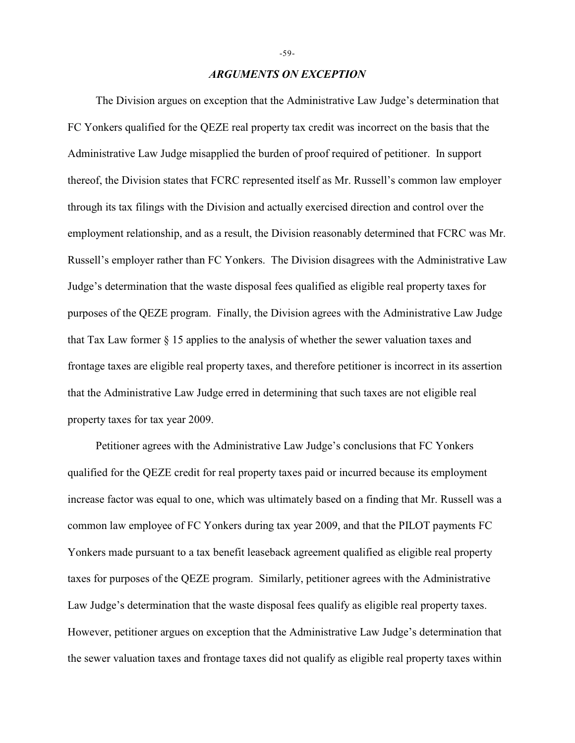### *ARGUMENTS ON EXCEPTION*

The Division argues on exception that the Administrative Law Judge's determination that FC Yonkers qualified for the QEZE real property tax credit was incorrect on the basis that the Administrative Law Judge misapplied the burden of proof required of petitioner. In support thereof, the Division states that FCRC represented itself as Mr. Russell's common law employer through its tax filings with the Division and actually exercised direction and control over the employment relationship, and as a result, the Division reasonably determined that FCRC was Mr. Russell's employer rather than FC Yonkers. The Division disagrees with the Administrative Law Judge's determination that the waste disposal fees qualified as eligible real property taxes for purposes of the QEZE program. Finally, the Division agrees with the Administrative Law Judge that Tax Law former § 15 applies to the analysis of whether the sewer valuation taxes and frontage taxes are eligible real property taxes, and therefore petitioner is incorrect in its assertion that the Administrative Law Judge erred in determining that such taxes are not eligible real property taxes for tax year 2009.

Petitioner agrees with the Administrative Law Judge's conclusions that FC Yonkers qualified for the QEZE credit for real property taxes paid or incurred because its employment increase factor was equal to one, which was ultimately based on a finding that Mr. Russell was a common law employee of FC Yonkers during tax year 2009, and that the PILOT payments FC Yonkers made pursuant to a tax benefit leaseback agreement qualified as eligible real property taxes for purposes of the QEZE program. Similarly, petitioner agrees with the Administrative Law Judge's determination that the waste disposal fees qualify as eligible real property taxes. However, petitioner argues on exception that the Administrative Law Judge's determination that the sewer valuation taxes and frontage taxes did not qualify as eligible real property taxes within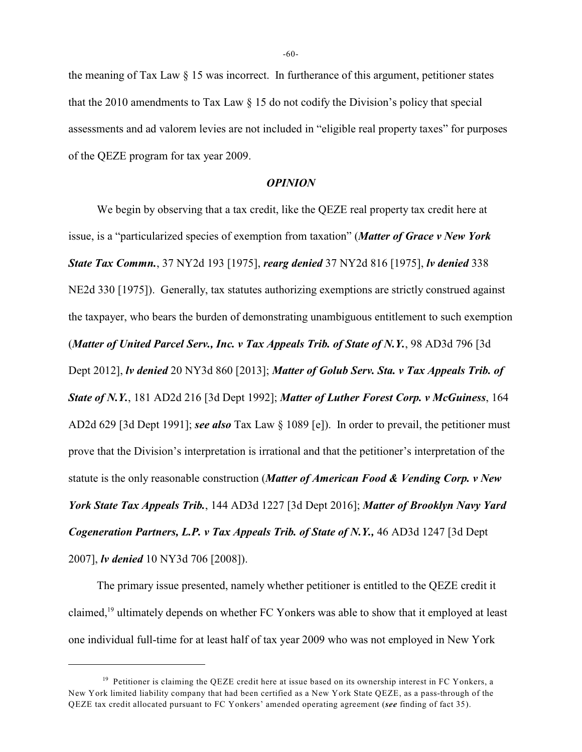the meaning of Tax Law § 15 was incorrect. In furtherance of this argument, petitioner states that the 2010 amendments to Tax Law § 15 do not codify the Division's policy that special assessments and ad valorem levies are not included in "eligible real property taxes" for purposes of the QEZE program for tax year 2009.

### *OPINION*

We begin by observing that a tax credit, like the QEZE real property tax credit here at issue, is a "particularized species of exemption from taxation" (***Matter of Grace v New York State Tax Commn.***, 37 NY2d 193 [1975], ***rearg denied*** 37 NY2d 816 [1975], ***lv denied*** 338 NE2d 330 [1975]). Generally, tax statutes authorizing exemptions are strictly construed against the taxpayer, who bears the burden of demonstrating unambiguous entitlement to such exemption (***Matter of United Parcel Serv., Inc. v Tax Appeals Trib. of State of N.Y.***, 98 AD3d 796 [3d Dept 2012], ***lv denied*** 20 NY3d 860 [2013]; ***Matter of Golub Serv. Sta. v Tax Appeals Trib. of State of N.Y.***, 181 AD2d 216 [3d Dept 1992]; ***Matter of Luther Forest Corp. v McGuiness***, 164 AD2d 629 [3d Dept 1991]; ***see also*** Tax Law § 1089 [e]). In order to prevail, the petitioner must prove that the Division's interpretation is irrational and that the petitioner's interpretation of the statute is the only reasonable construction (***Matter of American Food & Vending Corp. v New York State Tax Appeals Trib.***, 144 AD3d 1227 [3d Dept 2016]; ***Matter of Brooklyn Navy Yard Cogeneration Partners, L.P. v Tax Appeals Trib. of State of N.Y.,*** 46 AD3d 1247 [3d Dept 2007], ***lv denied*** 10 NY3d 706 [2008]).

The primary issue presented, namely whether petitioner is entitled to the QEZE credit it claimed,[19] ultimately depends on whether FC Yonkers was able to show that it employed at least one individual full-time for at least half of tax year 2009 who was not employed in New York

---

[19] Petitioner is claiming the QEZE credit here at issue based on its ownership interest in FC Yonkers, a New York limited liability company that had been certified as a New York State QEZE, as a pass-through of the QEZE tax credit allocated pursuant to FC Yonkers' amended operating agreement (***see*** finding of fact 35).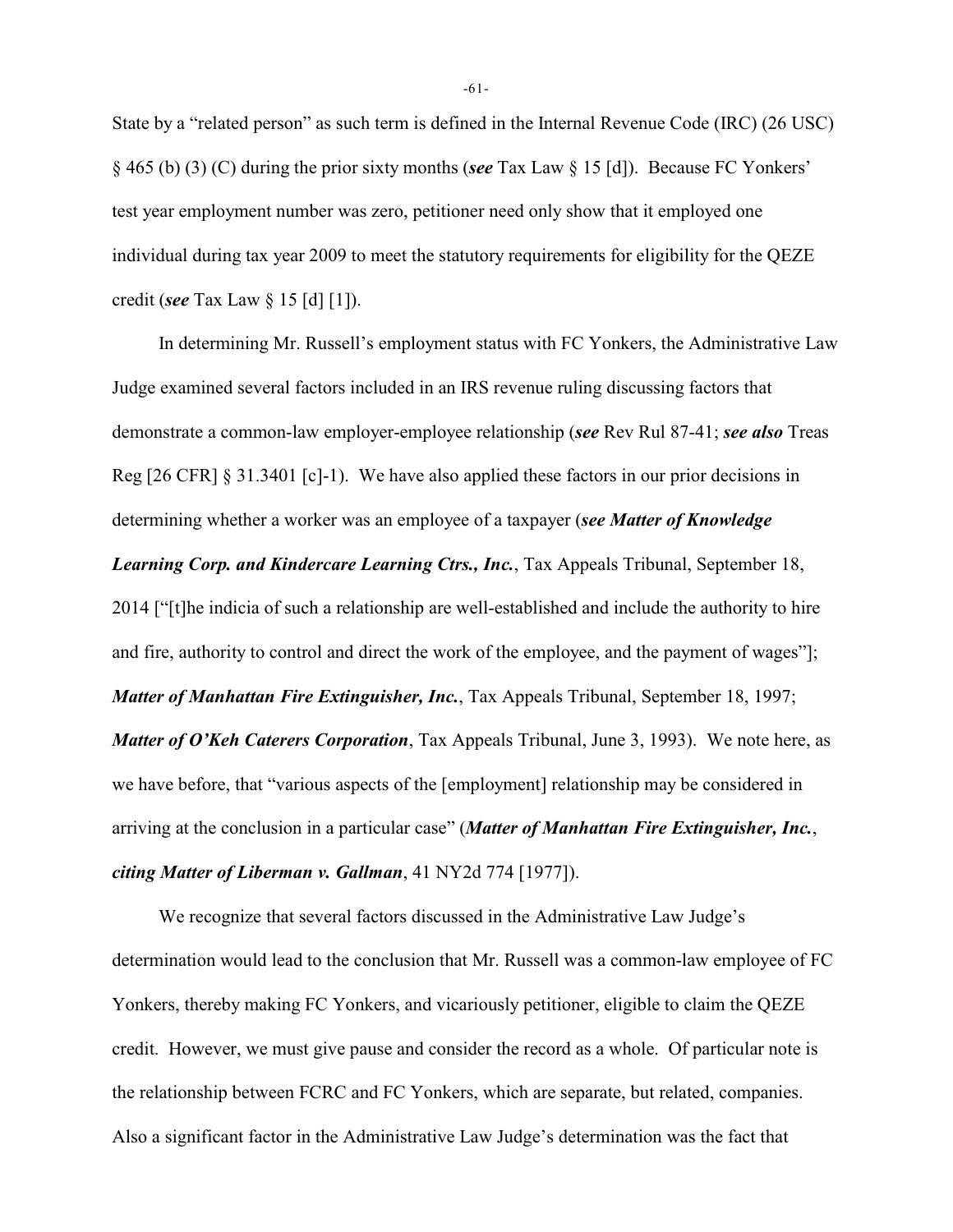State by a "related person" as such term is defined in the Internal Revenue Code (IRC) (26 USC) § 465 (b) (3) (C) during the prior sixty months (***see*** Tax Law § 15 [d]). Because FC Yonkers' test year employment number was zero, petitioner need only show that it employed one individual during tax year 2009 to meet the statutory requirements for eligibility for the QEZE credit (***see*** Tax Law § 15 [d] [1]).

In determining Mr. Russell's employment status with FC Yonkers, the Administrative Law Judge examined several factors included in an IRS revenue ruling discussing factors that demonstrate a common-law employer-employee relationship (***see*** Rev Rul 87-41; ***see also*** Treas Reg [26 CFR] § 31.3401 [c]-1). We have also applied these factors in our prior decisions in determining whether a worker was an employee of a taxpayer (***see Matter of Knowledge Learning Corp. and Kindercare Learning Ctrs., Inc.***, Tax Appeals Tribunal, September 18, 2014 ["[t]he indicia of such a relationship are well-established and include the authority to hire and fire, authority to control and direct the work of the employee, and the payment of wages"]; ***Matter of Manhattan Fire Extinguisher, Inc.***, Tax Appeals Tribunal, September 18, 1997; ***Matter of O'Keh Caterers Corporation***, Tax Appeals Tribunal, June 3, 1993). We note here, as we have before, that "various aspects of the [employment] relationship may be considered in arriving at the conclusion in a particular case" (***Matter of Manhattan Fire Extinguisher, Inc.***, ***citing Matter of Liberman v. Gallman***, 41 NY2d 774 [1977]).

We recognize that several factors discussed in the Administrative Law Judge's determination would lead to the conclusion that Mr. Russell was a common-law employee of FC Yonkers, thereby making FC Yonkers, and vicariously petitioner, eligible to claim the QEZE credit. However, we must give pause and consider the record as a whole. Of particular note is the relationship between FCRC and FC Yonkers, which are separate, but related, companies. Also a significant factor in the Administrative Law Judge's determination was the fact that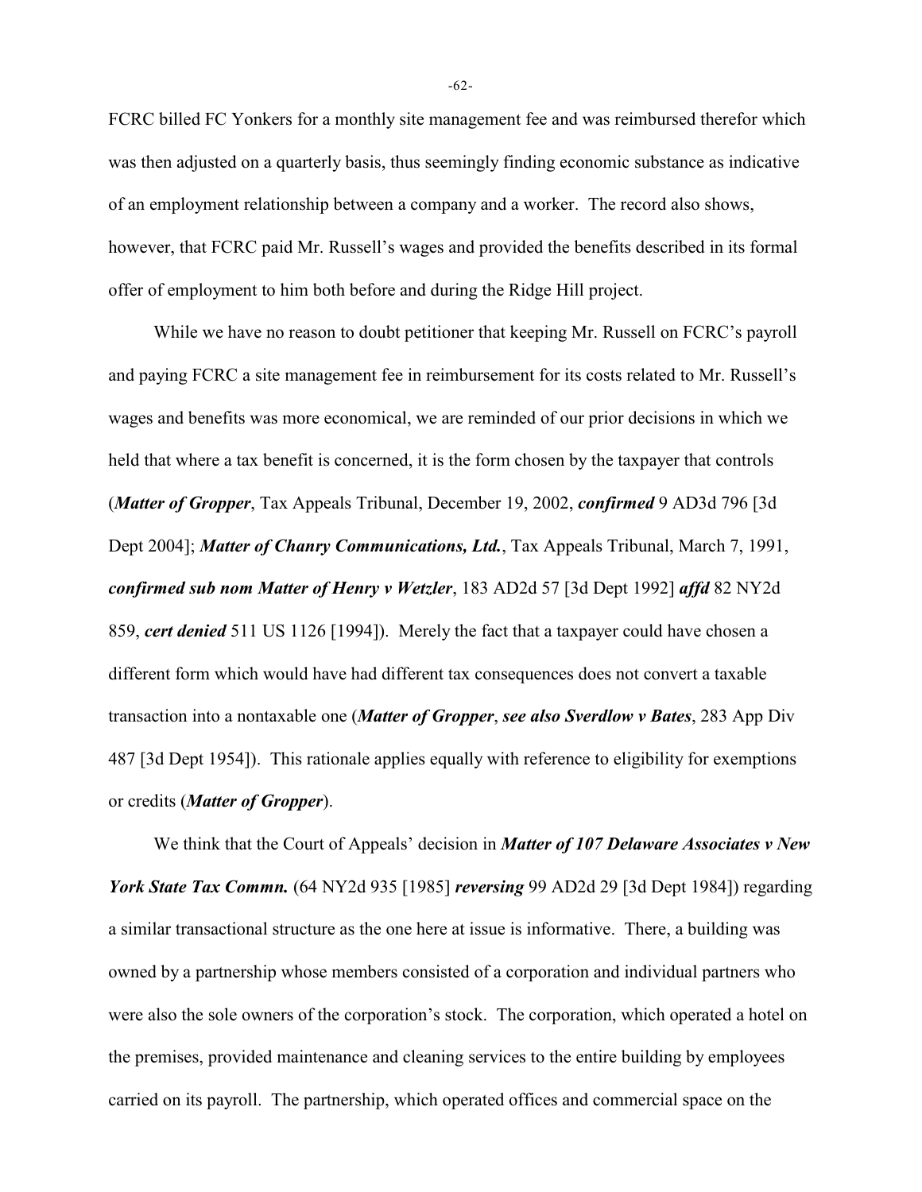FCRC billed FC Yonkers for a monthly site management fee and was reimbursed therefor which was then adjusted on a quarterly basis, thus seemingly finding economic substance as indicative of an employment relationship between a company and a worker. The record also shows, however, that FCRC paid Mr. Russell's wages and provided the benefits described in its formal offer of employment to him both before and during the Ridge Hill project.

While we have no reason to doubt petitioner that keeping Mr. Russell on FCRC's payroll and paying FCRC a site management fee in reimbursement for its costs related to Mr. Russell's wages and benefits was more economical, we are reminded of our prior decisions in which we held that where a tax benefit is concerned, it is the form chosen by the taxpayer that controls (***Matter of Gropper***, Tax Appeals Tribunal, December 19, 2002, ***confirmed*** 9 AD3d 796 [3d Dept 2004]; ***Matter of Chanry Communications, Ltd.***, Tax Appeals Tribunal, March 7, 1991, ***confirmed sub nom Matter of Henry v Wetzler***, 183 AD2d 57 [3d Dept 1992] ***affd*** 82 NY2d 859, ***cert denied*** 511 US 1126 [1994]). Merely the fact that a taxpayer could have chosen a different form which would have had different tax consequences does not convert a taxable transaction into a nontaxable one (***Matter of Gropper***, ***see also Sverdlow v Bates***, 283 App Div 487 [3d Dept 1954]). This rationale applies equally with reference to eligibility for exemptions or credits (***Matter of Gropper***).

We think that the Court of Appeals' decision in ***Matter of 107 Delaware Associates v New York State Tax Commn.*** (64 NY2d 935 [1985] ***reversing*** 99 AD2d 29 [3d Dept 1984]) regarding a similar transactional structure as the one here at issue is informative. There, a building was owned by a partnership whose members consisted of a corporation and individual partners who were also the sole owners of the corporation's stock. The corporation, which operated a hotel on the premises, provided maintenance and cleaning services to the entire building by employees carried on its payroll. The partnership, which operated offices and commercial space on the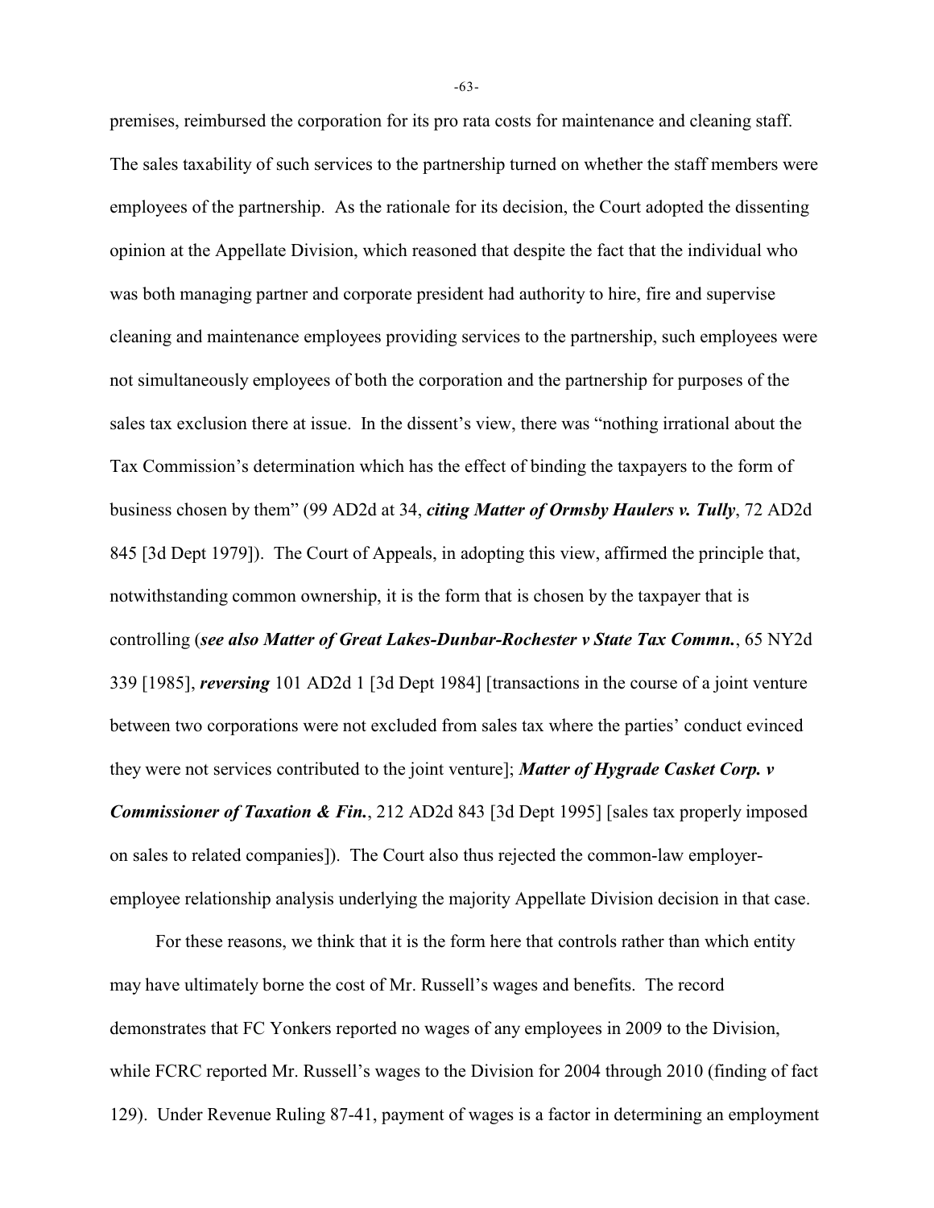premises, reimbursed the corporation for its pro rata costs for maintenance and cleaning staff. The sales taxability of such services to the partnership turned on whether the staff members were employees of the partnership. As the rationale for its decision, the Court adopted the dissenting opinion at the Appellate Division, which reasoned that despite the fact that the individual who was both managing partner and corporate president had authority to hire, fire and supervise cleaning and maintenance employees providing services to the partnership, such employees were not simultaneously employees of both the corporation and the partnership for purposes of the sales tax exclusion there at issue. In the dissent's view, there was "nothing irrational about the Tax Commission's determination which has the effect of binding the taxpayers to the form of business chosen by them" (99 AD2d at 34, ***citing Matter of Ormsby Haulers v. Tully***, 72 AD2d 845 [3d Dept 1979]). The Court of Appeals, in adopting this view, affirmed the principle that, notwithstanding common ownership, it is the form that is chosen by the taxpayer that is controlling (***see also Matter of Great Lakes-Dunbar-Rochester v State Tax Commn.***, 65 NY2d 339 [1985], ***reversing*** 101 AD2d 1 [3d Dept 1984] [transactions in the course of a joint venture between two corporations were not excluded from sales tax where the parties' conduct evinced they were not services contributed to the joint venture]; ***Matter of Hygrade Casket Corp. v Commissioner of Taxation & Fin.***, 212 AD2d 843 [3d Dept 1995] [sales tax properly imposed on sales to related companies]). The Court also thus rejected the common-law employer-employee relationship analysis underlying the majority Appellate Division decision in that case.

For these reasons, we think that it is the form here that controls rather than which entity may have ultimately borne the cost of Mr. Russell's wages and benefits. The record demonstrates that FC Yonkers reported no wages of any employees in 2009 to the Division, while FCRC reported Mr. Russell's wages to the Division for 2004 through 2010 (finding of fact 129). Under Revenue Ruling 87-41, payment of wages is a factor in determining an employment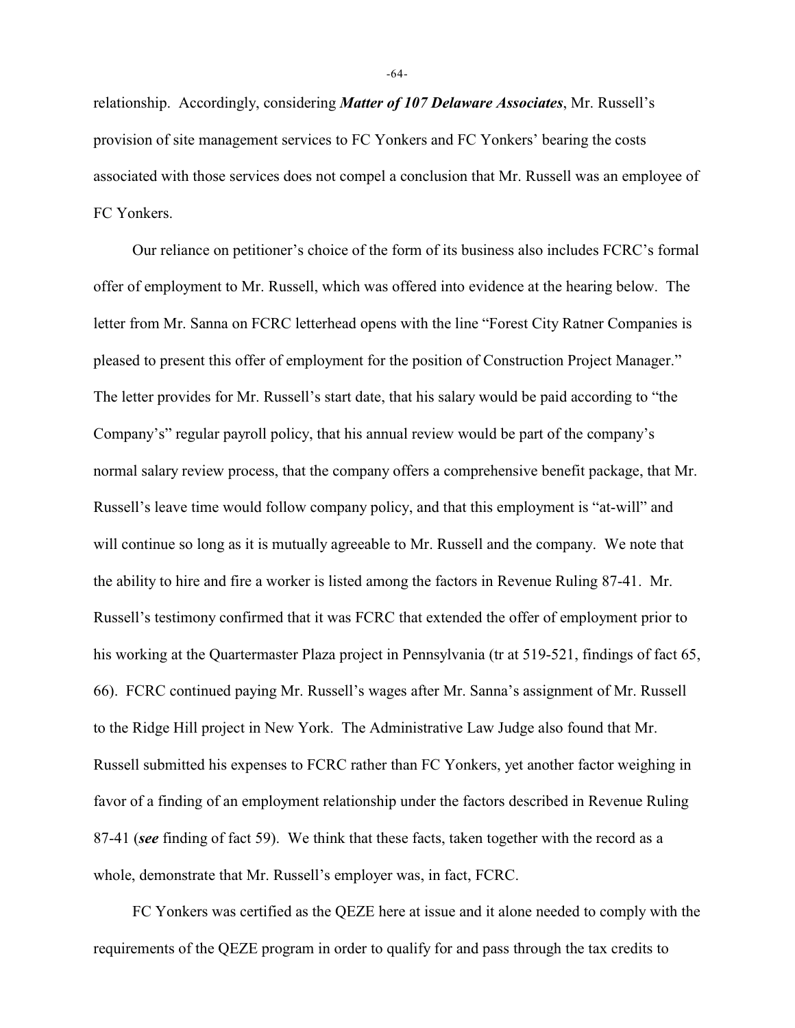relationship. Accordingly, considering ***Matter of 107 Delaware Associates***, Mr. Russell's provision of site management services to FC Yonkers and FC Yonkers' bearing the costs associated with those services does not compel a conclusion that Mr. Russell was an employee of FC Yonkers.

Our reliance on petitioner's choice of the form of its business also includes FCRC's formal offer of employment to Mr. Russell, which was offered into evidence at the hearing below. The letter from Mr. Sanna on FCRC letterhead opens with the line "Forest City Ratner Companies is pleased to present this offer of employment for the position of Construction Project Manager." The letter provides for Mr. Russell's start date, that his salary would be paid according to "the Company's" regular payroll policy, that his annual review would be part of the company's normal salary review process, that the company offers a comprehensive benefit package, that Mr. Russell's leave time would follow company policy, and that this employment is "at-will" and will continue so long as it is mutually agreeable to Mr. Russell and the company. We note that the ability to hire and fire a worker is listed among the factors in Revenue Ruling 87-41. Mr. Russell's testimony confirmed that it was FCRC that extended the offer of employment prior to his working at the Quartermaster Plaza project in Pennsylvania (tr at 519-521, findings of fact 65, 66). FCRC continued paying Mr. Russell's wages after Mr. Sanna's assignment of Mr. Russell to the Ridge Hill project in New York. The Administrative Law Judge also found that Mr. Russell submitted his expenses to FCRC rather than FC Yonkers, yet another factor weighing in favor of a finding of an employment relationship under the factors described in Revenue Ruling 87-41 (***see*** finding of fact 59). We think that these facts, taken together with the record as a whole, demonstrate that Mr. Russell's employer was, in fact, FCRC.

FC Yonkers was certified as the QEZE here at issue and it alone needed to comply with the requirements of the QEZE program in order to qualify for and pass through the tax credits to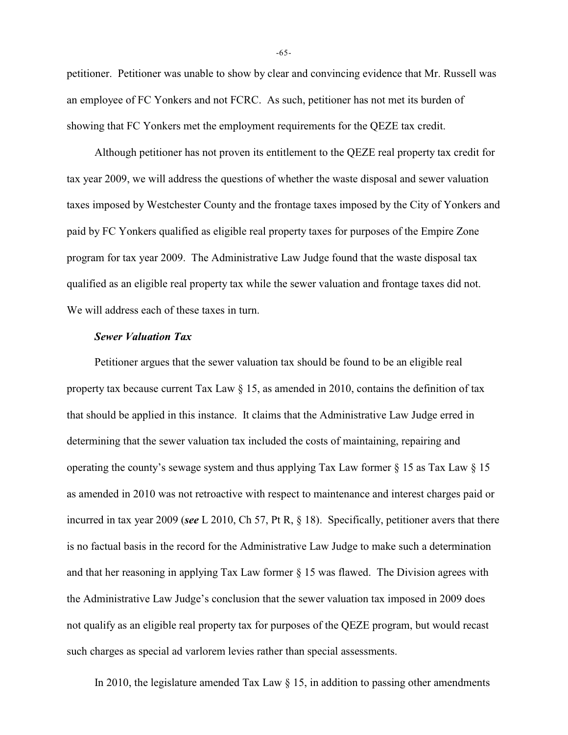petitioner. Petitioner was unable to show by clear and convincing evidence that Mr. Russell was an employee of FC Yonkers and not FCRC. As such, petitioner has not met its burden of showing that FC Yonkers met the employment requirements for the QEZE tax credit.

Although petitioner has not proven its entitlement to the QEZE real property tax credit for tax year 2009, we will address the questions of whether the waste disposal and sewer valuation taxes imposed by Westchester County and the frontage taxes imposed by the City of Yonkers and paid by FC Yonkers qualified as eligible real property taxes for purposes of the Empire Zone program for tax year 2009. The Administrative Law Judge found that the waste disposal tax qualified as an eligible real property tax while the sewer valuation and frontage taxes did not. We will address each of these taxes in turn.

***Sewer Valuation Tax***

Petitioner argues that the sewer valuation tax should be found to be an eligible real property tax because current Tax Law § 15, as amended in 2010, contains the definition of tax that should be applied in this instance. It claims that the Administrative Law Judge erred in determining that the sewer valuation tax included the costs of maintaining, repairing and operating the county's sewage system and thus applying Tax Law former § 15 as Tax Law § 15 as amended in 2010 was not retroactive with respect to maintenance and interest charges paid or incurred in tax year 2009 (***see*** L 2010, Ch 57, Pt R, § 18). Specifically, petitioner avers that there is no factual basis in the record for the Administrative Law Judge to make such a determination and that her reasoning in applying Tax Law former § 15 was flawed. The Division agrees with the Administrative Law Judge's conclusion that the sewer valuation tax imposed in 2009 does not qualify as an eligible real property tax for purposes of the QEZE program, but would recast such charges as special ad varlorem levies rather than special assessments.

In 2010, the legislature amended Tax Law § 15, in addition to passing other amendments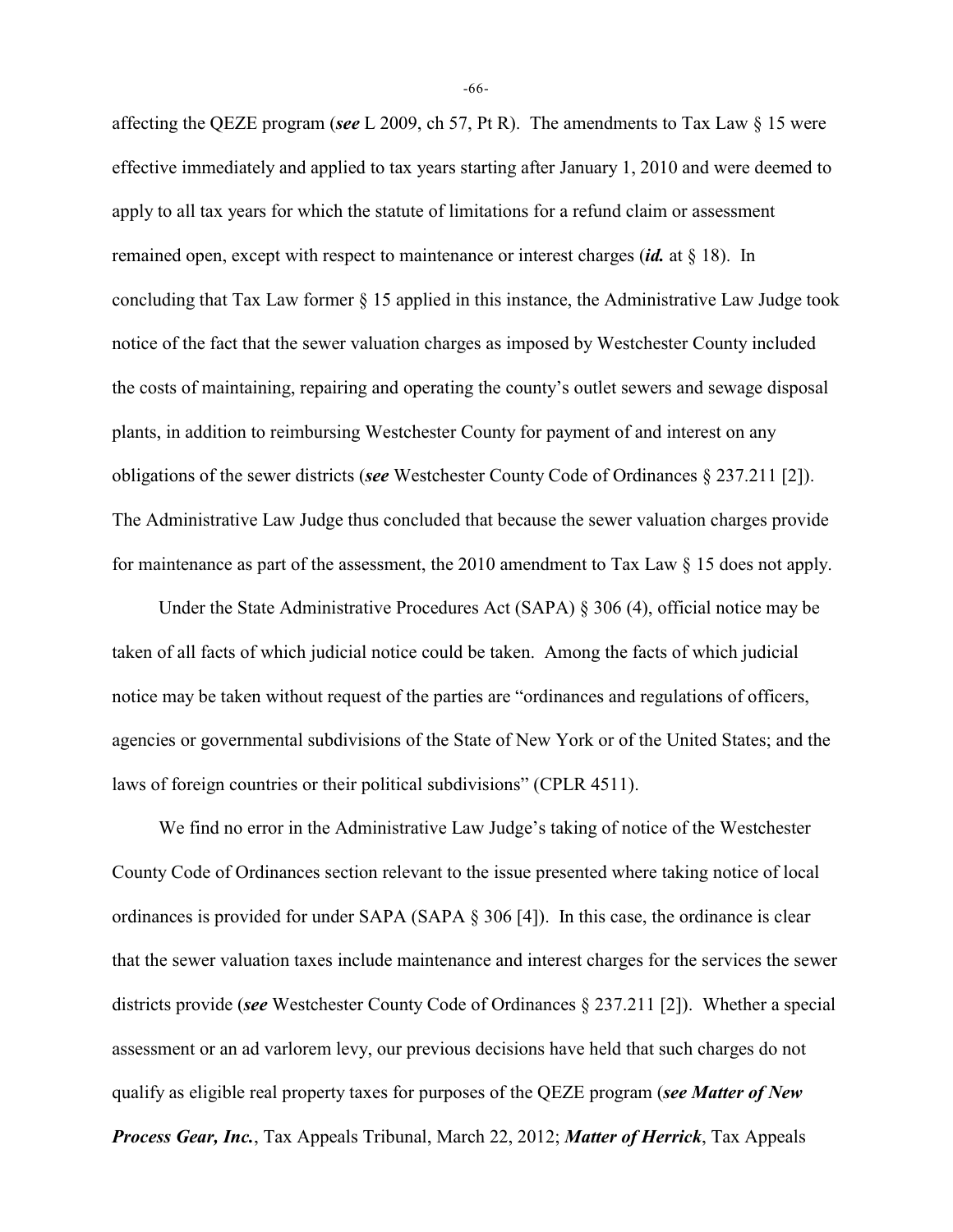affecting the QEZE program (***see*** L 2009, ch 57, Pt R). The amendments to Tax Law § 15 were effective immediately and applied to tax years starting after January 1, 2010 and were deemed to apply to all tax years for which the statute of limitations for a refund claim or assessment remained open, except with respect to maintenance or interest charges (***id.*** at § 18). In concluding that Tax Law former § 15 applied in this instance, the Administrative Law Judge took notice of the fact that the sewer valuation charges as imposed by Westchester County included the costs of maintaining, repairing and operating the county's outlet sewers and sewage disposal plants, in addition to reimbursing Westchester County for payment of and interest on any obligations of the sewer districts (***see*** Westchester County Code of Ordinances § 237.211 [2]). The Administrative Law Judge thus concluded that because the sewer valuation charges provide for maintenance as part of the assessment, the 2010 amendment to Tax Law § 15 does not apply.

Under the State Administrative Procedures Act (SAPA) § 306 (4), official notice may be taken of all facts of which judicial notice could be taken. Among the facts of which judicial notice may be taken without request of the parties are "ordinances and regulations of officers, agencies or governmental subdivisions of the State of New York or of the United States; and the laws of foreign countries or their political subdivisions" (CPLR 4511).

We find no error in the Administrative Law Judge's taking of notice of the Westchester County Code of Ordinances section relevant to the issue presented where taking notice of local ordinances is provided for under SAPA (SAPA § 306 [4]). In this case, the ordinance is clear that the sewer valuation taxes include maintenance and interest charges for the services the sewer districts provide (***see*** Westchester County Code of Ordinances § 237.211 [2]). Whether a special assessment or an ad varlorem levy, our previous decisions have held that such charges do not qualify as eligible real property taxes for purposes of the QEZE program (***see Matter of New Process Gear, Inc.***, Tax Appeals Tribunal, March 22, 2012; ***Matter of Herrick***, Tax Appeals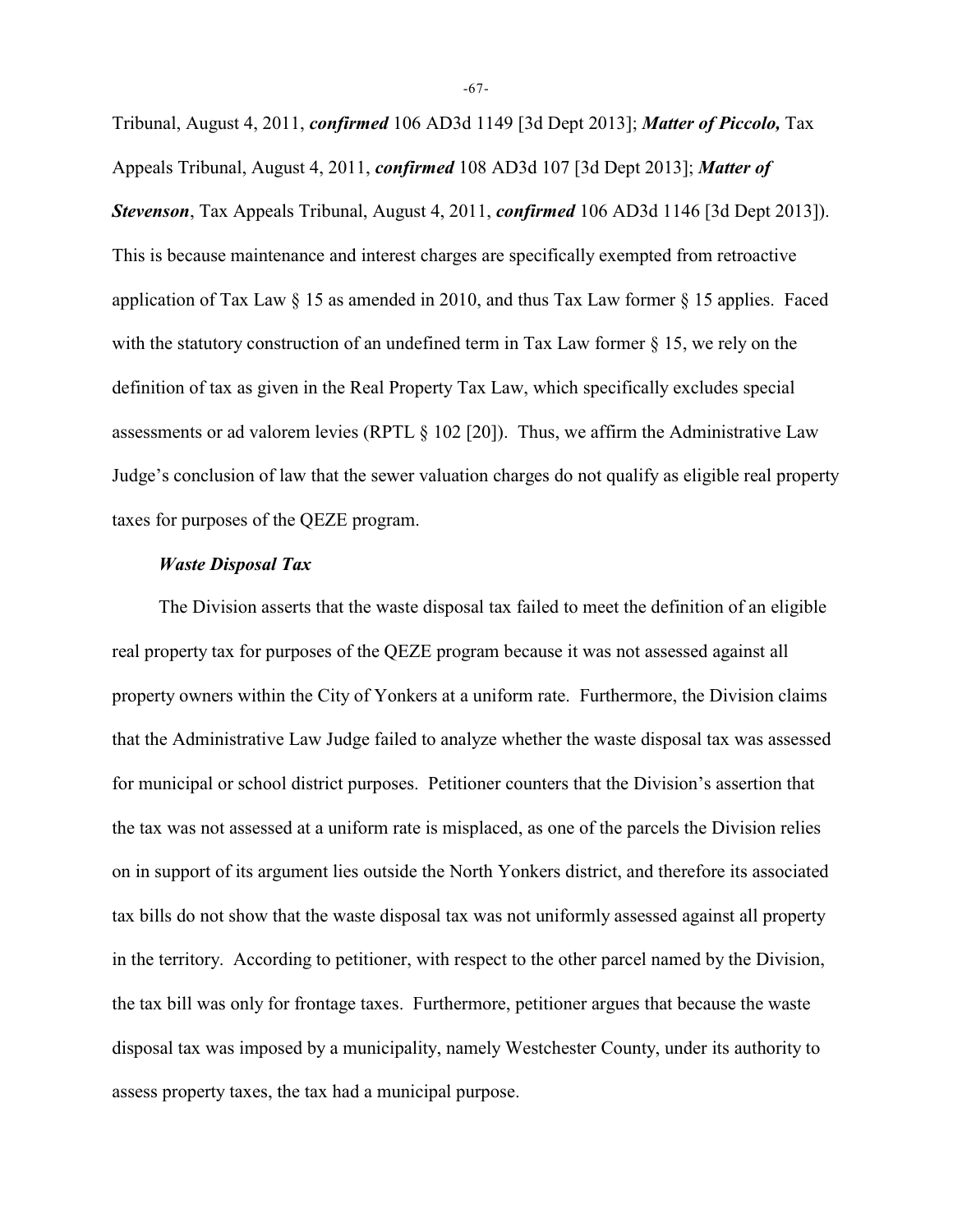Tribunal, August 4, 2011, ***confirmed*** 106 AD3d 1149 [3d Dept 2013]; ***Matter of Piccolo,*** Tax Appeals Tribunal, August 4, 2011, ***confirmed*** 108 AD3d 107 [3d Dept 2013]; ***Matter of Stevenson***, Tax Appeals Tribunal, August 4, 2011, ***confirmed*** 106 AD3d 1146 [3d Dept 2013]). This is because maintenance and interest charges are specifically exempted from retroactive application of Tax Law § 15 as amended in 2010, and thus Tax Law former § 15 applies. Faced with the statutory construction of an undefined term in Tax Law former § 15, we rely on the definition of tax as given in the Real Property Tax Law, which specifically excludes special assessments or ad valorem levies (RPTL § 102 [20]). Thus, we affirm the Administrative Law Judge's conclusion of law that the sewer valuation charges do not qualify as eligible real property taxes for purposes of the QEZE program.

***Waste Disposal Tax***

The Division asserts that the waste disposal tax failed to meet the definition of an eligible real property tax for purposes of the QEZE program because it was not assessed against all property owners within the City of Yonkers at a uniform rate. Furthermore, the Division claims that the Administrative Law Judge failed to analyze whether the waste disposal tax was assessed for municipal or school district purposes. Petitioner counters that the Division's assertion that the tax was not assessed at a uniform rate is misplaced, as one of the parcels the Division relies on in support of its argument lies outside the North Yonkers district, and therefore its associated tax bills do not show that the waste disposal tax was not uniformly assessed against all property in the territory. According to petitioner, with respect to the other parcel named by the Division, the tax bill was only for frontage taxes. Furthermore, petitioner argues that because the waste disposal tax was imposed by a municipality, namely Westchester County, under its authority to assess property taxes, the tax had a municipal purpose.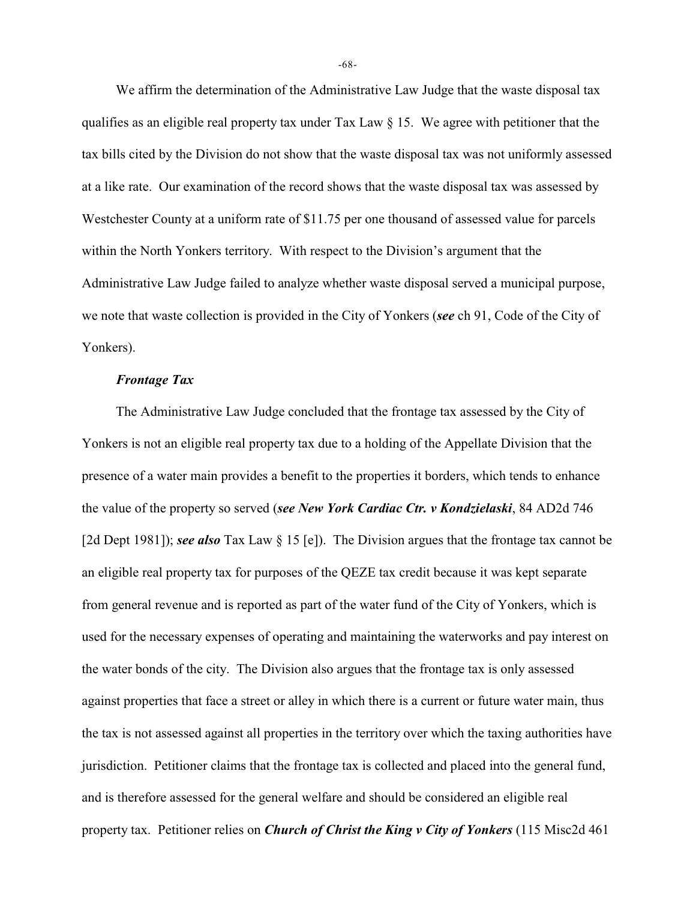We affirm the determination of the Administrative Law Judge that the waste disposal tax qualifies as an eligible real property tax under Tax Law § 15. We agree with petitioner that the tax bills cited by the Division do not show that the waste disposal tax was not uniformly assessed at a like rate. Our examination of the record shows that the waste disposal tax was assessed by Westchester County at a uniform rate of $11.75 per one thousand of assessed value for parcels within the North Yonkers territory. With respect to the Division's argument that the Administrative Law Judge failed to analyze whether waste disposal served a municipal purpose, we note that waste collection is provided in the City of Yonkers (***see*** ch 91, Code of the City of Yonkers).

***Frontage Tax***

The Administrative Law Judge concluded that the frontage tax assessed by the City of Yonkers is not an eligible real property tax due to a holding of the Appellate Division that the presence of a water main provides a benefit to the properties it borders, which tends to enhance the value of the property so served (***see New York Cardiac Ctr. v Kondzielaski***, 84 AD2d 746 [2d Dept 1981]); ***see also*** Tax Law § 15 [e]). The Division argues that the frontage tax cannot be an eligible real property tax for purposes of the QEZE tax credit because it was kept separate from general revenue and is reported as part of the water fund of the City of Yonkers, which is used for the necessary expenses of operating and maintaining the waterworks and pay interest on the water bonds of the city. The Division also argues that the frontage tax is only assessed against properties that face a street or alley in which there is a current or future water main, thus the tax is not assessed against all properties in the territory over which the taxing authorities have jurisdiction. Petitioner claims that the frontage tax is collected and placed into the general fund, and is therefore assessed for the general welfare and should be considered an eligible real property tax. Petitioner relies on ***Church of Christ the King v City of Yonkers*** (115 Misc2d 461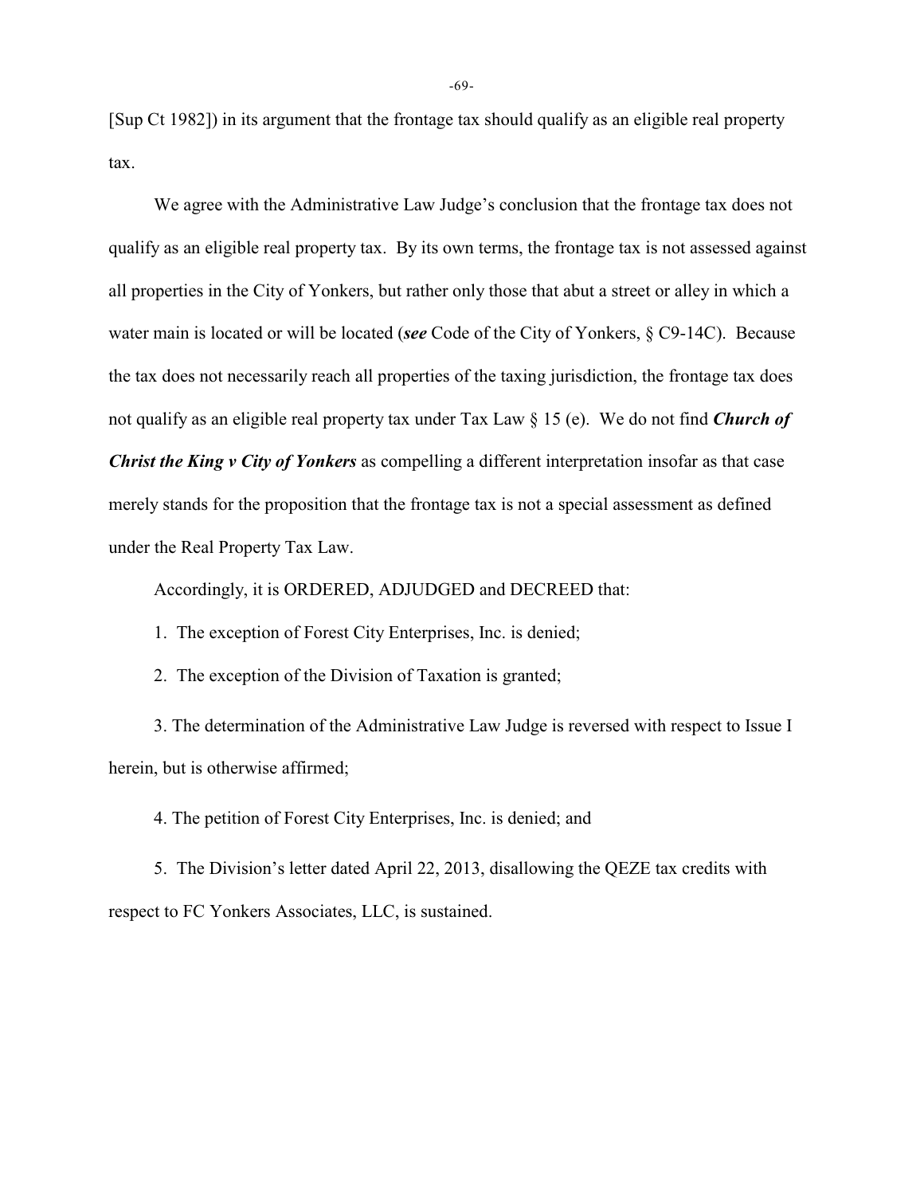[Sup Ct 1982]) in its argument that the frontage tax should qualify as an eligible real property tax.

We agree with the Administrative Law Judge's conclusion that the frontage tax does not qualify as an eligible real property tax. By its own terms, the frontage tax is not assessed against all properties in the City of Yonkers, but rather only those that abut a street or alley in which a water main is located or will be located (***see*** Code of the City of Yonkers, § C9-14C). Because the tax does not necessarily reach all properties of the taxing jurisdiction, the frontage tax does not qualify as an eligible real property tax under Tax Law § 15 (e). We do not find ***Church of Christ the King v City of Yonkers*** as compelling a different interpretation insofar as that case merely stands for the proposition that the frontage tax is not a special assessment as defined under the Real Property Tax Law.

Accordingly, it is ORDERED, ADJUDGED and DECREED that:

1. The exception of Forest City Enterprises, Inc. is denied;

2. The exception of the Division of Taxation is granted;

3. The determination of the Administrative Law Judge is reversed with respect to Issue I herein, but is otherwise affirmed;

4. The petition of Forest City Enterprises, Inc. is denied; and

5. The Division's letter dated April 22, 2013, disallowing the QEZE tax credits with respect to FC Yonkers Associates, LLC, is sustained.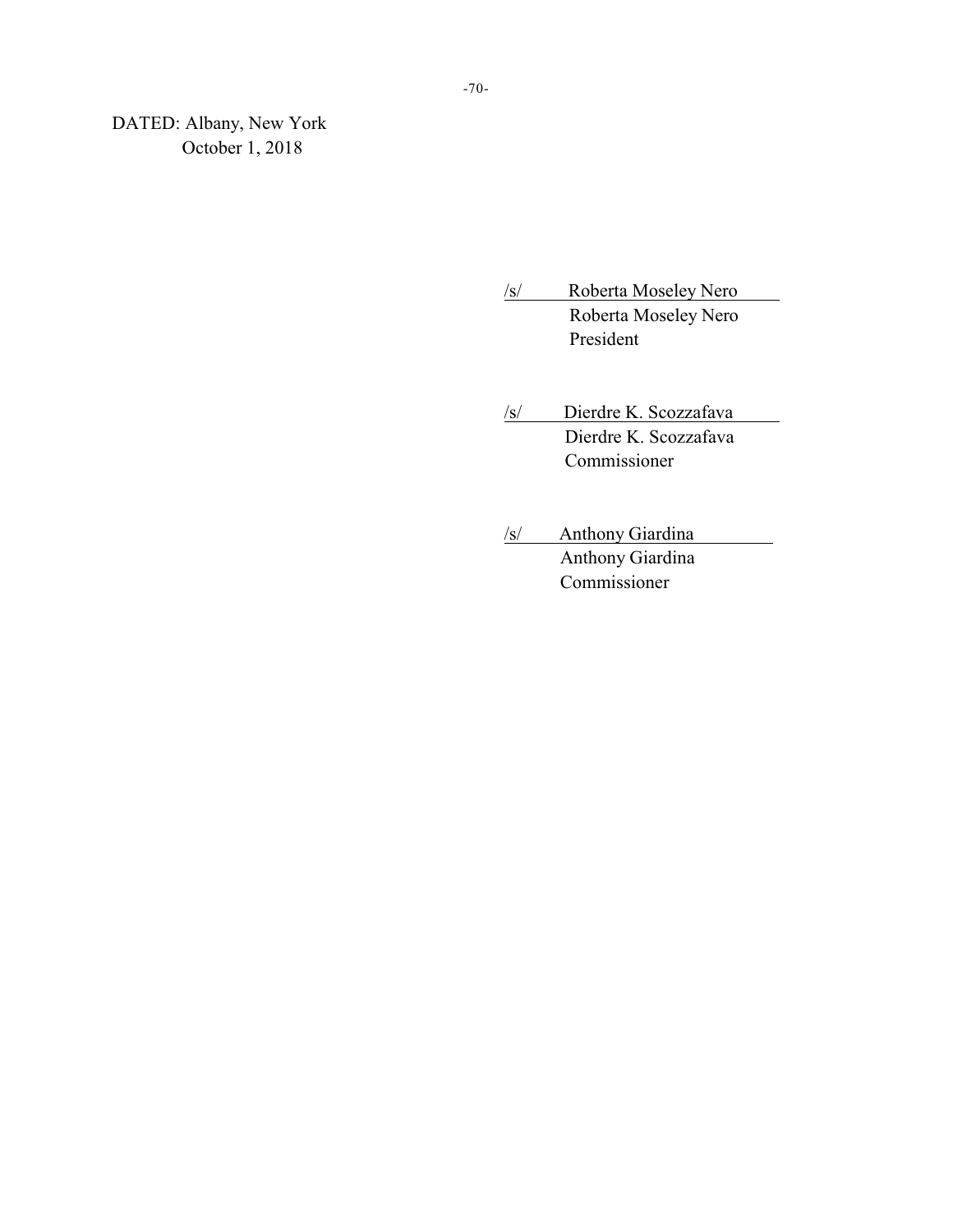DATED: Albany, New York
October 1, 2018

/s/ Roberta Moseley Nero
Roberta Moseley Nero
President

/s/ Dierdre K. Scozzafava
Dierdre K. Scozzafava
Commissioner

/s/ Anthony Giardina
Anthony Giardina
Commissioner